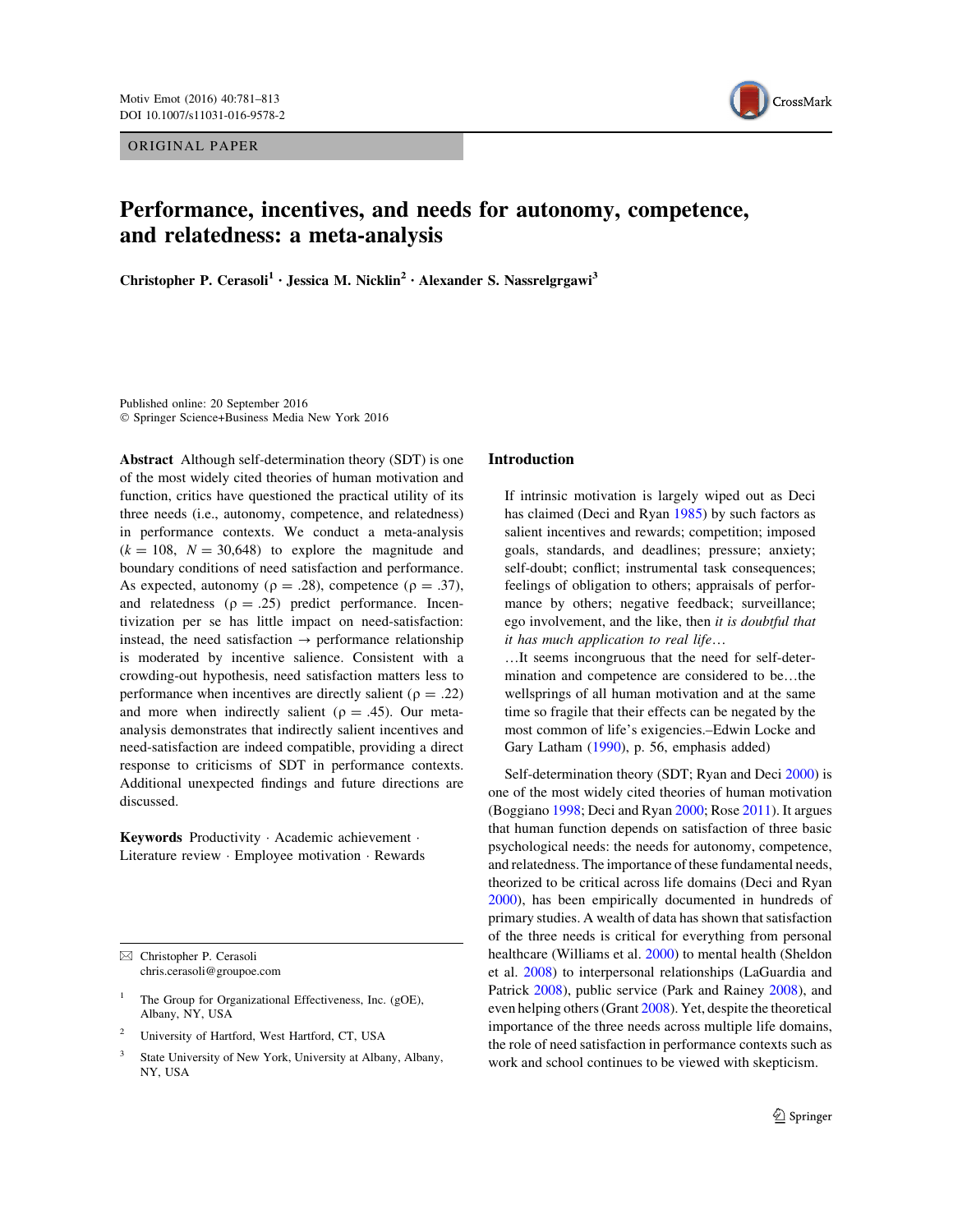ORIGINAL PAPER

# Performance, incentives, and needs for autonomy, competence, and relatedness: a meta-analysis

**Christopher P. Cerasoli**[1] · **Jessica M. Nicklin**[2] · **Alexander S. Nassrelgrgawi**[3]

Published online: 20 September 2016
© Springer Science+Business Media New York 2016

**Abstract** Although self-determination theory (SDT) is one of the most widely cited theories of human motivation and function, critics have questioned the practical utility of its three needs (i.e., autonomy, competence, and relatedness) in performance contexts. We conduct a meta-analysis ($k$ = 108, $N$ = 30,648) to explore the magnitude and boundary conditions of need satisfaction and performance. As expected, autonomy (ρ = .28), competence (ρ = .37), and relatedness (ρ = .25) predict performance. Incentivization per se has little impact on need-satisfaction: instead, the need satisfaction → performance relationship is moderated by incentive salience. Consistent with a crowding-out hypothesis, need satisfaction matters less to performance when incentives are directly salient (ρ = .22) and more when indirectly salient (ρ = .45). Our meta-analysis demonstrates that indirectly salient incentives and need-satisfaction are indeed compatible, providing a direct response to criticisms of SDT in performance contexts. Additional unexpected findings and future directions are discussed.

**Keywords** Productivity · Academic achievement · Literature review · Employee motivation · Rewards

✉ Christopher P. Cerasoli
chris.cerasoli@groupoe.com

[1] The Group for Organizational Effectiveness, Inc. (gOE), Albany, NY, USA

[2] University of Hartford, West Hartford, CT, USA

[3] State University of New York, University at Albany, Albany, NY, USA

## Introduction

> If intrinsic motivation is largely wiped out as Deci has claimed (Deci and Ryan 1985) by such factors as salient incentives and rewards; competition; imposed goals, standards, and deadlines; pressure; anxiety; self-doubt; conflict; instrumental task consequences; feelings of obligation to others; appraisals of performance by others; negative feedback; surveillance; ego involvement, and the like, then *it is doubtful that it has much application to real life*…
>
> …It seems incongruous that the need for self-determination and competence are considered to be…the wellsprings of all human motivation and at the same time so fragile that their effects can be negated by the most common of life's exigencies.–Edwin Locke and Gary Latham (1990), p. 56, emphasis added)

Self-determination theory (SDT; Ryan and Deci 2000) is one of the most widely cited theories of human motivation (Boggiano 1998; Deci and Ryan 2000; Rose 2011). It argues that human function depends on satisfaction of three basic psychological needs: the needs for autonomy, competence, and relatedness. The importance of these fundamental needs, theorized to be critical across life domains (Deci and Ryan 2000), has been empirically documented in hundreds of primary studies. A wealth of data has shown that satisfaction of the three needs is critical for everything from personal healthcare (Williams et al. 2000) to mental health (Sheldon et al. 2008) to interpersonal relationships (LaGuardia and Patrick 2008), public service (Park and Rainey 2008), and even helping others (Grant 2008). Yet, despite the theoretical importance of the three needs across multiple life domains, the role of need satisfaction in performance contexts such as work and school continues to be viewed with skepticism.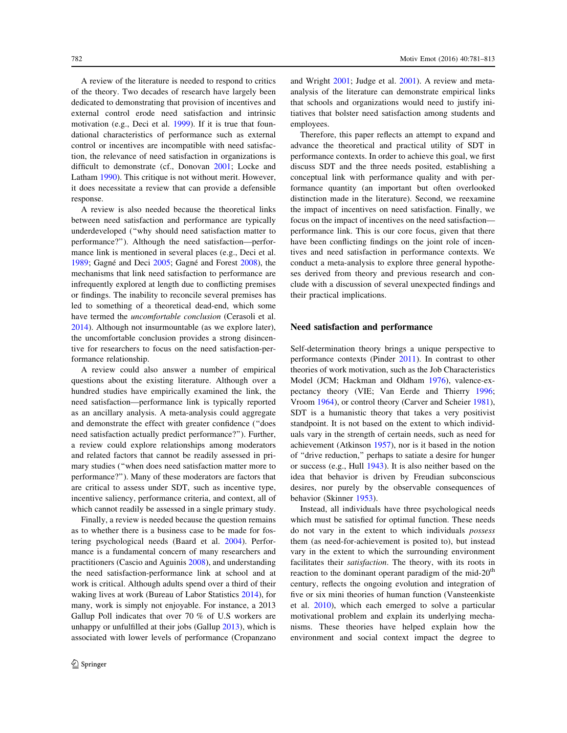A review of the literature is needed to respond to critics of the theory. Two decades of research have largely been dedicated to demonstrating that provision of incentives and external control erode need satisfaction and intrinsic motivation (e.g., Deci et al. 1999). If it is true that foundational characteristics of performance such as external control or incentives are incompatible with need satisfaction, the relevance of need satisfaction in organizations is difficult to demonstrate (cf., Donovan 2001; Locke and Latham 1990). This critique is not without merit. However, it does necessitate a review that can provide a defensible response.

A review is also needed because the theoretical links between need satisfaction and performance are typically underdeveloped ("why should need satisfaction matter to performance?"). Although the need satisfaction—performance link is mentioned in several places (e.g., Deci et al. 1989; Gagné and Deci 2005; Gagné and Forest 2008), the mechanisms that link need satisfaction to performance are infrequently explored at length due to conflicting premises or findings. The inability to reconcile several premises has led to something of a theoretical dead-end, which some have termed the *uncomfortable conclusion* (Cerasoli et al. 2014). Although not insurmountable (as we explore later), the uncomfortable conclusion provides a strong disincentive for researchers to focus on the need satisfaction-performance relationship.

A review could also answer a number of empirical questions about the existing literature. Although over a hundred studies have empirically examined the link, the need satisfaction—performance link is typically reported as an ancillary analysis. A meta-analysis could aggregate and demonstrate the effect with greater confidence ("does need satisfaction actually predict performance?"). Further, a review could explore relationships among moderators and related factors that cannot be readily assessed in primary studies ("when does need satisfaction matter more to performance?"). Many of these moderators are factors that are critical to assess under SDT, such as incentive type, incentive saliency, performance criteria, and context, all of which cannot readily be assessed in a single primary study.

Finally, a review is needed because the question remains as to whether there is a business case to be made for fostering psychological needs (Baard et al. 2004). Performance is a fundamental concern of many researchers and practitioners (Cascio and Aguinis 2008), and understanding the need satisfaction-performance link at school and at work is critical. Although adults spend over a third of their waking lives at work (Bureau of Labor Statistics 2014), for many, work is simply not enjoyable. For instance, a 2013 Gallup Poll indicates that over 70 % of U.S workers are unhappy or unfulfilled at their jobs (Gallup 2013), which is associated with lower levels of performance (Cropanzano and Wright 2001; Judge et al. 2001). A review and meta-analysis of the literature can demonstrate empirical links that schools and organizations would need to justify initiatives that bolster need satisfaction among students and employees.

Therefore, this paper reflects an attempt to expand and advance the theoretical and practical utility of SDT in performance contexts. In order to achieve this goal, we first discuss SDT and the three needs posited, establishing a conceptual link with performance quality and with performance quantity (an important but often overlooked distinction made in the literature). Second, we reexamine the impact of incentives on need satisfaction. Finally, we focus on the impact of incentives on the need satisfaction—performance link. This is our core focus, given that there have been conflicting findings on the joint role of incentives and need satisfaction in performance contexts. We conduct a meta-analysis to explore three general hypotheses derived from theory and previous research and conclude with a discussion of several unexpected findings and their practical implications.

## Need satisfaction and performance

Self-determination theory brings a unique perspective to performance contexts (Pinder 2011). In contrast to other theories of work motivation, such as the Job Characteristics Model (JCM; Hackman and Oldham 1976), valence-expectancy theory (VIE; Van Eerde and Thierry 1996; Vroom 1964), or control theory (Carver and Scheier 1981), SDT is a humanistic theory that takes a very positivist standpoint. It is not based on the extent to which individuals vary in the strength of certain needs, such as need for achievement (Atkinson 1957), nor is it based in the notion of "drive reduction," perhaps to satiate a desire for hunger or success (e.g., Hull 1943). It is also neither based on the idea that behavior is driven by Freudian subconscious desires, nor purely by the observable consequences of behavior (Skinner 1953).

Instead, all individuals have three psychological needs which must be satisfied for optimal function. These needs do not vary in the extent to which individuals *possess* them (as need-for-achievement is posited to), but instead vary in the extent to which the surrounding environment facilitates their *satisfaction*. The theory, with its roots in reaction to the dominant operant paradigm of the mid-20th century, reflects the ongoing evolution and integration of five or six mini theories of human function (Vansteenkiste et al. 2010), which each emerged to solve a particular motivational problem and explain its underlying mechanisms. These theories have helped explain how the environment and social context impact the degree to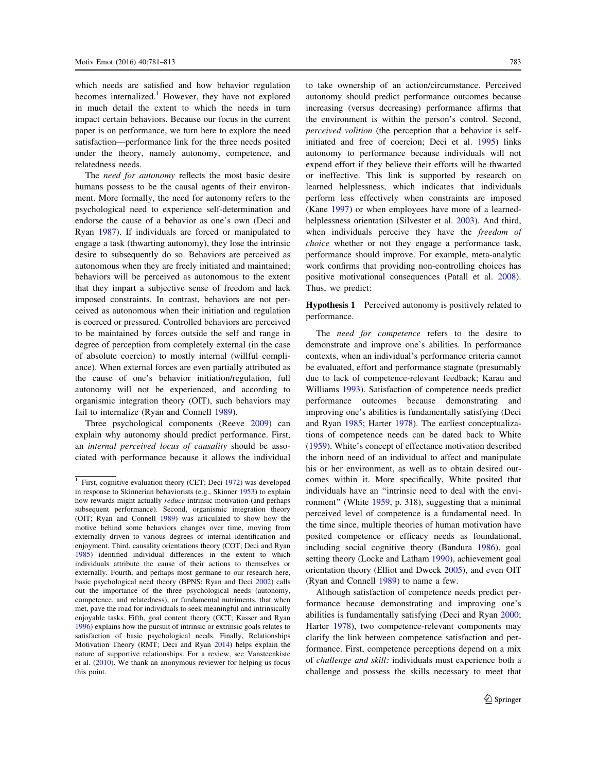which needs are satisfied and how behavior regulation becomes internalized.[1] However, they have not explored in much detail the extent to which the needs in turn impact certain behaviors. Because our focus in the current paper is on performance, we turn here to explore the need satisfaction—performance link for the three needs posited under the theory, namely autonomy, competence, and relatedness needs.

The *need for autonomy* reflects the most basic desire humans possess to be the causal agents of their environment. More formally, the need for autonomy refers to the psychological need to experience self-determination and endorse the cause of a behavior as one's own (Deci and Ryan 1987). If individuals are forced or manipulated to engage a task (thwarting autonomy), they lose the intrinsic desire to subsequently do so. Behaviors are perceived as autonomous when they are freely initiated and maintained; behaviors will be perceived as autonomous to the extent that they impart a subjective sense of freedom and lack imposed constraints. In contrast, behaviors are not perceived as autonomous when their initiation and regulation is coerced or pressured. Controlled behaviors are perceived to be maintained by forces outside the self and range in degree of perception from completely external (in the case of absolute coercion) to mostly internal (willful compliance). When external forces are even partially attributed as the cause of one's behavior initiation/regulation, full autonomy will not be experienced, and according to organismic integration theory (OIT), such behaviors may fail to internalize (Ryan and Connell 1989).

Three psychological components (Reeve 2009) can explain why autonomy should predict performance. First, an *internal perceived locus of causality* should be associated with performance because it allows the individual to take ownership of an action/circumstance. Perceived autonomy should predict performance outcomes because increasing (versus decreasing) performance affirms that the environment is within the person's control. Second, *perceived volition* (the perception that a behavior is self-initiated and free of coercion; Deci et al. 1995) links autonomy to performance because individuals will not expend effort if they believe their efforts will be thwarted or ineffective. This link is supported by research on learned helplessness, which indicates that individuals perform less effectively when constraints are imposed (Kane 1997) or when employees have more of a learned-helplessness orientation (Silvester et al. 2003). And third, when individuals perceive they have the *freedom of choice* whether or not they engage a performance task, performance should improve. For example, meta-analytic work confirms that providing non-controlling choices has positive motivational consequences (Patall et al. 2008). Thus, we predict:

**Hypothesis 1** Perceived autonomy is positively related to performance.

The *need for competence* refers to the desire to demonstrate and improve one's abilities. In performance contexts, when an individual's performance criteria cannot be evaluated, effort and performance stagnate (presumably due to lack of competence-relevant feedback; Karau and Williams 1993). Satisfaction of competence needs predict performance outcomes because demonstrating and improving one's abilities is fundamentally satisfying (Deci and Ryan 1985; Harter 1978). The earliest conceptualizations of competence needs can be dated back to White (1959). White's concept of effectance motivation described the inborn need of an individual to affect and manipulate his or her environment, as well as to obtain desired outcomes within it. More specifically, White posited that individuals have an "intrinsic need to deal with the environment" (White 1959, p. 318), suggesting that a minimal perceived level of competence is a fundamental need. In the time since, multiple theories of human motivation have posited competence or efficacy needs as foundational, including social cognitive theory (Bandura 1986), goal setting theory (Locke and Latham 1990), achievement goal orientation theory (Elliot and Dweck 2005), and even OIT (Ryan and Connell 1989) to name a few.

Although satisfaction of competence needs predict performance because demonstrating and improving one's abilities is fundamentally satisfying (Deci and Ryan 2000; Harter 1978), two competence-relevant components may clarify the link between competence satisfaction and performance. First, competence perceptions depend on a mix of *challenge and skill:* individuals must experience both a challenge and possess the skills necessary to meet that

---

[1] First, cognitive evaluation theory (CET; Deci 1972) was developed in response to Skinnerian behaviorists (e.g., Skinner 1953) to explain how rewards might actually *reduce* intrinsic motivation (and perhaps subsequent performance). Second, organismic integration theory (OIT; Ryan and Connell 1989) was articulated to show how the motive behind some behaviors changes over time, moving from externally driven to various degrees of internal identification and enjoyment. Third, causality orientations theory (COT; Deci and Ryan 1985) identified individual differences in the extent to which individuals attribute the cause of their actions to themselves or externally. Fourth, and perhaps most germane to our research here, basic psychological need theory (BPNS; Ryan and Deci 2002) calls out the importance of the three psychological needs (autonomy, competence, and relatedness), or fundamental nutriments, that when met, pave the road for individuals to seek meaningful and intrinsically enjoyable tasks. Fifth, goal content theory (GCT; Kasser and Ryan 1996) explains how the pursuit of intrinsic or extrinsic goals relates to satisfaction of basic psychological needs. Finally, Relationships Motivation Theory (RMT; Deci and Ryan 2014) helps explain the nature of supportive relationships. For a review, see Vansteenkiste et al. (2010). We thank an anonymous reviewer for helping us focus this point.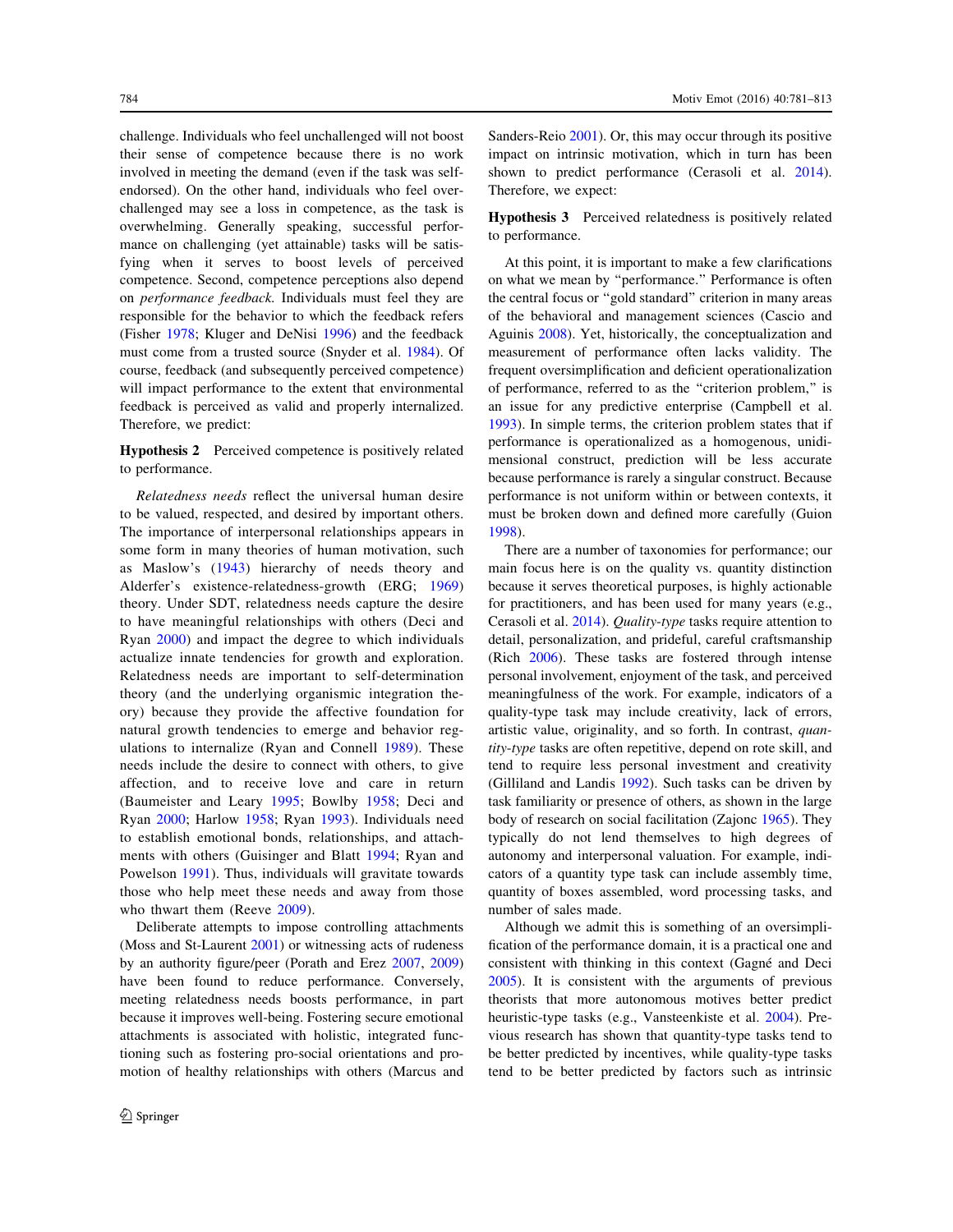challenge. Individuals who feel unchallenged will not boost their sense of competence because there is no work involved in meeting the demand (even if the task was self-endorsed). On the other hand, individuals who feel over-challenged may see a loss in competence, as the task is overwhelming. Generally speaking, successful performance on challenging (yet attainable) tasks will be satisfying when it serves to boost levels of perceived competence. Second, competence perceptions also depend on *performance feedback*. Individuals must feel they are responsible for the behavior to which the feedback refers (Fisher 1978; Kluger and DeNisi 1996) and the feedback must come from a trusted source (Snyder et al. 1984). Of course, feedback (and subsequently perceived competence) will impact performance to the extent that environmental feedback is perceived as valid and properly internalized. Therefore, we predict:

**Hypothesis 2** Perceived competence is positively related to performance.

*Relatedness needs* reflect the universal human desire to be valued, respected, and desired by important others. The importance of interpersonal relationships appears in some form in many theories of human motivation, such as Maslow's (1943) hierarchy of needs theory and Alderfer's existence-relatedness-growth (ERG; 1969) theory. Under SDT, relatedness needs capture the desire to have meaningful relationships with others (Deci and Ryan 2000) and impact the degree to which individuals actualize innate tendencies for growth and exploration. Relatedness needs are important to self-determination theory (and the underlying organismic integration theory) because they provide the affective foundation for natural growth tendencies to emerge and behavior regulations to internalize (Ryan and Connell 1989). These needs include the desire to connect with others, to give affection, and to receive love and care in return (Baumeister and Leary 1995; Bowlby 1958; Deci and Ryan 2000; Harlow 1958; Ryan 1993). Individuals need to establish emotional bonds, relationships, and attachments with others (Guisinger and Blatt 1994; Ryan and Powelson 1991). Thus, individuals will gravitate towards those who help meet these needs and away from those who thwart them (Reeve 2009).

Deliberate attempts to impose controlling attachments (Moss and St-Laurent 2001) or witnessing acts of rudeness by an authority figure/peer (Porath and Erez 2007, 2009) have been found to reduce performance. Conversely, meeting relatedness needs boosts performance, in part because it improves well-being. Fostering secure emotional attachments is associated with holistic, integrated functioning such as fostering pro-social orientations and promotion of healthy relationships with others (Marcus and Sanders-Reio 2001). Or, this may occur through its positive impact on intrinsic motivation, which in turn has been shown to predict performance (Cerasoli et al. 2014). Therefore, we expect:

**Hypothesis 3** Perceived relatedness is positively related to performance.

At this point, it is important to make a few clarifications on what we mean by "performance." Performance is often the central focus or "gold standard" criterion in many areas of the behavioral and management sciences (Cascio and Aguinis 2008). Yet, historically, the conceptualization and measurement of performance often lacks validity. The frequent oversimplification and deficient operationalization of performance, referred to as the "criterion problem," is an issue for any predictive enterprise (Campbell et al. 1993). In simple terms, the criterion problem states that if performance is operationalized as a homogenous, unidimensional construct, prediction will be less accurate because performance is rarely a singular construct. Because performance is not uniform within or between contexts, it must be broken down and defined more carefully (Guion 1998).

There are a number of taxonomies for performance; our main focus here is on the quality vs. quantity distinction because it serves theoretical purposes, is highly actionable for practitioners, and has been used for many years (e.g., Cerasoli et al. 2014). *Quality-type* tasks require attention to detail, personalization, and prideful, careful craftsmanship (Rich 2006). These tasks are fostered through intense personal involvement, enjoyment of the task, and perceived meaningfulness of the work. For example, indicators of a quality-type task may include creativity, lack of errors, artistic value, originality, and so forth. In contrast, *quantity-type* tasks are often repetitive, depend on rote skill, and tend to require less personal investment and creativity (Gilliland and Landis 1992). Such tasks can be driven by task familiarity or presence of others, as shown in the large body of research on social facilitation (Zajonc 1965). They typically do not lend themselves to high degrees of autonomy and interpersonal valuation. For example, indicators of a quantity type task can include assembly time, quantity of boxes assembled, word processing tasks, and number of sales made.

Although we admit this is something of an oversimplification of the performance domain, it is a practical one and consistent with thinking in this context (Gagné and Deci 2005). It is consistent with the arguments of previous theorists that more autonomous motives better predict heuristic-type tasks (e.g., Vansteenkiste et al. 2004). Previous research has shown that quantity-type tasks tend to be better predicted by incentives, while quality-type tasks tend to be better predicted by factors such as intrinsic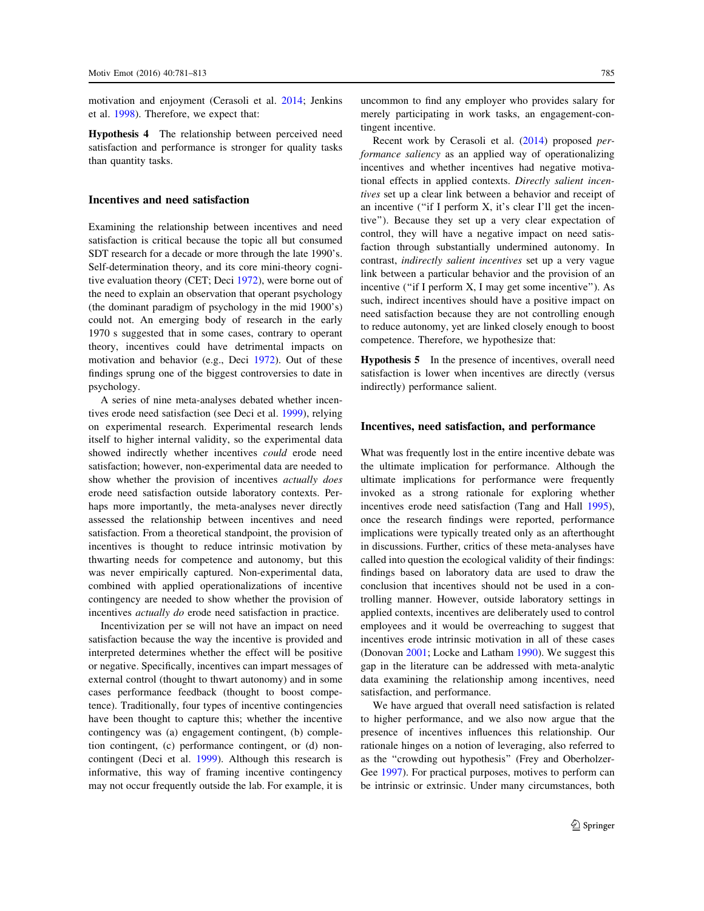motivation and enjoyment (Cerasoli et al. 2014; Jenkins et al. 1998). Therefore, we expect that:

**Hypothesis 4** The relationship between perceived need satisfaction and performance is stronger for quality tasks than quantity tasks.

## Incentives and need satisfaction

Examining the relationship between incentives and need satisfaction is critical because the topic all but consumed SDT research for a decade or more through the late 1990's. Self-determination theory, and its core mini-theory cognitive evaluation theory (CET; Deci 1972), were borne out of the need to explain an observation that operant psychology (the dominant paradigm of psychology in the mid 1900's) could not. An emerging body of research in the early 1970 s suggested that in some cases, contrary to operant theory, incentives could have detrimental impacts on motivation and behavior (e.g., Deci 1972). Out of these findings sprung one of the biggest controversies to date in psychology.

A series of nine meta-analyses debated whether incentives erode need satisfaction (see Deci et al. 1999), relying on experimental research. Experimental research lends itself to higher internal validity, so the experimental data showed indirectly whether incentives *could* erode need satisfaction; however, non-experimental data are needed to show whether the provision of incentives *actually does* erode need satisfaction outside laboratory contexts. Perhaps more importantly, the meta-analyses never directly assessed the relationship between incentives and need satisfaction. From a theoretical standpoint, the provision of incentives is thought to reduce intrinsic motivation by thwarting needs for competence and autonomy, but this was never empirically captured. Non-experimental data, combined with applied operationalizations of incentive contingency are needed to show whether the provision of incentives *actually do* erode need satisfaction in practice.

Incentivization per se will not have an impact on need satisfaction because the way the incentive is provided and interpreted determines whether the effect will be positive or negative. Specifically, incentives can impart messages of external control (thought to thwart autonomy) and in some cases performance feedback (thought to boost competence). Traditionally, four types of incentive contingencies have been thought to capture this; whether the incentive contingency was (a) engagement contingent, (b) completion contingent, (c) performance contingent, or (d) non-contingent (Deci et al. 1999). Although this research is informative, this way of framing incentive contingency may not occur frequently outside the lab. For example, it is uncommon to find any employer who provides salary for merely participating in work tasks, an engagement-contingent incentive.

Recent work by Cerasoli et al. (2014) proposed *performance saliency* as an applied way of operationalizing incentives and whether incentives had negative motivational effects in applied contexts. *Directly salient incentives* set up a clear link between a behavior and receipt of an incentive ("if I perform X, it's clear I'll get the incentive"). Because they set up a very clear expectation of control, they will have a negative impact on need satisfaction through substantially undermined autonomy. In contrast, *indirectly salient incentives* set up a very vague link between a particular behavior and the provision of an incentive ("if I perform X, I may get some incentive"). As such, indirect incentives should have a positive impact on need satisfaction because they are not controlling enough to reduce autonomy, yet are linked closely enough to boost competence. Therefore, we hypothesize that:

**Hypothesis 5** In the presence of incentives, overall need satisfaction is lower when incentives are directly (versus indirectly) performance salient.

## Incentives, need satisfaction, and performance

What was frequently lost in the entire incentive debate was the ultimate implication for performance. Although the ultimate implications for performance were frequently invoked as a strong rationale for exploring whether incentives erode need satisfaction (Tang and Hall 1995), once the research findings were reported, performance implications were typically treated only as an afterthought in discussions. Further, critics of these meta-analyses have called into question the ecological validity of their findings: findings based on laboratory data are used to draw the conclusion that incentives should not be used in a controlling manner. However, outside laboratory settings in applied contexts, incentives are deliberately used to control employees and it would be overreaching to suggest that incentives erode intrinsic motivation in all of these cases (Donovan 2001; Locke and Latham 1990). We suggest this gap in the literature can be addressed with meta-analytic data examining the relationship among incentives, need satisfaction, and performance.

We have argued that overall need satisfaction is related to higher performance, and we also now argue that the presence of incentives influences this relationship. Our rationale hinges on a notion of leveraging, also referred to as the "crowding out hypothesis" (Frey and Oberholzer-Gee 1997). For practical purposes, motives to perform can be intrinsic or extrinsic. Under many circumstances, both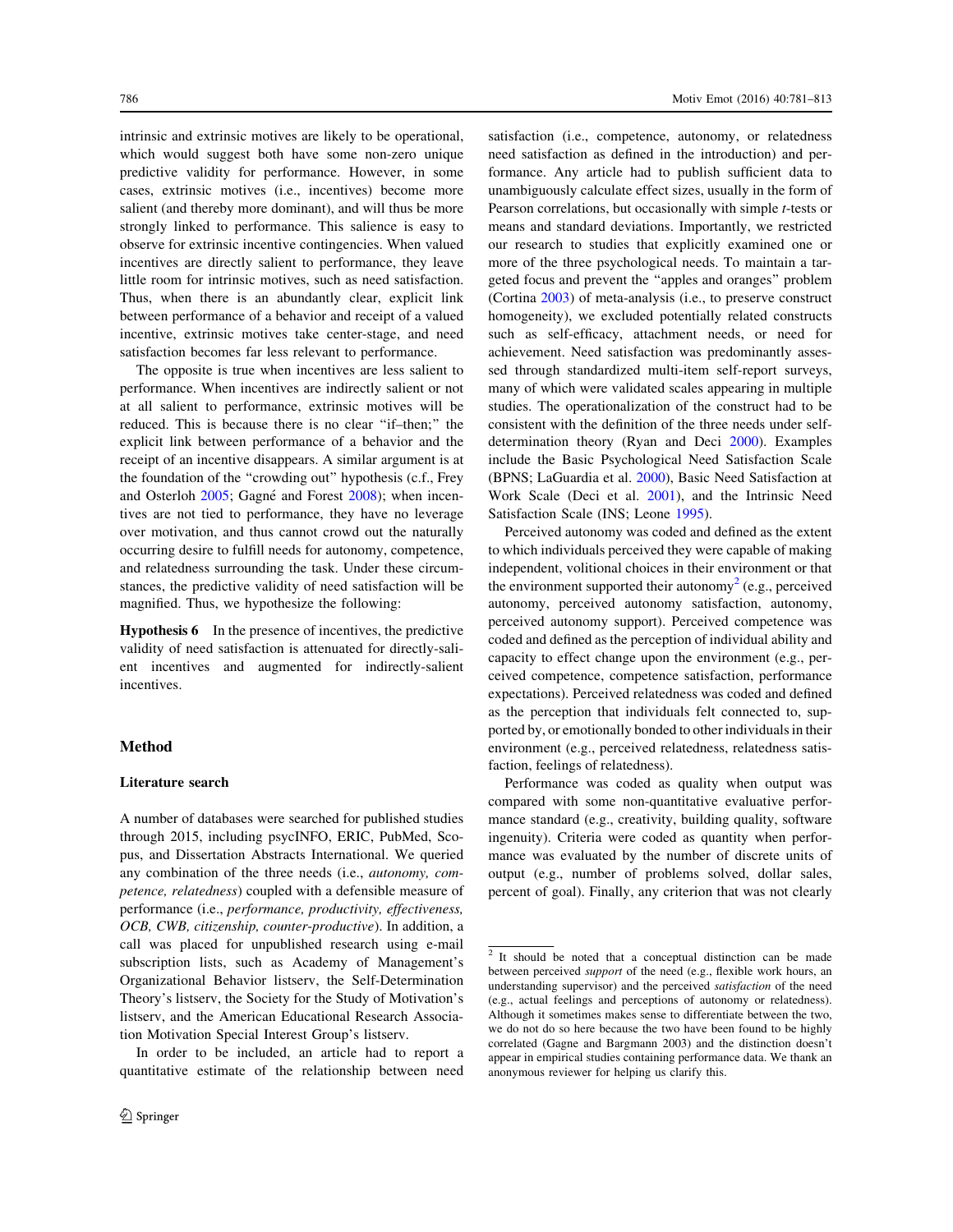intrinsic and extrinsic motives are likely to be operational, which would suggest both have some non-zero unique predictive validity for performance. However, in some cases, extrinsic motives (i.e., incentives) become more salient (and thereby more dominant), and will thus be more strongly linked to performance. This salience is easy to observe for extrinsic incentive contingencies. When valued incentives are directly salient to performance, they leave little room for intrinsic motives, such as need satisfaction. Thus, when there is an abundantly clear, explicit link between performance of a behavior and receipt of a valued incentive, extrinsic motives take center-stage, and need satisfaction becomes far less relevant to performance.

The opposite is true when incentives are less salient to performance. When incentives are indirectly salient or not at all salient to performance, extrinsic motives will be reduced. This is because there is no clear "if–then;" the explicit link between performance of a behavior and the receipt of an incentive disappears. A similar argument is at the foundation of the "crowding out" hypothesis (c.f., Frey and Osterloh 2005; Gagné and Forest 2008); when incentives are not tied to performance, they have no leverage over motivation, and thus cannot crowd out the naturally occurring desire to fulfill needs for autonomy, competence, and relatedness surrounding the task. Under these circumstances, the predictive validity of need satisfaction will be magnified. Thus, we hypothesize the following:

**Hypothesis 6** In the presence of incentives, the predictive validity of need satisfaction is attenuated for directly-salient incentives and augmented for indirectly-salient incentives.

## Method

### Literature search

A number of databases were searched for published studies through 2015, including psycINFO, ERIC, PubMed, Scopus, and Dissertation Abstracts International. We queried any combination of the three needs (i.e., *autonomy, competence, relatedness*) coupled with a defensible measure of performance (i.e., *performance, productivity, effectiveness, OCB, CWB, citizenship, counter-productive*). In addition, a call was placed for unpublished research using e-mail subscription lists, such as Academy of Management's Organizational Behavior listserv, the Self-Determination Theory's listserv, the Society for the Study of Motivation's listserv, and the American Educational Research Association Motivation Special Interest Group's listserv.

In order to be included, an article had to report a quantitative estimate of the relationship between need satisfaction (i.e., competence, autonomy, or relatedness need satisfaction as defined in the introduction) and performance. Any article had to publish sufficient data to unambiguously calculate effect sizes, usually in the form of Pearson correlations, but occasionally with simple *t*-tests or means and standard deviations. Importantly, we restricted our research to studies that explicitly examined one or more of the three psychological needs. To maintain a targeted focus and prevent the "apples and oranges" problem (Cortina 2003) of meta-analysis (i.e., to preserve construct homogeneity), we excluded potentially related constructs such as self-efficacy, attachment needs, or need for achievement. Need satisfaction was predominantly assessed through standardized multi-item self-report surveys, many of which were validated scales appearing in multiple studies. The operationalization of the construct had to be consistent with the definition of the three needs under self-determination theory (Ryan and Deci 2000). Examples include the Basic Psychological Need Satisfaction Scale (BPNS; LaGuardia et al. 2000), Basic Need Satisfaction at Work Scale (Deci et al. 2001), and the Intrinsic Need Satisfaction Scale (INS; Leone 1995).

Perceived autonomy was coded and defined as the extent to which individuals perceived they were capable of making independent, volitional choices in their environment or that the environment supported their autonomy[2] (e.g., perceived autonomy, perceived autonomy satisfaction, autonomy, perceived autonomy support). Perceived competence was coded and defined as the perception of individual ability and capacity to effect change upon the environment (e.g., perceived competence, competence satisfaction, performance expectations). Perceived relatedness was coded and defined as the perception that individuals felt connected to, supported by, or emotionally bonded to other individuals in their environment (e.g., perceived relatedness, relatedness satisfaction, feelings of relatedness).

Performance was coded as quality when output was compared with some non-quantitative evaluative performance standard (e.g., creativity, building quality, software ingenuity). Criteria were coded as quantity when performance was evaluated by the number of discrete units of output (e.g., number of problems solved, dollar sales, percent of goal). Finally, any criterion that was not clearly

[2] It should be noted that a conceptual distinction can be made between perceived *support* of the need (e.g., flexible work hours, an understanding supervisor) and the perceived *satisfaction* of the need (e.g., actual feelings and perceptions of autonomy or relatedness). Although it sometimes makes sense to differentiate between the two, we do not do so here because the two have been found to be highly correlated (Gagne and Bargmann 2003) and the distinction doesn't appear in empirical studies containing performance data. We thank an anonymous reviewer for helping us clarify this.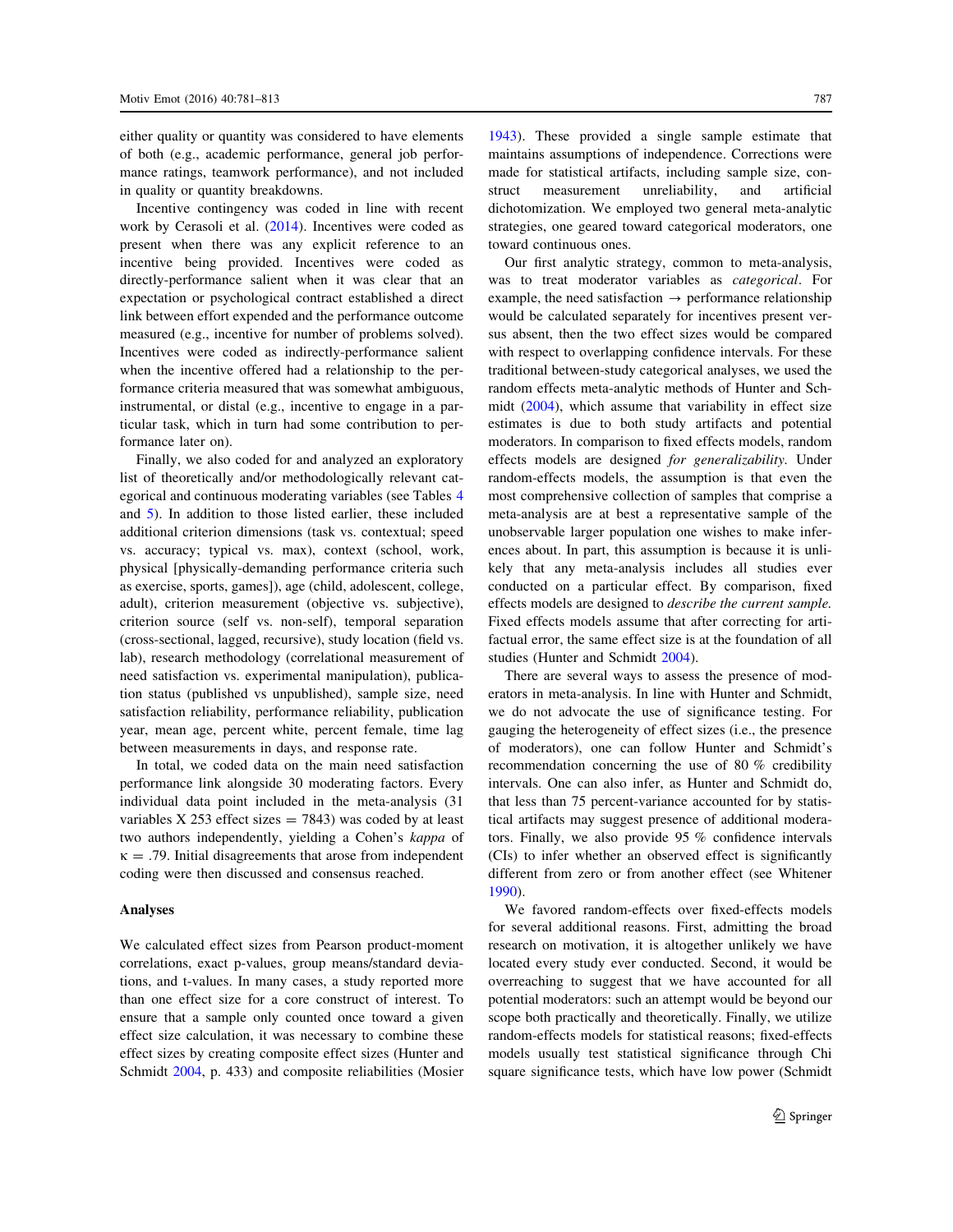either quality or quantity was considered to have elements of both (e.g., academic performance, general job performance ratings, teamwork performance), and not included in quality or quantity breakdowns.

Incentive contingency was coded in line with recent work by Cerasoli et al. (2014). Incentives were coded as present when there was any explicit reference to an incentive being provided. Incentives were coded as directly-performance salient when it was clear that an expectation or psychological contract established a direct link between effort expended and the performance outcome measured (e.g., incentive for number of problems solved). Incentives were coded as indirectly-performance salient when the incentive offered had a relationship to the performance criteria measured that was somewhat ambiguous, instrumental, or distal (e.g., incentive to engage in a particular task, which in turn had some contribution to performance later on).

Finally, we also coded for and analyzed an exploratory list of theoretically and/or methodologically relevant categorical and continuous moderating variables (see Tables 4 and 5). In addition to those listed earlier, these included additional criterion dimensions (task vs. contextual; speed vs. accuracy; typical vs. max), context (school, work, physical [physically-demanding performance criteria such as exercise, sports, games]), age (child, adolescent, college, adult), criterion measurement (objective vs. subjective), criterion source (self vs. non-self), temporal separation (cross-sectional, lagged, recursive), study location (field vs. lab), research methodology (correlational measurement of need satisfaction vs. experimental manipulation), publication status (published vs unpublished), sample size, need satisfaction reliability, performance reliability, publication year, mean age, percent white, percent female, time lag between measurements in days, and response rate.

In total, we coded data on the main need satisfaction performance link alongside 30 moderating factors. Every individual data point included in the meta-analysis (31 variables X 253 effect sizes = 7843) was coded by at least two authors independently, yielding a Cohen's *kappa* of $\kappa = .79$. Initial disagreements that arose from independent coding were then discussed and consensus reached.

## Analyses

We calculated effect sizes from Pearson product-moment correlations, exact p-values, group means/standard deviations, and t-values. In many cases, a study reported more than one effect size for a core construct of interest. To ensure that a sample only counted once toward a given effect size calculation, it was necessary to combine these effect sizes by creating composite effect sizes (Hunter and Schmidt 2004, p. 433) and composite reliabilities (Mosier 1943). These provided a single sample estimate that maintains assumptions of independence. Corrections were made for statistical artifacts, including sample size, construct measurement unreliability, and artificial dichotomization. We employed two general meta-analytic strategies, one geared toward categorical moderators, one toward continuous ones.

Our first analytic strategy, common to meta-analysis, was to treat moderator variables as *categorical*. For example, the need satisfaction → performance relationship would be calculated separately for incentives present versus absent, then the two effect sizes would be compared with respect to overlapping confidence intervals. For these traditional between-study categorical analyses, we used the random effects meta-analytic methods of Hunter and Schmidt (2004), which assume that variability in effect size estimates is due to both study artifacts and potential moderators. In comparison to fixed effects models, random effects models are designed *for generalizability*. Under random-effects models, the assumption is that even the most comprehensive collection of samples that comprise a meta-analysis are at best a representative sample of the unobservable larger population one wishes to make inferences about. In part, this assumption is because it is unlikely that any meta-analysis includes all studies ever conducted on a particular effect. By comparison, fixed effects models are designed to *describe the current sample*. Fixed effects models assume that after correcting for artifactual error, the same effect size is at the foundation of all studies (Hunter and Schmidt 2004).

There are several ways to assess the presence of moderators in meta-analysis. In line with Hunter and Schmidt, we do not advocate the use of significance testing. For gauging the heterogeneity of effect sizes (i.e., the presence of moderators), one can follow Hunter and Schmidt's recommendation concerning the use of 80 % credibility intervals. One can also infer, as Hunter and Schmidt do, that less than 75 percent-variance accounted for by statistical artifacts may suggest presence of additional moderators. Finally, we also provide 95 % confidence intervals (CIs) to infer whether an observed effect is significantly different from zero or from another effect (see Whitener 1990).

We favored random-effects over fixed-effects models for several additional reasons. First, admitting the broad research on motivation, it is altogether unlikely we have located every study ever conducted. Second, it would be overreaching to suggest that we have accounted for all potential moderators: such an attempt would be beyond our scope both practically and theoretically. Finally, we utilize random-effects models for statistical reasons; fixed-effects models usually test statistical significance through Chi square significance tests, which have low power (Schmidt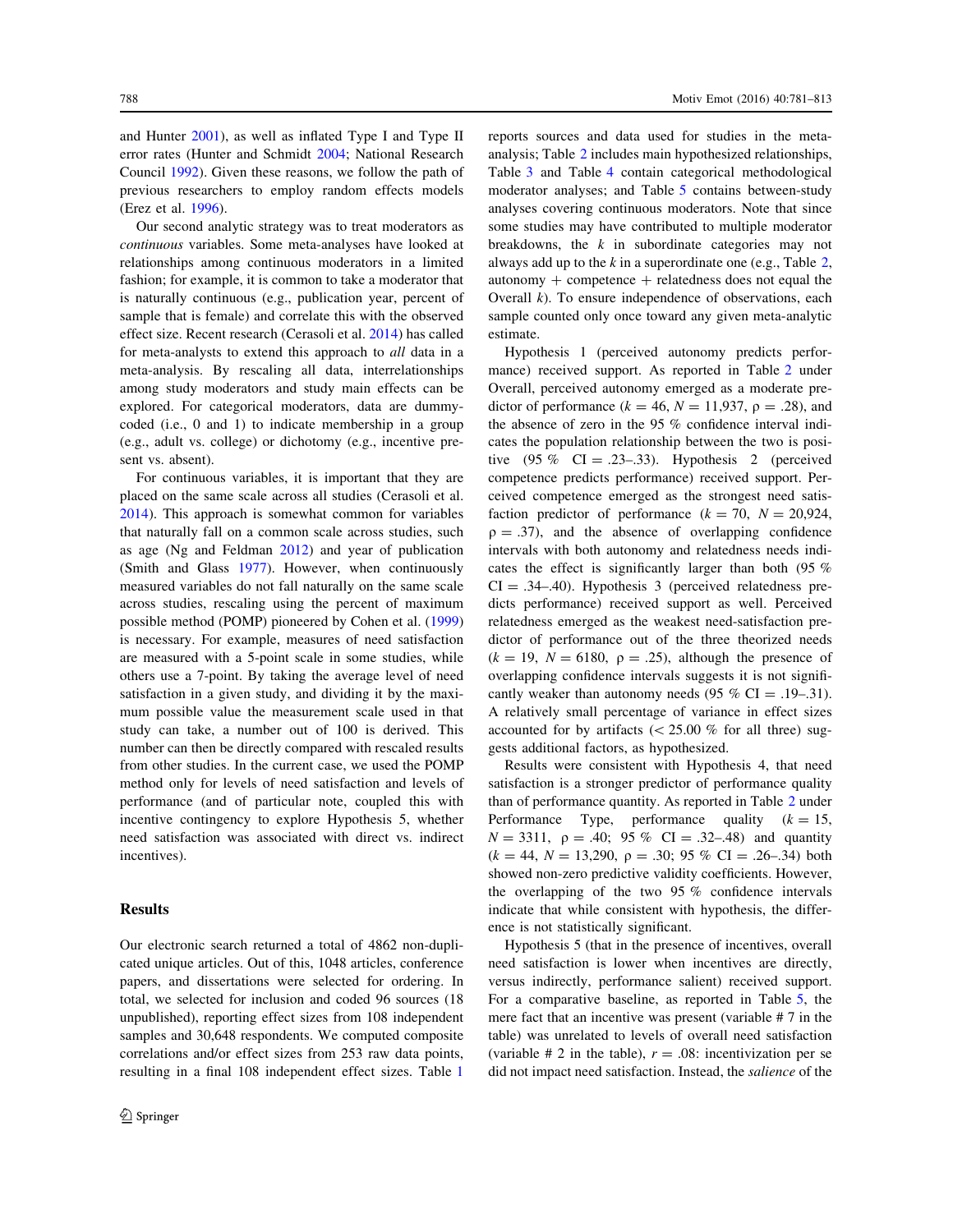and Hunter 2001), as well as inflated Type I and Type II error rates (Hunter and Schmidt 2004; National Research Council 1992). Given these reasons, we follow the path of previous researchers to employ random effects models (Erez et al. 1996).

Our second analytic strategy was to treat moderators as *continuous* variables. Some meta-analyses have looked at relationships among continuous moderators in a limited fashion; for example, it is common to take a moderator that is naturally continuous (e.g., publication year, percent of sample that is female) and correlate this with the observed effect size. Recent research (Cerasoli et al. 2014) has called for meta-analysts to extend this approach to *all* data in a meta-analysis. By rescaling all data, interrelationships among study moderators and study main effects can be explored. For categorical moderators, data are dummy-coded (i.e., 0 and 1) to indicate membership in a group (e.g., adult vs. college) or dichotomy (e.g., incentive present vs. absent).

For continuous variables, it is important that they are placed on the same scale across all studies (Cerasoli et al. 2014). This approach is somewhat common for variables that naturally fall on a common scale across studies, such as age (Ng and Feldman 2012) and year of publication (Smith and Glass 1977). However, when continuously measured variables do not fall naturally on the same scale across studies, rescaling using the percent of maximum possible method (POMP) pioneered by Cohen et al. (1999) is necessary. For example, measures of need satisfaction are measured with a 5-point scale in some studies, while others use a 7-point. By taking the average level of need satisfaction in a given study, and dividing it by the maximum possible value the measurement scale used in that study can take, a number out of 100 is derived. This number can then be directly compared with rescaled results from other studies. In the current case, we used the POMP method only for levels of need satisfaction and levels of performance (and of particular note, coupled this with incentive contingency to explore Hypothesis 5, whether need satisfaction was associated with direct vs. indirect incentives).

## Results

Our electronic search returned a total of 4862 non-duplicated unique articles. Out of this, 1048 articles, conference papers, and dissertations were selected for ordering. In total, we selected for inclusion and coded 96 sources (18 unpublished), reporting effect sizes from 108 independent samples and 30,648 respondents. We computed composite correlations and/or effect sizes from 253 raw data points, resulting in a final 108 independent effect sizes. Table 1 reports sources and data used for studies in the meta-analysis; Table 2 includes main hypothesized relationships, Table 3 and Table 4 contain categorical methodological moderator analyses; and Table 5 contains between-study analyses covering continuous moderators. Note that since some studies may have contributed to multiple moderator breakdowns, the $k$ in subordinate categories may not always add up to the $k$ in a superordinate one (e.g., Table 2, autonomy + competence + relatedness does not equal the Overall $k$). To ensure independence of observations, each sample counted only once toward any given meta-analytic estimate.

Hypothesis 1 (perceived autonomy predicts performance) received support. As reported in Table 2 under Overall, perceived autonomy emerged as a moderate predictor of performance ($k = 46$, $N = 11{,}937$, $\rho = .28$), and the absence of zero in the 95 % confidence interval indicates the population relationship between the two is positive (95 % CI = .23–.33). Hypothesis 2 (perceived competence predicts performance) received support. Perceived competence emerged as the strongest need satisfaction predictor of performance ($k = 70$, $N = 20{,}924$, $\rho = .37$), and the absence of overlapping confidence intervals with both autonomy and relatedness needs indicates the effect is significantly larger than both (95 % CI = .34–.40). Hypothesis 3 (perceived relatedness predicts performance) received support as well. Perceived relatedness emerged as the weakest need-satisfaction predictor of performance out of the three theorized needs ($k = 19$, $N = 6180$, $\rho = .25$), although the presence of overlapping confidence intervals suggests it is not significantly weaker than autonomy needs (95 % CI = .19–.31). A relatively small percentage of variance in effect sizes accounted for by artifacts (< 25.00 % for all three) suggests additional factors, as hypothesized.

Results were consistent with Hypothesis 4, that need satisfaction is a stronger predictor of performance quality than of performance quantity. As reported in Table 2 under Performance Type, performance quality ($k = 15$, $N = 3311$, $\rho = .40$; 95 % CI = .32–.48) and quantity ($k = 44$, $N = 13{,}290$, $\rho = .30$; 95 % CI = .26–.34) both showed non-zero predictive validity coefficients. However, the overlapping of the two 95 % confidence intervals indicate that while consistent with hypothesis, the difference is not statistically significant.

Hypothesis 5 (that in the presence of incentives, overall need satisfaction is lower when incentives are directly, versus indirectly, performance salient) received support. For a comparative baseline, as reported in Table 5, the mere fact that an incentive was present (variable # 7 in the table) was unrelated to levels of overall need satisfaction (variable # 2 in the table), $r = .08$: incentivization per se did not impact need satisfaction. Instead, the *salience* of the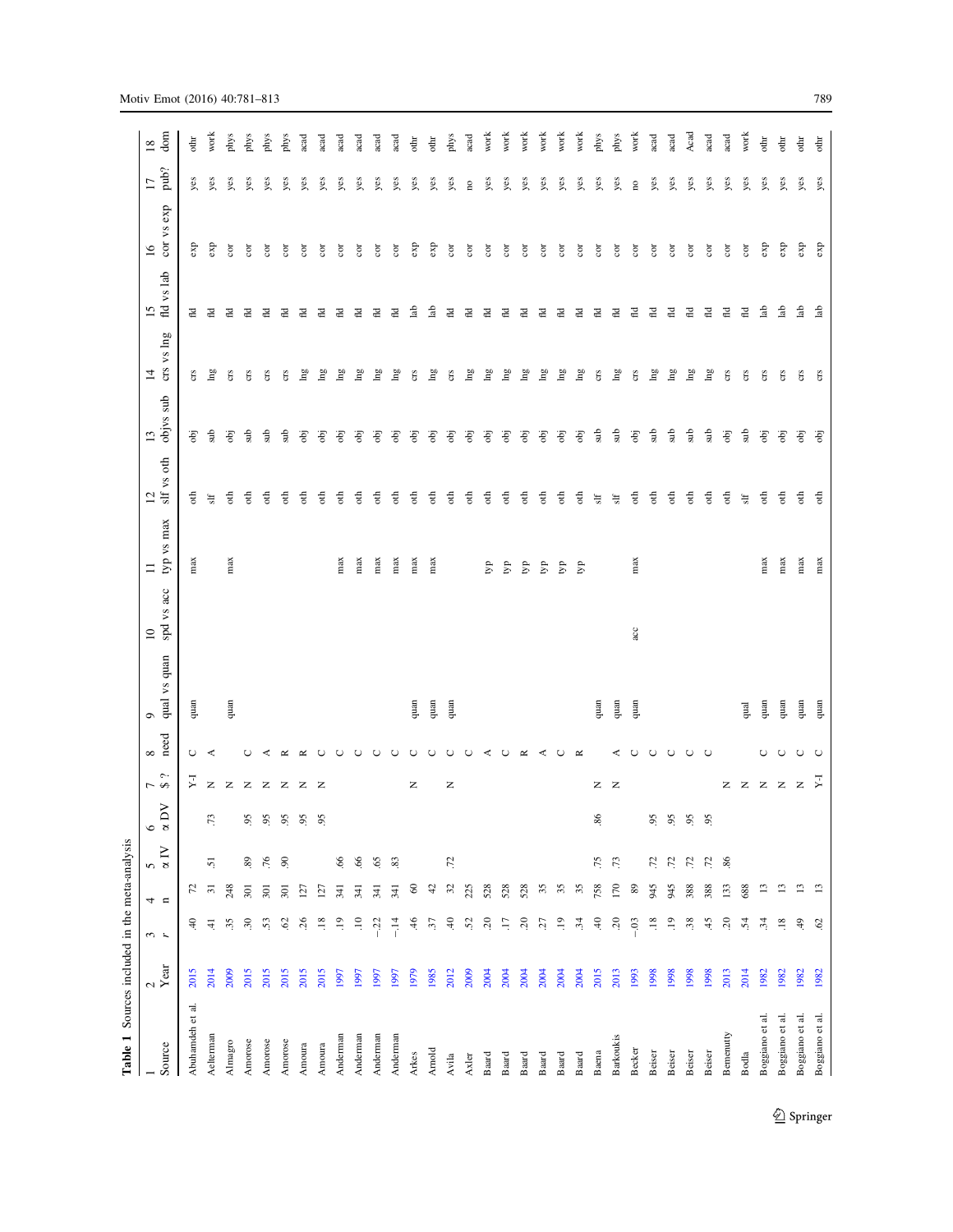**Table 1** Sources included in the meta-analysis

| 1 Source | 2 Year | 3 $r$ | 4 n | 5 α IV | 6 α DV | 7 $? | 8 need | 9 qual vs quan | 10 spd vs acc | 11 typ vs max | 12 slf vs oth | 13 obj vs sub | 14 crs vs lng | 15 fld vs lab | 16 cor vs exp | 17 pub? | 18 dom |
|---|---|---|---|---|---|---|---|---|---|---|---|---|---|---|---|---|---|
| Abuhamdeh et al. | 2015 | .40 | 72 | | | Y-I | C | quan | | max | oth | obj | crs | fld | exp | yes | othr |
| Aelterman | 2014 | .41 | 31 | .51 | .73 | N | A | | | | slf | sub | lng | fld | exp | yes | work |
| Almagro | 2009 | .35 | 248 | | | N | | quan | | max | oth | obj | crs | fld | cor | yes | phys |
| Amorose | 2015 | .30 | 301 | .89 | .95 | N | C | | | | oth | sub | crs | fld | cor | yes | phys |
| Amorose | 2015 | .53 | 301 | .76 | .95 | N | A | | | | oth | sub | crs | fld | cor | yes | phys |
| Amorose | 2015 | .62 | 301 | .90 | .95 | N | R | | | | oth | sub | crs | fld | cor | yes | phys |
| Amoura | 2015 | .26 | 127 | | .95 | N | R | | | | oth | obj | lng | fld | cor | yes | acad |
| Amoura | 2015 | .18 | 127 | | .95 | N | C | | | | oth | obj | lng | fld | cor | yes | acad |
| Anderman | 1997 | .19 | 341 | .66 | | | C | | | max | oth | obj | lng | fld | cor | yes | acad |
| Anderman | 1997 | .10 | 341 | .66 | | | C | | | max | oth | obj | lng | fld | cor | yes | acad |
| Anderman | 1997 | −.22 | 341 | .65 | | | C | | | max | oth | obj | lng | fld | cor | yes | acad |
| Anderman | 1997 | −.14 | 341 | .83 | | | C | | | max | oth | obj | lng | fld | cor | yes | acad |
| Arkes | 1979 | .46 | 60 | | | N | C | quan | | max | oth | obj | crs | lab | exp | yes | othr |
| Arnold | 1985 | .37 | 42 | | | | C | quan | | max | oth | obj | lng | lab | exp | yes | othr |
| Avila | 2012 | .40 | 32 | .72 | | N | C | quan | | | oth | obj | crs | fld | cor | yes | phys |
| Axler | 2009 | .52 | 225 | | | | C | | | | oth | obj | lng | fld | cor | no | acad |
| Baard | 2004 | .20 | 528 | | | | A | | | typ | oth | obj | lng | fld | cor | yes | work |
| Baard | 2004 | .17 | 528 | | | | C | | | typ | oth | obj | lng | fld | cor | yes | work |
| Baard | 2004 | .20 | 528 | | | | R | | | typ | oth | obj | lng | fld | cor | yes | work |
| Baard | 2004 | .27 | 35 | | | | A | | | typ | oth | obj | lng | fld | cor | yes | work |
| Baard | 2004 | .19 | 35 | | | | C | | | typ | oth | obj | lng | fld | cor | yes | work |
| Baard | 2004 | .34 | 35 | | | | R | | | typ | oth | obj | lng | fld | cor | yes | work |
| Baena | 2015 | .40 | 758 | .75 | .86 | N | | quan | | | slf | sub | crs | fld | cor | yes | phys |
| Barkoukis | 2013 | .20 | 170 | .73 | | N | A | quan | | | slf | sub | lng | fld | cor | yes | phys |
| Becker | 1993 | −.03 | 89 | | | | C | quan | acc | max | oth | obj | crs | fld | cor | no | work |
| Beiser | 1998 | .18 | 945 | .72 | .95 | | C | | | | oth | sub | lng | fld | cor | yes | acad |
| Beiser | 1998 | .19 | 945 | .72 | .95 | | C | | | | oth | sub | lng | fld | cor | yes | acad |
| Beiser | 1998 | .38 | 388 | .72 | .95 | | C | | | | oth | sub | lng | fld | cor | yes | Acad |
| Beiser | 1998 | .45 | 388 | .72 | .95 | | C | | | | oth | sub | lng | fld | cor | yes | acad |
| Bemenutty | 2013 | .20 | 133 | .86 | | N | | | | | oth | obj | crs | fld | cor | yes | acad |
| Bodla | 2014 | .54 | 688 | | | N | | qual | | | slf | sub | crs | fld | cor | yes | work |
| Boggiano et al. | 1982 | .34 | 13 | | | N | C | quan | | max | oth | obj | crs | lab | exp | yes | othr |
| Boggiano et al. | 1982 | .18 | 13 | | | N | C | quan | | max | oth | obj | crs | lab | exp | yes | othr |
| Boggiano et al. | 1982 | .49 | 13 | | | N | C | quan | | max | oth | obj | crs | lab | exp | yes | othr |
| Boggiano et al. | 1982 | .62 | 13 | | | Y-I | C | quan | | max | oth | obj | crs | lab | exp | yes | othr |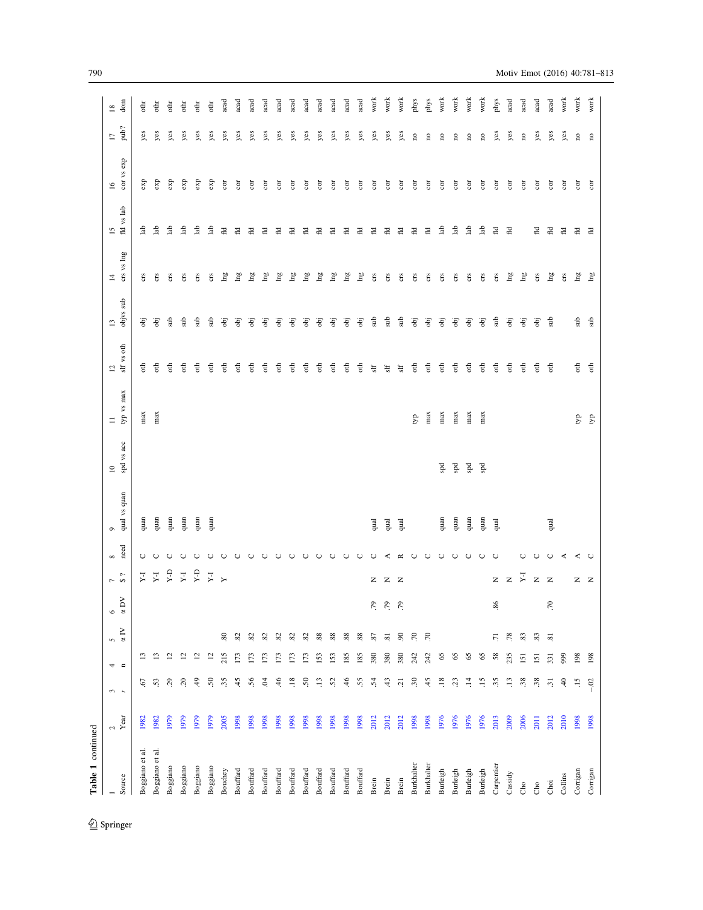**Table 1** continued

| 1 Source | 2 Year | 3 *r* | 4 n | 5 α IV | 6 α DV | 7 $ ? | 8 need | 9 qual vs quan | 10 spd vs acc | 11 typ vs max | 12 slf vs oth | 13 obj vs sub | 14 crs vs lng | 15 fld vs lab | 16 cor vs exp | 17 pub? | 18 dom |
|---|---|---|---|---|---|---|---|---|---|---|---|---|---|---|---|---|---|
| Boggiano et al. | 1982 | .67 | 13 | | | Y-I | C | quan | | max | oth | obj | crs | lab | exp | yes | othr |
| Boggiano et al. | 1982 | .53 | 13 | | | Y-I | C | quan | | max | oth | obj | crs | lab | exp | yes | othr |
| Boggiano | 1979 | .29 | 12 | | | Y-D | C | quan | | | oth | sub | crs | lab | exp | yes | othr |
| Boggiano | 1979 | .20 | 12 | | | Y-I | C | quan | | | oth | sub | crs | lab | exp | yes | othr |
| Boggiano | 1979 | .49 | 12 | | | Y-D | C | quan | | | oth | sub | crs | lab | exp | yes | othr |
| Boggiano | 1979 | .50 | 12 | | | Y-I | C | quan | | | oth | sub | crs | lab | exp | yes | othr |
| Bouchey | 2005 | .35 | 215 | .80 | | Y | C | | | | oth | obj | lng | fld | cor | yes | acad |
| Bouffard | 1998 | .45 | 173 | .82 | | | C | | | | oth | obj | lng | fld | cor | yes | acad |
| Bouffard | 1998 | .56 | 173 | .82 | | | C | | | | oth | obj | lng | fld | cor | yes | acad |
| Bouffard | 1998 | .04 | 173 | .82 | | | C | | | | oth | obj | lng | fld | cor | yes | acad |
| Bouffard | 1998 | .46 | 173 | .82 | | | C | | | | oth | obj | lng | fld | cor | yes | acad |
| Bouffard | 1998 | .18 | 173 | .82 | | | C | | | | oth | obj | lng | fld | cor | yes | acad |
| Bouffard | 1998 | .50 | 173 | .82 | | | C | | | | oth | obj | lng | fld | cor | yes | acad |
| Bouffard | 1998 | .13 | 153 | .88 | | | C | | | | oth | obj | lng | fld | cor | yes | acad |
| Bouffard | 1998 | .52 | 153 | .88 | | | C | | | | oth | obj | lng | fld | cor | yes | acad |
| Bouffard | 1998 | .46 | 185 | .88 | | | C | | | | oth | obj | lng | fld | cor | yes | acad |
| Bouffard | 1998 | .55 | 185 | .88 | | | C | | | | oth | obj | lng | fld | cor | yes | acad |
| Brein | 2012 | .54 | 380 | .87 | .79 | N | C | qual | | | slf | sub | crs | fld | cor | yes | work |
| Brein | 2012 | .43 | 380 | .81 | .79 | N | A | qual | | | slf | sub | crs | fld | cor | yes | work |
| Brein | 2012 | .21 | 380 | .90 | .79 | N | R | qual | | | slf | sub | crs | fld | cor | yes | work |
| Burkhalter | 1998 | .30 | 242 | .70 | | | C | | | typ | oth | obj | crs | fld | cor | no | phys |
| Burkhalter | 1998 | .45 | 242 | .70 | | | C | | | max | oth | obj | crs | fld | cor | no | phys |
| Burleigh | 1976 | .18 | 65 | | | | C | quan | spd | max | oth | obj | crs | lab | cor | no | work |
| Burleigh | 1976 | .23 | 65 | | | | C | quan | spd | max | oth | obj | crs | lab | cor | no | work |
| Burleigh | 1976 | .14 | 65 | | | | C | quan | spd | max | oth | obj | crs | lab | cor | no | work |
| Burleigh | 1976 | .15 | 65 | | | | C | quan | spd | max | oth | obj | crs | lab | cor | no | work |
| Carpentier | 2013 | .35 | 58 | .71 | .86 | N | C | qual | | | oth | sub | crs | fld | cor | yes | phys |
| Cassidy | 2009 | .13 | 235 | .78 | | N | | | | | oth | obj | lng | fld | cor | yes | acad |
| Cho | 2006 | .38 | 151 | .83 | | Y-I | C | | | | oth | obj | lng | | cor | no | acad |
| Cho | 2011 | .38 | 151 | .83 | | N | C | | | | oth | obj | crs | fld | cor | yes | acad |
| Choi | 2012 | .31 | 331 | .81 | .70 | N | C | qual | | | oth | sub | lng | fld | cor | yes | acad |
| Collins | 2010 | .40 | 999 | | | | A | | | | | | crs | fld | cor | yes | work |
| Corrigan | 1998 | .15 | 198 | | | N | A | | | typ | oth | sub | lng | fld | cor | no | work |
| Corrigan | 1998 | −.02 | 198 | | | N | C | | | typ | oth | sub | lng | fld | cor | no | work |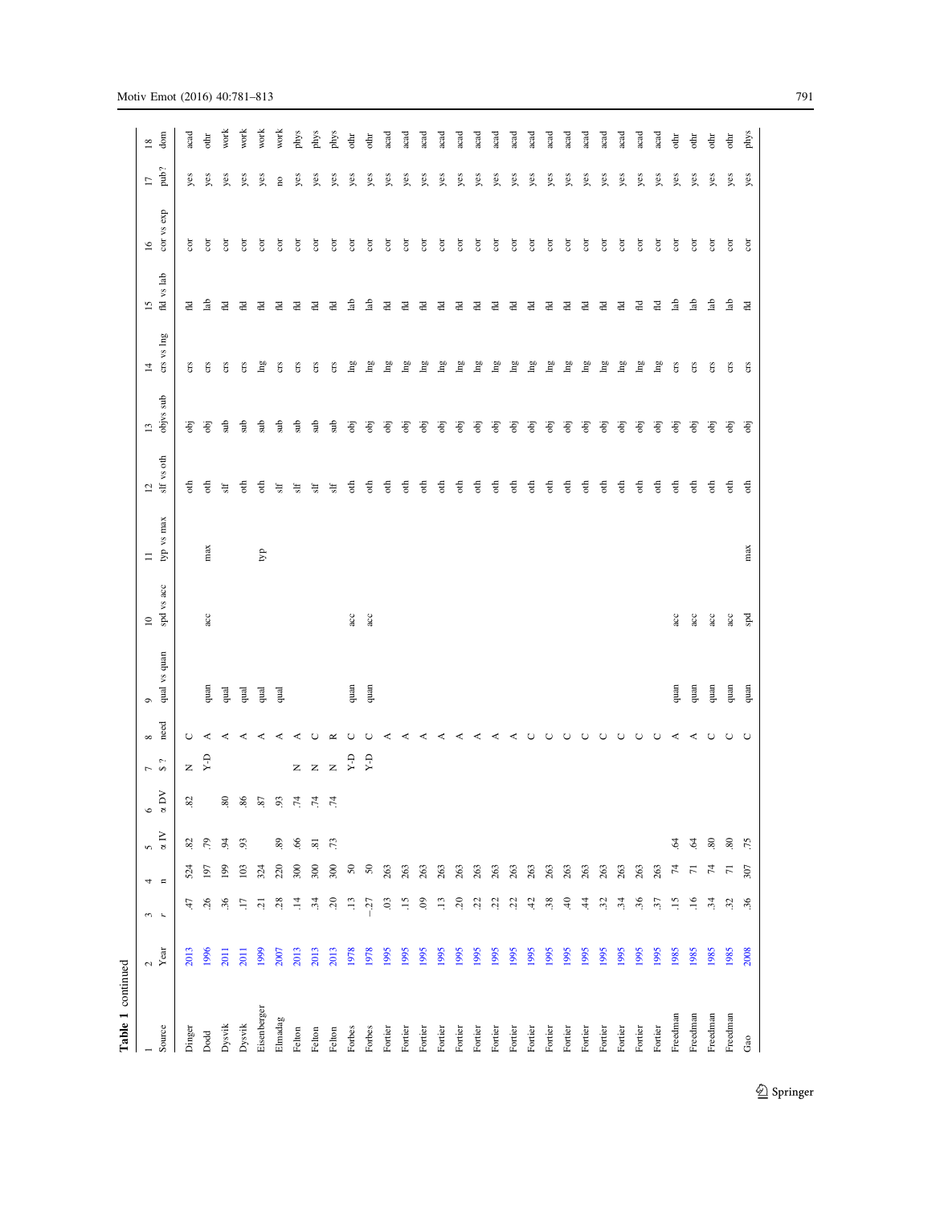**Table 1** continued

| 1<br>Source | 2<br>Year | 3<br>*r* | 4<br>n | 5<br>α IV | 6<br>α DV | 7<br>$ ? | 8<br>need | 9<br>qual vs quan | 10<br>spd vs acc | 11<br>typ vs max | 12<br>slf vs oth | 13<br>objvs sub | 14<br>crs vs lng | 15<br>fld vs lab | 16<br>cor vs exp | 17<br>pub? | 18<br>dom |
|---|---|---|---|---|---|---|---|---|---|---|---|---|---|---|---|---|---|
| Dinger | 2013 | .47 | 524 | .82 | .82 | N | C | | | | oth | obj | crs | fld | cor | yes | acad |
| Dodd | 1996 | .26 | 197 | .79 | | Y-D | A | quan | acc | max | oth | obj | crs | lab | cor | yes | othr |
| Dysvik | 2011 | .36 | 199 | .94 | .80 | | A | qual | | | slf | sub | crs | fld | cor | yes | work |
| Dysvik | 2011 | .17 | 103 | .93 | .86 | | A | qual | | | oth | sub | crs | fld | cor | yes | work |
| Eisenberger | 1999 | .21 | 324 | | .87 | | A | qual | | typ | oth | sub | lng | fld | cor | yes | work |
| Elmadag | 2007 | .28 | 220 | .89 | .93 | | A | qual | | | slf | sub | crs | fld | cor | no | work |
| Felton | 2013 | .14 | 300 | .66 | .74 | N | A | | | | slf | sub | crs | fld | cor | yes | phys |
| Felton | 2013 | .34 | 300 | .81 | .74 | N | C | | | | slf | sub | crs | fld | cor | yes | phys |
| Felton | 2013 | .20 | 300 | .73 | .74 | N | R | | | | slf | sub | crs | fld | cor | yes | phys |
| Forbes | 1978 | .13 | 50 | | | Y-D | C | quan | acc | | oth | obj | lng | lab | cor | yes | othr |
| Forbes | 1978 | −.27 | 50 | | | Y-D | C | quan | acc | | oth | obj | lng | lab | cor | yes | othr |
| Fortier | 1995 | .03 | 263 | | | | A | | | | oth | obj | lng | fld | cor | yes | acad |
| Fortier | 1995 | .15 | 263 | | | | A | | | | oth | obj | lng | fld | cor | yes | acad |
| Fortier | 1995 | .09 | 263 | | | | A | | | | oth | obj | lng | fld | cor | yes | acad |
| Fortier | 1995 | .13 | 263 | | | | A | | | | oth | obj | lng | fld | cor | yes | acad |
| Fortier | 1995 | .20 | 263 | | | | A | | | | oth | obj | lng | fld | cor | yes | acad |
| Fortier | 1995 | .22 | 263 | | | | A | | | | oth | obj | lng | fld | cor | yes | acad |
| Fortier | 1995 | .22 | 263 | | | | A | | | | oth | obj | lng | fld | cor | yes | acad |
| Fortier | 1995 | .22 | 263 | | | | A | | | | oth | obj | lng | fld | cor | yes | acad |
| Fortier | 1995 | .42 | 263 | | | | C | | | | oth | obj | lng | fld | cor | yes | acad |
| Fortier | 1995 | .38 | 263 | | | | C | | | | oth | obj | lng | fld | cor | yes | acad |
| Fortier | 1995 | .40 | 263 | | | | C | | | | oth | obj | lng | fld | cor | yes | acad |
| Fortier | 1995 | .44 | 263 | | | | C | | | | oth | obj | lng | fld | cor | yes | acad |
| Fortier | 1995 | .32 | 263 | | | | C | | | | oth | obj | lng | fld | cor | yes | acad |
| Fortier | 1995 | .34 | 263 | | | | C | | | | oth | obj | lng | fld | cor | yes | acad |
| Fortier | 1995 | .36 | 263 | | | | C | | | | oth | obj | lng | fld | cor | yes | acad |
| Fortier | 1995 | .37 | 263 | | | | C | | | | oth | obj | lng | fld | cor | yes | acad |
| Freedman | 1985 | .15 | 74 | .64 | | | A | quan | acc | | oth | obj | crs | lab | cor | yes | othr |
| Freedman | 1985 | .16 | 71 | .64 | | | A | quan | acc | | oth | obj | crs | lab | cor | yes | othr |
| Freedman | 1985 | .34 | 74 | .80 | | | C | quan | acc | | oth | obj | crs | lab | cor | yes | othr |
| Freedman | 1985 | .32 | 71 | .80 | | | C | quan | acc | | oth | obj | crs | lab | cor | yes | othr |
| Gao | 2008 | .36 | 307 | .75 | | | C | quan | spd | max | oth | obj | crs | fld | cor | yes | phys |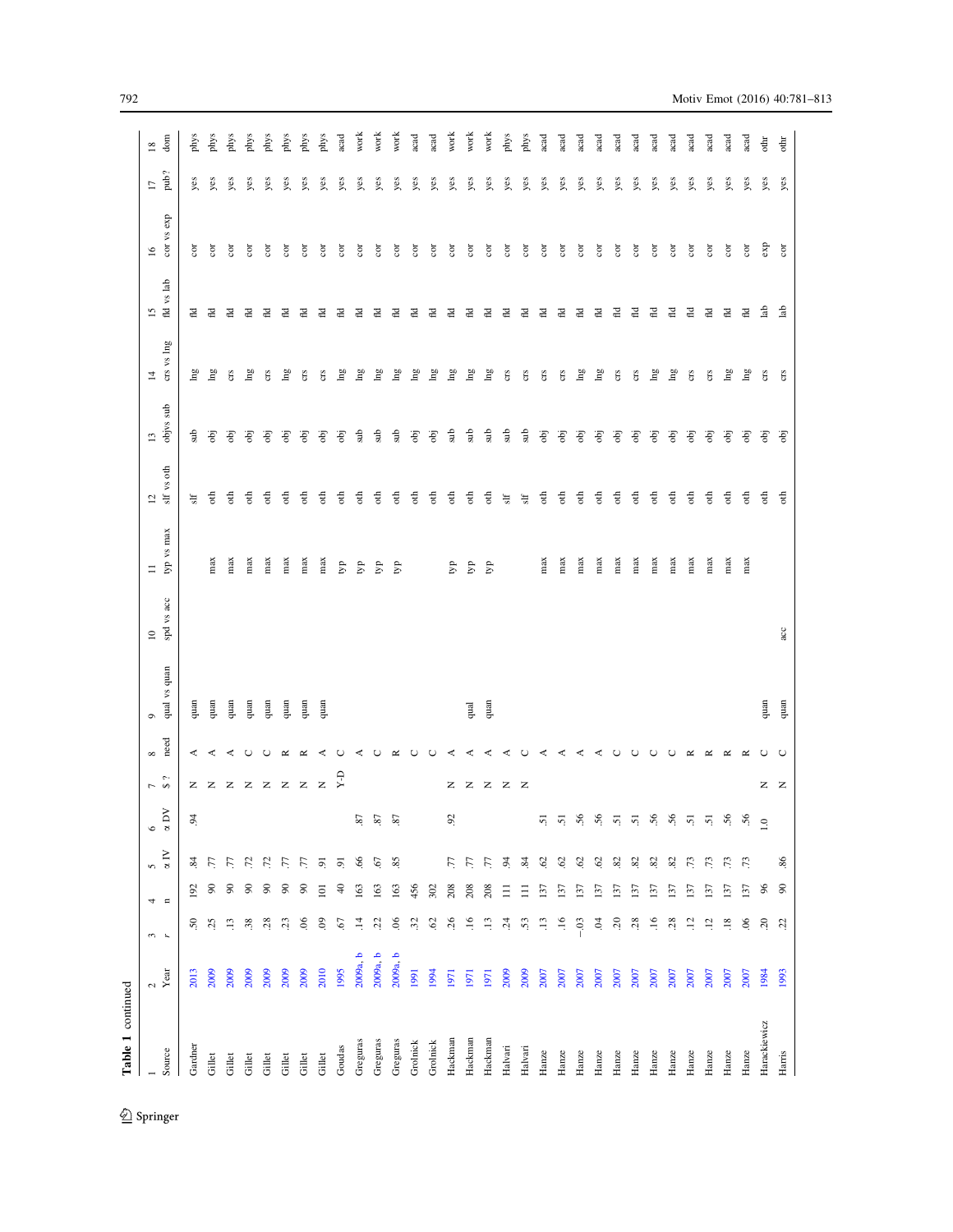**Table 1** continued

| 1<br>Source | 2<br>Year | 3<br>*r* | 4<br>n | 5<br>α IV | 6<br>α DV | 7<br>$ ? | 8<br>need | 9<br>qual vs quan | 10<br>spd vs acc | 11<br>typ vs max | 12<br>slf vs oth | 13<br>objvs sub | 14<br>crs vs lng | 15<br>fld vs lab | 16<br>cor vs exp | 17<br>pub? | 18<br>dom |
|---|---|---|---|---|---|---|---|---|---|---|---|---|---|---|---|---|---|
| Gardner | 2013 | .50 | 192 | .84 | .94 | N | A | quan | | | slf | sub | lng | fld | cor | yes | phys |
| Gillet | 2009 | .25 | 90 | .77 | | N | A | quan | | max | oth | obj | lng | fld | cor | yes | phys |
| Gillet | 2009 | .13 | 90 | .77 | | N | A | quan | | max | oth | obj | crs | fld | cor | yes | phys |
| Gillet | 2009 | .38 | 90 | .72 | | N | C | quan | | max | oth | obj | lng | fld | cor | yes | phys |
| Gillet | 2009 | .28 | 90 | .72 | | N | C | quan | | max | oth | obj | crs | fld | cor | yes | phys |
| Gillet | 2009 | .23 | 90 | .77 | | N | R | quan | | max | oth | obj | lng | fld | cor | yes | phys |
| Gillet | 2009 | .06 | 90 | .77 | | N | R | quan | | max | oth | obj | crs | fld | cor | yes | phys |
| Gillet | 2010 | .09 | 101 | .91 | | N | A | quan | | max | oth | obj | crs | fld | cor | yes | phys |
| Goudas | 1995 | .67 | 40 | .91 | | Y-D | C | | | typ | oth | obj | lng | fld | cor | yes | acad |
| Greguras | 2009a, b | .14 | 163 | .66 | .87 | | A | | | typ | oth | sub | lng | fld | cor | yes | work |
| Greguras | 2009a, b | .22 | 163 | .67 | .87 | | C | | | typ | oth | sub | lng | fld | cor | yes | work |
| Greguras | 2009a, b | .06 | 163 | .85 | .87 | | R | | | typ | oth | sub | lng | fld | cor | yes | work |
| Grolnick | 1991 | .32 | 456 | | | | C | | | | oth | obj | lng | fld | cor | yes | acad |
| Grolnick | 1994 | .62 | 302 | | | | C | | | | oth | obj | lng | fld | cor | yes | acad |
| Hackman | 1971 | .26 | 208 | .77 | .92 | N | A | | | typ | oth | sub | lng | fld | cor | yes | work |
| Hackman | 1971 | .16 | 208 | .77 | | N | A | qual | | typ | oth | sub | lng | fld | cor | yes | work |
| Hackman | 1971 | .13 | 208 | .77 | | N | A | quan | | typ | oth | sub | lng | fld | cor | yes | work |
| Halvari | 2009 | .24 | 111 | .94 | | N | A | | | | slf | sub | crs | fld | cor | yes | phys |
| Halvari | 2009 | .53 | 111 | .84 | | N | C | | | | slf | sub | crs | fld | cor | yes | phys |
| Hanze | 2007 | .13 | 137 | .62 | .51 | | A | | | max | oth | obj | crs | fld | cor | yes | acad |
| Hanze | 2007 | .16 | 137 | .62 | .51 | | A | | | max | oth | obj | crs | fld | cor | yes | acad |
| Hanze | 2007 | −.03 | 137 | .62 | .56 | | A | | | max | oth | obj | lng | fld | cor | yes | acad |
| Hanze | 2007 | .04 | 137 | .62 | .56 | | A | | | max | oth | obj | lng | fld | cor | yes | acad |
| Hanze | 2007 | .20 | 137 | .82 | .51 | | C | | | max | oth | obj | crs | fld | cor | yes | acad |
| Hanze | 2007 | .28 | 137 | .82 | .51 | | C | | | max | oth | obj | crs | fld | cor | yes | acad |
| Hanze | 2007 | .16 | 137 | .82 | .56 | | C | | | max | oth | obj | lng | fld | cor | yes | acad |
| Hanze | 2007 | .28 | 137 | .82 | .56 | | C | | | max | oth | obj | lng | fld | cor | yes | acad |
| Hanze | 2007 | .12 | 137 | .73 | .51 | | R | | | max | oth | obj | crs | fld | cor | yes | acad |
| Hanze | 2007 | .18 | 137 | .73 | .56 | | R | | | max | oth | obj | lng | fld | cor | yes | acad |
| Hanze | 2007 | .06 | 137 | .73 | .56 | | R | | | max | oth | obj | lng | fld | cor | yes | acad |
| Harackiewicz | 1984 | .20 | 96 | | 1.0 | N | C | quan | | | oth | obj | crs | lab | exp | yes | othr |
| Harris | 1993 | .22 | 90 | .86 | | N | C | quan | acc | | oth | obj | crs | lab | cor | yes | othr |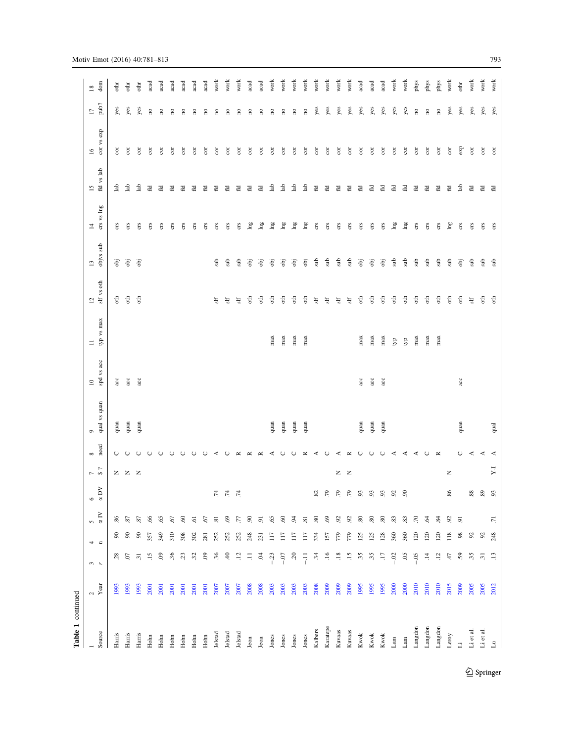**Table 1** continued

| 1<br>Source | 2<br>Year | 3<br>$r$ | 4<br>n | 5<br>α IV | 6<br>α DV | 7<br>$? | 8<br>need | 9<br>qual vs quan | 10<br>spd vs acc | 11<br>typ vs max | 12<br>slf vs oth | 13<br>objvs sub | 14<br>crs vs lng | 15<br>fld vs lab | 16<br>cor vs exp | 17<br>pub? | 18<br>dom |
|---|---|---|---|---|---|---|---|---|---|---|---|---|---|---|---|---|---|
| Harris | 1993 | .28 | 90 | .86 | | N | C | quan | acc | | oth | obj | crs | lab | cor | yes | othr |
| Harris | 1993 | .07 | 90 | .87 | | N | C | quan | acc | | oth | obj | crs | lab | cor | yes | othr |
| Harris | 1993 | .31 | 90 | .87 | | N | C | quan | acc | | oth | obj | crs | lab | cor | yes | othr |
| Hohn | 2001 | .15 | 357 | .66 | | | C | | | | | | crs | fld | cor | no | acad |
| Hohn | 2001 | .09 | 349 | .65 | | | C | | | | | | crs | fld | cor | no | acad |
| Hohn | 2001 | .36 | 310 | .67 | | | C | | | | | | crs | fld | cor | no | acad |
| Hohn | 2001 | .23 | 308 | .60 | | | C | | | | | | crs | fld | cor | no | acad |
| Hohn | 2001 | .32 | 302 | .61 | | | C | | | | | | crs | fld | cor | no | acad |
| Hohn | 2001 | .09 | 281 | .67 | | | C | | | | | | crs | fld | cor | no | acad |
| Jelstad | 2007 | .36 | 252 | .81 | .74 | | A | | | | slf | sub | crs | fld | cor | no | work |
| Jelstad | 2007 | .40 | 252 | .69 | .74 | | C | | | | slf | sub | crs | fld | cor | no | work |
| Jelstad | 2007 | .12 | 252 | .77 | .74 | | R | | | | slf | sub | crs | fld | cor | no | work |
| Jeon | 2008 | .11 | 248 | .90 | | | R | | | | oth | obj | lng | fld | cor | no | acad |
| Jeon | 2008 | .04 | 231 | .91 | | | R | | | | oth | obj | lng | fld | cor | no | acad |
| Jones | 2003 | −.23 | 117 | .65 | | | A | quan | | max | oth | obj | lng | lab | cor | no | work |
| Jones | 2003 | −.07 | 117 | .60 | | | C | quan | | max | oth | obj | lng | lab | cor | no | work |
| Jones | 2003 | .20 | 117 | .94 | | | C | quan | | max | oth | obj | lng | lab | cor | no | work |
| Jones | 2003 | −.11 | 117 | .81 | | | R | quan | | max | oth | obj | lng | lab | cor | no | work |
| Kalbers | 2008 | .34 | 334 | .80 | .82 | | A | | | | slf | sub | crs | fld | cor | yes | work |
| Karatepe | 2009 | .16 | 157 | .69 | .79 | | C | | | | slf | sub | crs | fld | cor | yes | work |
| Kuvaas | 2009 | .18 | 779 | .92 | .79 | N | A | | | | slf | sub | crs | fld | cor | yes | work |
| Kuvaas | 2009 | .15 | 779 | .92 | .79 | N | R | | | | slf | sub | crs | fld | cor | yes | work |
| Kwok | 1995 | .35 | 125 | .80 | .93 | | C | quan | acc | max | oth | obj | crs | fld | cor | yes | acad |
| Kwok | 1995 | .35 | 125 | .80 | .93 | | C | quan | acc | max | oth | obj | crs | fld | cor | yes | acad |
| Kwok | 1995 | .17 | 128 | .80 | .93 | | C | quan | acc | max | oth | obj | crs | fld | cor | yes | acad |
| Lam | 2000 | −.02 | 360 | .83 | .92 | | A | | | typ | oth | sub | lng | fld | cor | yes | work |
| Lam | 2000 | .05 | 360 | .83 | .90 | | A | | | typ | oth | sub | lng | fld | cor | yes | work |
| Langdon | 2010 | −.05 | 120 | .70 | | | A | | | max | oth | sub | crs | fld | cor | no | phys |
| Langdon | 2010 | .14 | 120 | .64 | | | C | | | max | oth | sub | crs | fld | cor | no | phys |
| Langdon | 2010 | .12 | 120 | .84 | | | R | | | max | oth | sub | crs | fld | cor | no | phys |
| Leroy | 2015 | .47 | 118 | .92 | .86 | N | | | | | oth | sub | lng | fld | cor | yes | work |
| Li | 2009 | .59 | 98 | .91 | | | C | quan | acc | | oth | obj | crs | lab | exp | yes | othr |
| Li et al. | 2005 | .35 | 92 | | .88 | | A | | | | slf | sub | crs | fld | cor | yes | work |
| Li et al. | 2005 | .31 | 92 | | .89 | | A | | | | oth | sub | crs | fld | cor | yes | work |
| Lu | 2012 | .13 | 248 | .71 | .93 | Y-I | A | qual | | | oth | sub | crs | fld | cor | yes | work |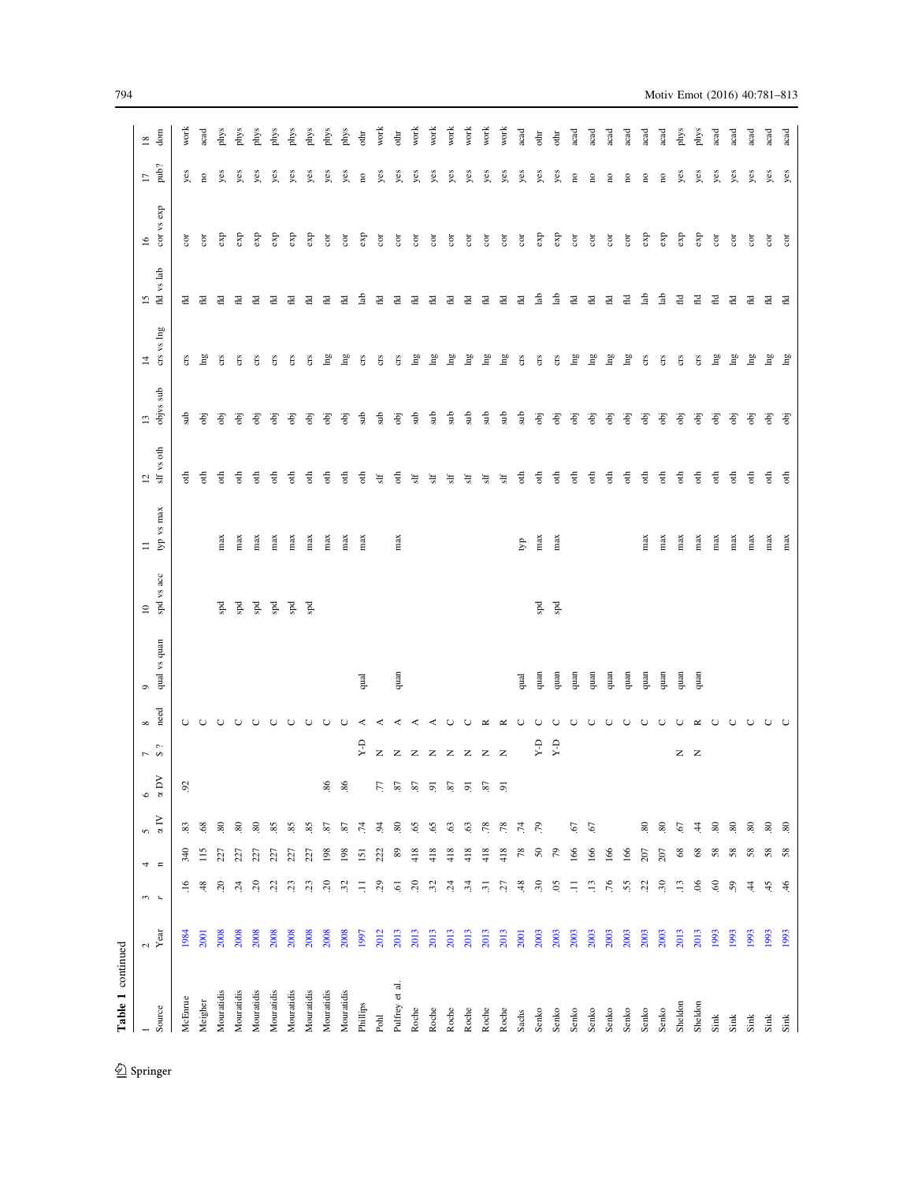**Table 1** continued

| 1 Source | 2 Year | 3 *r* | 4 n | 5 α IV | 6 α DV | 7 $ ? | 8 need | 9 qual vs quan | 10 spd vs acc | 11 typ vs max | 12 slf vs oth | 13 objvs sub | 14 crs vs lng | 15 fld vs lab | 16 cor vs exp | 17 pub? | 18 dom |
|---|---|---|---|---|---|---|---|---|---|---|---|---|---|---|---|---|---|
| McEnrue | 1984 | .16 | 340 | .83 | .92 | | C | | | | oth | sub | crs | fld | cor | yes | work |
| Meigher | 2001 | .48 | 115 | .68 | | | C | | | | oth | obj | lng | fld | cor | no | acad |
| Mouratidis | 2008 | .20 | 227 | .80 | | | C | | spd | max | oth | obj | crs | fld | exp | yes | phys |
| Mouratidis | 2008 | .24 | 227 | .80 | | | C | | spd | max | oth | obj | crs | fld | exp | yes | phys |
| Mouratidis | 2008 | .20 | 227 | .80 | | | C | | spd | max | oth | obj | crs | fld | exp | yes | phys |
| Mouratidis | 2008 | .22 | 227 | .85 | | | C | | spd | max | oth | obj | crs | fld | exp | yes | phys |
| Mouratidis | 2008 | .23 | 227 | .85 | | | C | | spd | max | oth | obj | crs | fld | exp | yes | phys |
| Mouratidis | 2008 | .23 | 227 | .85 | | | C | | spd | max | oth | obj | crs | fld | exp | yes | phys |
| Mouratidis | 2008 | .20 | 198 | .87 | .86 | | C | | | max | oth | obj | lng | fld | cor | yes | phys |
| Mouratidis | 2008 | .32 | 198 | .87 | .86 | | C | | | max | oth | obj | lng | fld | cor | yes | phys |
| Phillips | 1997 | .11 | 151 | .74 | | Y-D | A | qual | | max | oth | sub | crs | lab | exp | no | othr |
| Pohl | 2012 | .29 | 222 | .94 | .77 | N | A | | | | slf | sub | crs | fld | cor | yes | work |
| Pulfrey et al. | 2013 | .61 | 89 | .80 | .87 | N | A | quan | | max | oth | obj | crs | fld | cor | yes | othr |
| Roche | 2013 | .20 | 418 | .65 | .87 | N | A | | | | slf | sub | lng | fld | cor | yes | work |
| Roche | 2013 | .32 | 418 | .65 | .91 | N | A | | | | slf | sub | lng | fld | cor | yes | work |
| Roche | 2013 | .24 | 418 | .63 | .87 | N | C | | | | slf | sub | lng | fld | cor | yes | work |
| Roche | 2013 | .34 | 418 | .63 | .91 | N | C | | | | slf | sub | lng | fld | cor | yes | work |
| Roche | 2013 | .31 | 418 | .78 | .87 | N | R | | | | slf | sub | lng | fld | cor | yes | work |
| Roche | 2013 | .27 | 418 | .78 | .91 | N | R | | | | slf | sub | lng | fld | cor | yes | work |
| Sachs | 2001 | .48 | 78 | .74 | | | C | qual | | typ | oth | sub | crs | fld | cor | yes | acad |
| Senko | 2003 | .30 | 50 | .79 | | Y-D | C | quan | spd | max | oth | obj | crs | lab | exp | yes | othr |
| Senko | 2003 | .05 | 79 | | | Y-D | C | quan | spd | max | oth | obj | crs | lab | exp | yes | othr |
| Senko | 2003 | .11 | 166 | .67 | | | C | quan | | | oth | obj | lng | fld | cor | no | acad |
| Senko | 2003 | .13 | 166 | .67 | | | C | quan | | | oth | obj | lng | fld | cor | no | acad |
| Senko | 2003 | .76 | 166 | | | | C | quan | | | oth | obj | lng | fld | cor | no | acad |
| Senko | 2003 | .55 | 166 | | | | C | quan | | | oth | obj | lng | fld | cor | no | acad |
| Senko | 2003 | .22 | 207 | .80 | | | C | quan | | max | oth | obj | crs | lab | exp | no | acad |
| Senko | 2003 | .30 | 207 | .80 | | | C | quan | | max | oth | obj | crs | lab | exp | no | acad |
| Sheldon | 2013 | .13 | 68 | .67 | | N | C | quan | | max | oth | obj | crs | fld | exp | yes | phys |
| Sheldon | 2013 | .06 | 68 | .44 | | N | R | quan | | max | oth | obj | crs | fld | exp | yes | phys |
| Sink | 1993 | .60 | 58 | .80 | | | C | | | max | oth | obj | lng | fld | cor | yes | acad |
| Sink | 1993 | .59 | 58 | .80 | | | C | | | max | oth | obj | lng | fld | cor | yes | acad |
| Sink | 1993 | .44 | 58 | .80 | | | C | | | max | oth | obj | lng | fld | cor | yes | acad |
| Sink | 1993 | .45 | 58 | .80 | | | C | | | max | oth | obj | lng | fld | cor | yes | acad |
| Sink | 1993 | .46 | 58 | .80 | | | C | | | max | oth | obj | lng | fld | cor | yes | acad |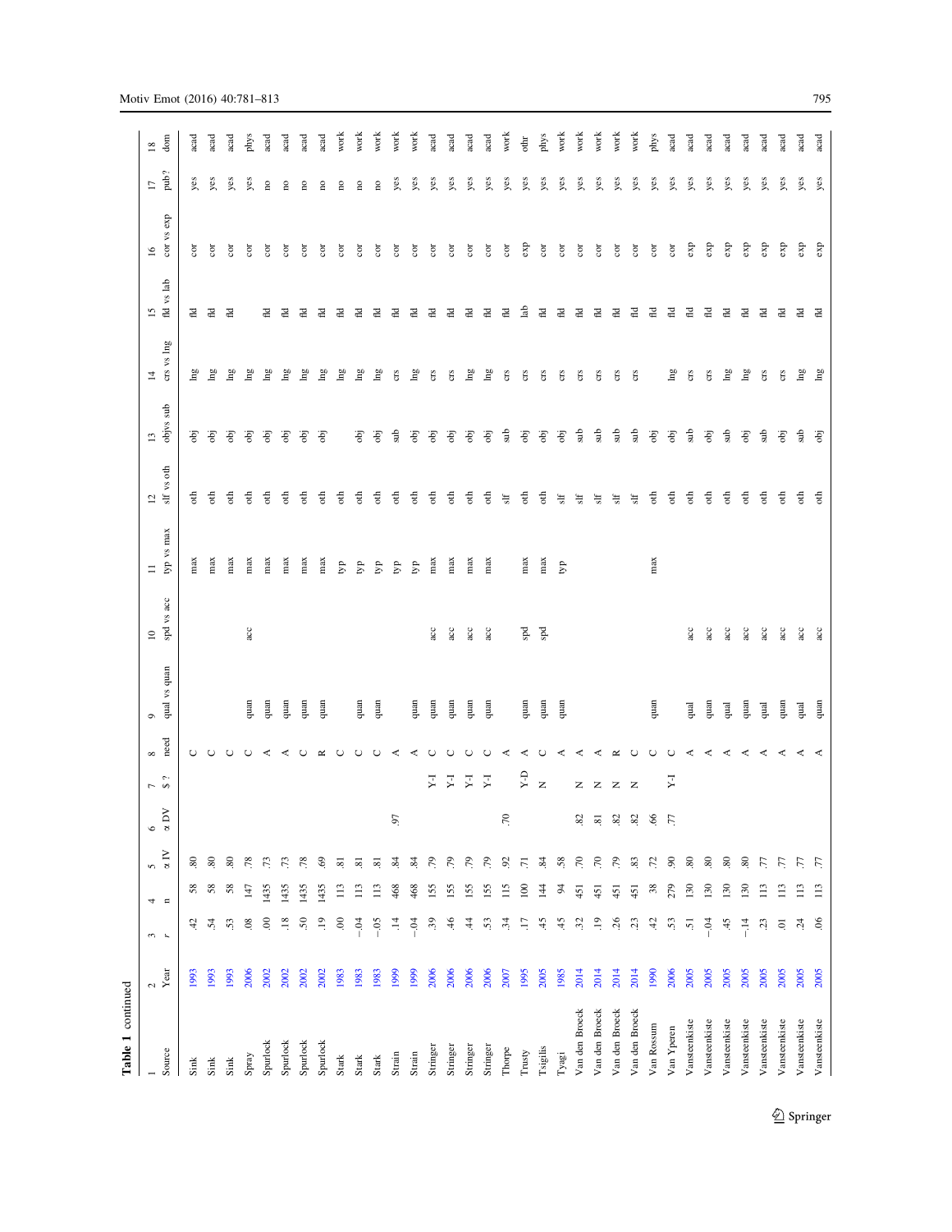**Table 1** continued

| 1<br>Source | 2<br>Year | 3<br>$r$ | 4<br>n | 5<br>α IV | 6<br>α DV | 7<br>$? | 8<br>need | 9<br>qual vs quan | 10<br>spd vs acc | 11<br>typ vs max | 12<br>slf vs oth | 13<br>obj vs sub | 14<br>crs vs lng | 15<br>fld vs lab | 16<br>cor vs exp | 17<br>pub? | 18<br>dom |
|---|---|---|---|---|---|---|---|---|---|---|---|---|---|---|---|---|---|
| Sink | 1993 | .42 | 58 | .80 | | | C | | | max | oth | obj | lng | fld | cor | yes | acad |
| Sink | 1993 | .54 | 58 | .80 | | | C | | | max | oth | obj | lng | fld | cor | yes | acad |
| Sink | 1993 | .53 | 58 | .80 | | | C | | | max | oth | obj | lng | fld | cor | yes | acad |
| Spray | 2006 | .08 | 147 | .78 | | | C | quan | acc | max | oth | obj | lng | | cor | yes | phys |
| Spurlock | 2002 | .00 | 1435 | .73 | | | A | quan | | max | oth | obj | lng | fld | cor | no | acad |
| Spurlock | 2002 | .18 | 1435 | .73 | | | A | quan | | max | oth | obj | lng | fld | cor | no | acad |
| Spurlock | 2002 | .50 | 1435 | .78 | | | C | quan | | max | oth | obj | lng | fld | cor | no | acad |
| Spurlock | 2002 | .19 | 1435 | .69 | | | R | quan | | max | oth | obj | lng | fld | cor | no | acad |
| Stark | 1983 | .00 | 113 | .81 | | | C | | | typ | oth | | lng | fld | cor | no | work |
| Stark | 1983 | −.04 | 113 | .81 | | | C | quan | | typ | oth | obj | lng | fld | cor | no | work |
| Stark | 1983 | −.05 | 113 | .81 | | | C | quan | | typ | oth | obj | lng | fld | cor | no | work |
| Strain | 1999 | .14 | 468 | .84 | .97 | | A | | | typ | oth | sub | crs | fld | cor | yes | work |
| Strain | 1999 | −.04 | 468 | .84 | | | A | quan | | typ | oth | obj | lng | fld | cor | yes | work |
| Stringer | 2006 | .39 | 155 | .79 | | Y-I | C | quan | acc | max | oth | obj | crs | fld | cor | yes | acad |
| Stringer | 2006 | .46 | 155 | .79 | | Y-I | C | quan | acc | max | oth | obj | crs | fld | cor | yes | acad |
| Stringer | 2006 | .44 | 155 | .79 | | Y-I | C | quan | acc | max | oth | obj | lng | fld | cor | yes | acad |
| Stringer | 2006 | .53 | 155 | .79 | | Y-I | C | quan | acc | max | oth | obj | lng | fld | cor | yes | acad |
| Thorpe | 2007 | .34 | 115 | .92 | .70 | | A | | | | slf | sub | crs | fld | cor | yes | work |
| Trusty | 1995 | .17 | 100 | .71 | | Y-D | A | quan | spd | max | oth | obj | crs | lab | exp | yes | othr |
| Tsigilis | 2005 | .45 | 144 | .84 | | N | C | quan | spd | max | oth | obj | crs | fld | cor | yes | phys |
| Tyagi | 1985 | .45 | 94 | .58 | | | A | quan | | typ | slf | obj | crs | fld | cor | yes | work |
| Van den Broeck | 2014 | .32 | 451 | .70 | .82 | N | A | | | | slf | sub | crs | fld | cor | yes | work |
| Van den Broeck | 2014 | .19 | 451 | .70 | .81 | N | A | | | | slf | sub | crs | fld | cor | yes | work |
| Van den Broeck | 2014 | .26 | 451 | .79 | .82 | N | R | | | | slf | sub | crs | fld | cor | yes | work |
| Van den Broeck | 2014 | .23 | 451 | .83 | .82 | N | C | | | | slf | sub | crs | fld | cor | yes | work |
| Van Rossum | 1990 | .42 | 38 | .72 | .66 | | C | quan | | max | oth | obj | | fld | cor | yes | phys |
| Van Yperen | 2006 | .53 | 279 | .90 | .77 | Y-I | C | | | | oth | obj | lng | fld | cor | yes | acad |
| Vansteenkiste | 2005 | .51 | 130 | .80 | | | A | qual | acc | | oth | sub | crs | fld | exp | yes | acad |
| Vansteenkiste | 2005 | −.04 | 130 | .80 | | | A | quan | acc | | oth | obj | crs | fld | exp | yes | acad |
| Vansteenkiste | 2005 | .45 | 130 | .80 | | | A | qual | acc | | oth | sub | lng | fld | exp | yes | acad |
| Vansteenkiste | 2005 | −.14 | 130 | .80 | | | A | quan | acc | | oth | obj | lng | fld | exp | yes | acad |
| Vansteenkiste | 2005 | .23 | 113 | .77 | | | A | qual | acc | | oth | sub | crs | fld | exp | yes | acad |
| Vansteenkiste | 2005 | .01 | 113 | .77 | | | A | quan | acc | | oth | obj | crs | fld | exp | yes | acad |
| Vansteenkiste | 2005 | .24 | 113 | .77 | | | A | qual | acc | | oth | sub | lng | fld | exp | yes | acad |
| Vansteenkiste | 2005 | .06 | 113 | .77 | | | A | quan | acc | | oth | obj | lng | fld | exp | yes | acad |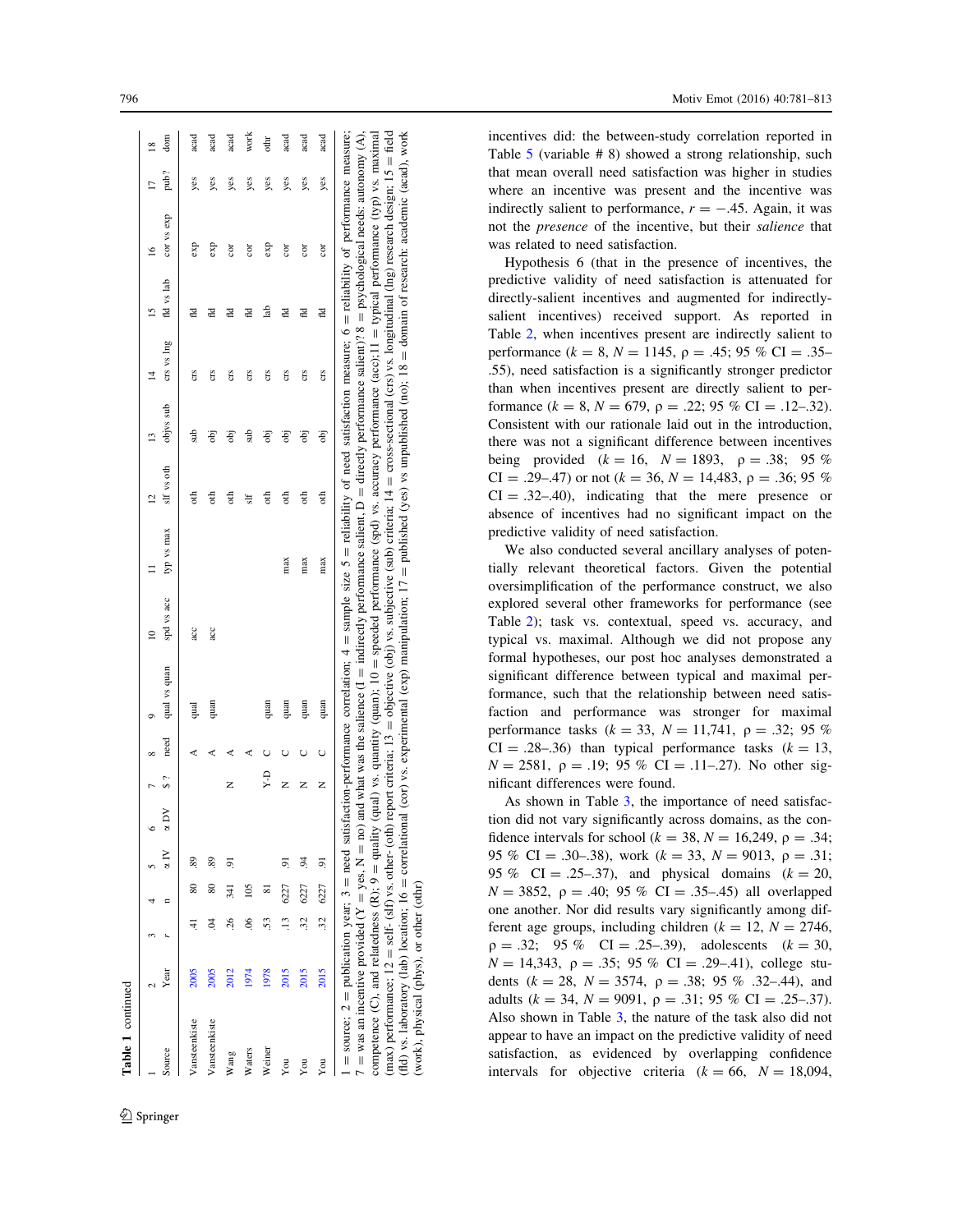**Table 1** continued

| 1 Source | 2 Year | 3 r | 4 n | 5 α IV | 6 α DV | 7 $? | 8 need | 9 qual vs quan | 10 spd vs acc | 11 typ vs max | 12 slf vs oth | 13 objvs sub | 14 crs vs lng | 15 fld vs lab | 16 cor vs exp | 17 pub? | 18 dom |
|---|---|---|---|---|---|---|---|---|---|---|---|---|---|---|---|---|---|
| Vansteenkiste | 2005 | .41 | 80 | .89 | | | A | qual | acc | | oth | sub | crs | fld | exp | yes | acad |
| Vansteenkiste | 2005 | .04 | 80 | .89 | | | A | quan | acc | | oth | obj | crs | fld | exp | yes | acad |
| Wang | 2012 | .26 | 341 | .91 | | N | A | | | | oth | obj | crs | fld | cor | yes | acad |
| Waters | 1974 | .06 | 105 | | | | A | | | | slf | sub | crs | fld | cor | yes | work |
| Weiner | 1978 | .53 | 81 | | | Y-D | C | quan | | | oth | obj | crs | lab | exp | yes | othr |
| You | 2015 | .13 | 6227 | .91 | | N | C | quan | | max | oth | obj | crs | fld | cor | yes | acad |
| You | 2015 | .32 | 6227 | .94 | | N | C | quan | | max | oth | obj | crs | fld | cor | yes | acad |
| You | 2015 | .32 | 6227 | .91 | | N | C | quan | | max | oth | obj | crs | fld | cor | yes | acad |

1 = source; 2 = publication year; 3 = need satisfaction-performance correlation; 4 = sample size 5 = reliability of need satisfaction measure; 6 = reliability of performance measure; 7 = was an incentive provided (Y = yes, N = no) and what was the salience (I = indirectly performance salient, D = directly performance salient)? 8 = psychological needs: autonomy (A), competence (C), and relatedness (R); 9 = quality (qual) vs. quantity (quan); 10 = speeded performance (spd) vs. accuracy performance (acc); 11 = typical performance (typ) vs. maximal (max) performance; 12 = self- (slf) vs. other- (oth) report criteria; 13 = objective (obj) vs. subjective (sub) criteria; 14 = cross-sectional (crs) vs. longitudinal (lng) research design; 15 = field (fld) vs. laboratory (lab) location; 16 = correlational (cor) vs. experimental (exp) manipulation; 17 = published (yes) vs unpublished (no); 18 = domain of research: academic (acad), work (work), physical (phys), or other (othr)

incentives did: the between-study correlation reported in Table 5 (variable # 8) showed a strong relationship, such that mean overall need satisfaction was higher in studies where an incentive was present and the incentive was indirectly salient to performance, $r = -.45$. Again, it was not the *presence* of the incentive, but their *salience* that was related to need satisfaction.

Hypothesis 6 (that in the presence of incentives, the predictive validity of need satisfaction is attenuated for directly-salient incentives and augmented for indirectly-salient incentives) received support. As reported in Table 2, when incentives present are indirectly salient to performance ($k = 8$, $N = 1145$, $\rho = .45$; 95 % CI = .35–.55), need satisfaction is a significantly stronger predictor than when incentives present are directly salient to performance ($k = 8$, $N = 679$, $\rho = .22$; 95 % CI = .12–.32). Consistent with our rationale laid out in the introduction, there was not a significant difference between incentives being provided ($k = 16$, $N = 1893$, $\rho = .38$; 95 % CI = .29–.47) or not ($k = 36$, $N = 14{,}483$, $\rho = .36$; 95 % CI = .32–.40), indicating that the mere presence or absence of incentives had no significant impact on the predictive validity of need satisfaction.

We also conducted several ancillary analyses of potentially relevant theoretical factors. Given the potential oversimplification of the performance construct, we also explored several other frameworks for performance (see Table 2); task vs. contextual, speed vs. accuracy, and typical vs. maximal. Although we did not propose any formal hypotheses, our post hoc analyses demonstrated a significant difference between typical and maximal performance, such that the relationship between need satisfaction and performance was stronger for maximal performance tasks ($k = 33$, $N = 11{,}741$, $\rho = .32$; 95 % CI = .28–.36) than typical performance tasks ($k = 13$, $N = 2581$, $\rho = .19$; 95 % CI = .11–.27). No other significant differences were found.

As shown in Table 3, the importance of need satisfaction did not vary significantly across domains, as the confidence intervals for school ($k = 38$, $N = 16{,}249$, $\rho = .34$; 95 % CI = .30–.38), work ($k = 33$, $N = 9013$, $\rho = .31$; 95 % CI = .25–.37), and physical domains ($k = 20$, $N = 3852$, $\rho = .40$; 95 % CI = .35–.45) all overlapped one another. Nor did results vary significantly among different age groups, including children ($k = 12$, $N = 2746$, $\rho = .32$; 95 % CI = .25–.39), adolescents ($k = 30$, $N = 14{,}343$, $\rho = .35$; 95 % CI = .29–.41), college students ($k = 28$, $N = 3574$, $\rho = .38$; 95 % .32–.44), and adults ($k = 34$, $N = 9091$, $\rho = .31$; 95 % CI = .25–.37). Also shown in Table 3, the nature of the task also did not appear to have an impact on the predictive validity of need satisfaction, as evidenced by overlapping confidence intervals for objective criteria ($k = 66$, $N = 18{,}094$,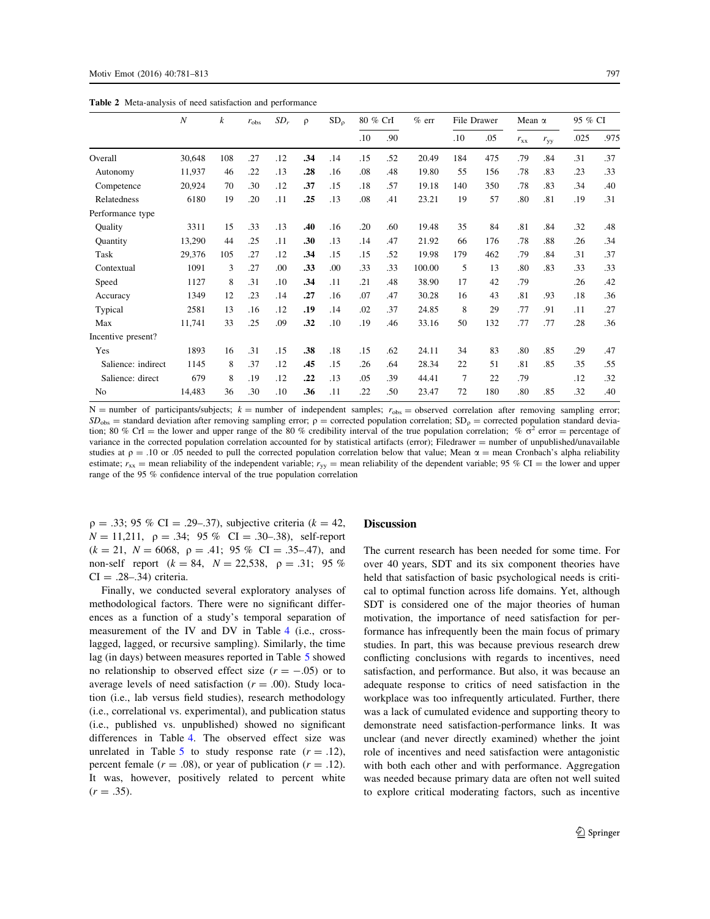**Table 2** Meta-analysis of need satisfaction and performance

| | $N$ | $k$ | $r_{obs}$ | $SD_r$ | ρ | $SD_ρ$ | 80 % CrI | | % err | File Drawer | | Mean α | | 95 % CI | |
|---|---|---|---|---|---|---|---|---|---|---|---|---|---|---|---|
| | | | | | | | .10 | .90 | | .10 | .05 | $r_{xx}$ | $r_{yy}$ | .025 | .975 |
| Overall | 30,648 | 108 | .27 | .12 | **.34** | .14 | .15 | .52 | 20.49 | 184 | 475 | .79 | .84 | .31 | .37 |
| Autonomy | 11,937 | 46 | .22 | .13 | **.28** | .16 | .08 | .48 | 19.80 | 55 | 156 | .78 | .83 | .23 | .33 |
| Competence | 20,924 | 70 | .30 | .12 | **.37** | .15 | .18 | .57 | 19.18 | 140 | 350 | .78 | .83 | .34 | .40 |
| Relatedness | 6180 | 19 | .20 | .11 | **.25** | .13 | .08 | .41 | 23.21 | 19 | 57 | .80 | .81 | .19 | .31 |
| Performance type | | | | | | | | | | | | | | | |
| Quality | 3311 | 15 | .33 | .13 | **.40** | .16 | .20 | .60 | 19.48 | 35 | 84 | .81 | .84 | .32 | .48 |
| Quantity | 13,290 | 44 | .25 | .11 | **.30** | .13 | .14 | .47 | 21.92 | 66 | 176 | .78 | .88 | .26 | .34 |
| Task | 29,376 | 105 | .27 | .12 | **.34** | .15 | .15 | .52 | 19.98 | 179 | 462 | .79 | .84 | .31 | .37 |
| Contextual | 1091 | 3 | .27 | .00 | **.33** | .00 | .33 | .33 | 100.00 | 5 | 13 | .80 | .83 | .33 | .33 |
| Speed | 1127 | 8 | .31 | .10 | **.34** | .11 | .21 | .48 | 38.90 | 17 | 42 | .79 | | .26 | .42 |
| Accuracy | 1349 | 12 | .23 | .14 | **.27** | .16 | .07 | .47 | 30.28 | 16 | 43 | .81 | .93 | .18 | .36 |
| Typical | 2581 | 13 | .16 | .12 | **.19** | .14 | .02 | .37 | 24.85 | 8 | 29 | .77 | .91 | .11 | .27 |
| Max | 11,741 | 33 | .25 | .09 | **.32** | .10 | .19 | .46 | 33.16 | 50 | 132 | .77 | .77 | .28 | .36 |
| Incentive present? | | | | | | | | | | | | | | | |
| Yes | 1893 | 16 | .31 | .15 | **.38** | .18 | .15 | .62 | 24.11 | 34 | 83 | .80 | .85 | .29 | .47 |
| Salience: indirect | 1145 | 8 | .37 | .12 | **.45** | .15 | .26 | .64 | 28.34 | 22 | 51 | .81 | .85 | .35 | .55 |
| Salience: direct | 679 | 8 | .19 | .12 | **.22** | .13 | .05 | .39 | 44.41 | 7 | 22 | .79 | | .12 | .32 |
| No | 14,483 | 36 | .30 | .10 | **.36** | .11 | .22 | .50 | 23.47 | 72 | 180 | .80 | .85 | .32 | .40 |

N = number of participants/subjects; $k$ = number of independent samples; $r_{obs}$ = observed correlation after removing sampling error; $SD_{obs}$ = standard deviation after removing sampling error; ρ = corrected population correlation; $SD_ρ$ = corrected population standard deviation; 80 % CrI = the lower and upper range of the 80 % credibility interval of the true population correlation; % $\sigma^2$ error = percentage of variance in the corrected population correlation accounted for by statistical artifacts (error); Filedrawer = number of unpublished/unavailable studies at ρ = .10 or .05 needed to pull the corrected population correlation below that value; Mean α = mean Cronbach's alpha reliability estimate; $r_{xx}$ = mean reliability of the independent variable; $r_{yy}$ = mean reliability of the dependent variable; 95 % CI = the lower and upper range of the 95 % confidence interval of the true population correlation

ρ = .33; 95 % CI = .29–.37), subjective criteria ($k$ = 42, $N$ = 11,211, ρ = .34; 95 % CI = .30–.38), self-report ($k$ = 21, $N$ = 6068, ρ = .41; 95 % CI = .35–.47), and non-self report ($k$ = 84, $N$ = 22,538, ρ = .31; 95 % CI = .28–.34) criteria.

Finally, we conducted several exploratory analyses of methodological factors. There were no significant differences as a function of a study's temporal separation of measurement of the IV and DV in Table 4 (i.e., cross-lagged, lagged, or recursive sampling). Similarly, the time lag (in days) between measures reported in Table 5 showed no relationship to observed effect size ($r$ = −.05) or to average levels of need satisfaction ($r$ = .00). Study location (i.e., lab versus field studies), research methodology (i.e., correlational vs. experimental), and publication status (i.e., published vs. unpublished) showed no significant differences in Table 4. The observed effect size was unrelated in Table 5 to study response rate ($r$ = .12), percent female ($r$ = .08), or year of publication ($r$ = .12). It was, however, positively related to percent white ($r$ = .35).

## Discussion

The current research has been needed for some time. For over 40 years, SDT and its six component theories have held that satisfaction of basic psychological needs is critical to optimal function across life domains. Yet, although SDT is considered one of the major theories of human motivation, the importance of need satisfaction for performance has infrequently been the main focus of primary studies. In part, this was because previous research drew conflicting conclusions with regards to incentives, need satisfaction, and performance. But also, it was because an adequate response to critics of need satisfaction in the workplace was too infrequently articulated. Further, there was a lack of cumulated evidence and supporting theory to demonstrate need satisfaction-performance links. It was unclear (and never directly examined) whether the joint role of incentives and need satisfaction were antagonistic with both each other and with performance. Aggregation was needed because primary data are often not well suited to explore critical moderating factors, such as incentive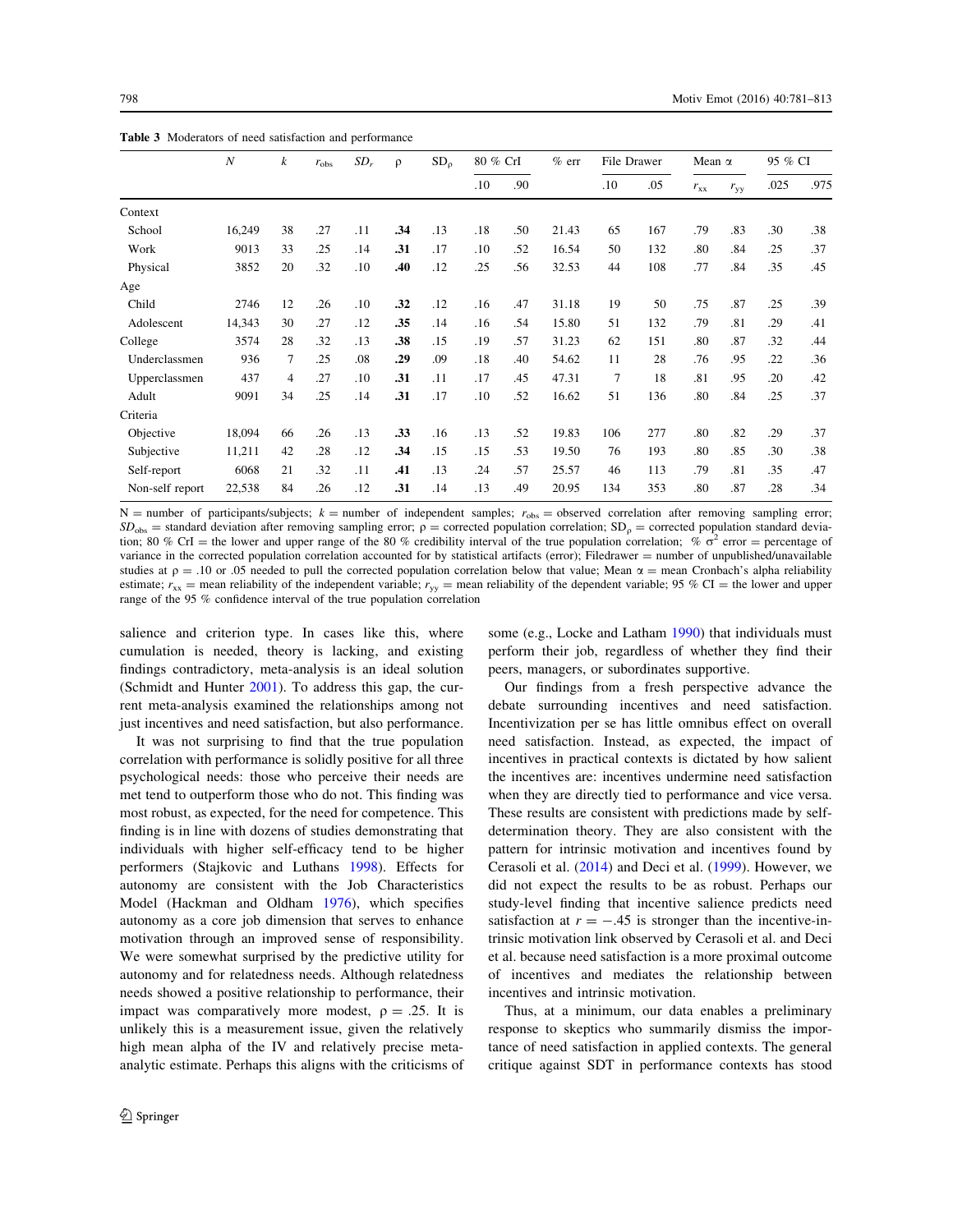**Table 3** Moderators of need satisfaction and performance

| | $N$ | $k$ | $r_{obs}$ | $SD_r$ | ρ | $SD_ρ$ | 80 % CrI | | % err | File Drawer | | Mean α | | 95 % CI | |
|---|---|---|---|---|---|---|---|---|---|---|---|---|---|---|---|
| | | | | | | | .10 | .90 | | .10 | .05 | $r_{xx}$ | $r_{yy}$ | .025 | .975 |
| Context | | | | | | | | | | | | | | | |
| School | 16,249 | 38 | .27 | .11 | **.34** | .13 | .18 | .50 | 21.43 | 65 | 167 | .79 | .83 | .30 | .38 |
| Work | 9013 | 33 | .25 | .14 | **.31** | .17 | .10 | .52 | 16.54 | 50 | 132 | .80 | .84 | .25 | .37 |
| Physical | 3852 | 20 | .32 | .10 | **.40** | .12 | .25 | .56 | 32.53 | 44 | 108 | .77 | .84 | .35 | .45 |
| Age | | | | | | | | | | | | | | | |
| Child | 2746 | 12 | .26 | .10 | **.32** | .12 | .16 | .47 | 31.18 | 19 | 50 | .75 | .87 | .25 | .39 |
| Adolescent | 14,343 | 30 | .27 | .12 | **.35** | .14 | .16 | .54 | 15.80 | 51 | 132 | .79 | .81 | .29 | .41 |
| College | 3574 | 28 | .32 | .13 | **.38** | .15 | .19 | .57 | 31.23 | 62 | 151 | .80 | .87 | .32 | .44 |
| Underclassmen | 936 | 7 | .25 | .08 | **.29** | .09 | .18 | .40 | 54.62 | 11 | 28 | .76 | .95 | .22 | .36 |
| Upperclassmen | 437 | 4 | .27 | .10 | **.31** | .11 | .17 | .45 | 47.31 | 7 | 18 | .81 | .95 | .20 | .42 |
| Adult | 9091 | 34 | .25 | .14 | **.31** | .17 | .10 | .52 | 16.62 | 51 | 136 | .80 | .84 | .25 | .37 |
| Criteria | | | | | | | | | | | | | | | |
| Objective | 18,094 | 66 | .26 | .13 | **.33** | .16 | .13 | .52 | 19.83 | 106 | 277 | .80 | .82 | .29 | .37 |
| Subjective | 11,211 | 42 | .28 | .12 | **.34** | .15 | .15 | .53 | 19.50 | 76 | 193 | .80 | .85 | .30 | .38 |
| Self-report | 6068 | 21 | .32 | .11 | **.41** | .13 | .24 | .57 | 25.57 | 46 | 113 | .79 | .81 | .35 | .47 |
| Non-self report | 22,538 | 84 | .26 | .12 | **.31** | .14 | .13 | .49 | 20.95 | 134 | 353 | .80 | .87 | .28 | .34 |

N = number of participants/subjects; $k$ = number of independent samples; $r_{obs}$ = observed correlation after removing sampling error; $SD_{obs}$ = standard deviation after removing sampling error; ρ = corrected population correlation; $SD_ρ$ = corrected population standard deviation; 80 % CrI = the lower and upper range of the 80 % credibility interval of the true population correlation; % $\sigma^2$ error = percentage of variance in the corrected population correlation accounted for by statistical artifacts (error); Filedrawer = number of unpublished/unavailable studies at ρ = .10 or .05 needed to pull the corrected population correlation below that value; Mean α = mean Cronbach's alpha reliability estimate; $r_{xx}$ = mean reliability of the independent variable; $r_{yy}$ = mean reliability of the dependent variable; 95 % CI = the lower and upper range of the 95 % confidence interval of the true population correlation

salience and criterion type. In cases like this, where cumulation is needed, theory is lacking, and existing findings contradictory, meta-analysis is an ideal solution (Schmidt and Hunter 2001). To address this gap, the current meta-analysis examined the relationships among not just incentives and need satisfaction, but also performance.

It was not surprising to find that the true population correlation with performance is solidly positive for all three psychological needs: those who perceive their needs are met tend to outperform those who do not. This finding was most robust, as expected, for the need for competence. This finding is in line with dozens of studies demonstrating that individuals with higher self-efficacy tend to be higher performers (Stajkovic and Luthans 1998). Effects for autonomy are consistent with the Job Characteristics Model (Hackman and Oldham 1976), which specifies autonomy as a core job dimension that serves to enhance motivation through an improved sense of responsibility. We were somewhat surprised by the predictive utility for autonomy and for relatedness needs. Although relatedness needs showed a positive relationship to performance, their impact was comparatively more modest, ρ = .25. It is unlikely this is a measurement issue, given the relatively high mean alpha of the IV and relatively precise meta-analytic estimate. Perhaps this aligns with the criticisms of some (e.g., Locke and Latham 1990) that individuals must perform their job, regardless of whether they find their peers, managers, or subordinates supportive.

Our findings from a fresh perspective advance the debate surrounding incentives and need satisfaction. Incentivization per se has little omnibus effect on overall need satisfaction. Instead, as expected, the impact of incentives in practical contexts is dictated by how salient the incentives are: incentives undermine need satisfaction when they are directly tied to performance and vice versa. These results are consistent with predictions made by self-determination theory. They are also consistent with the pattern for intrinsic motivation and incentives found by Cerasoli et al. (2014) and Deci et al. (1999). However, we did not expect the results to be as robust. Perhaps our study-level finding that incentive salience predicts need satisfaction at $r = -.45$ is stronger than the incentive-intrinsic motivation link observed by Cerasoli et al. and Deci et al. because need satisfaction is a more proximal outcome of incentives and mediates the relationship between incentives and intrinsic motivation.

Thus, at a minimum, our data enables a preliminary response to skeptics who summarily dismiss the importance of need satisfaction in applied contexts. The general critique against SDT in performance contexts has stood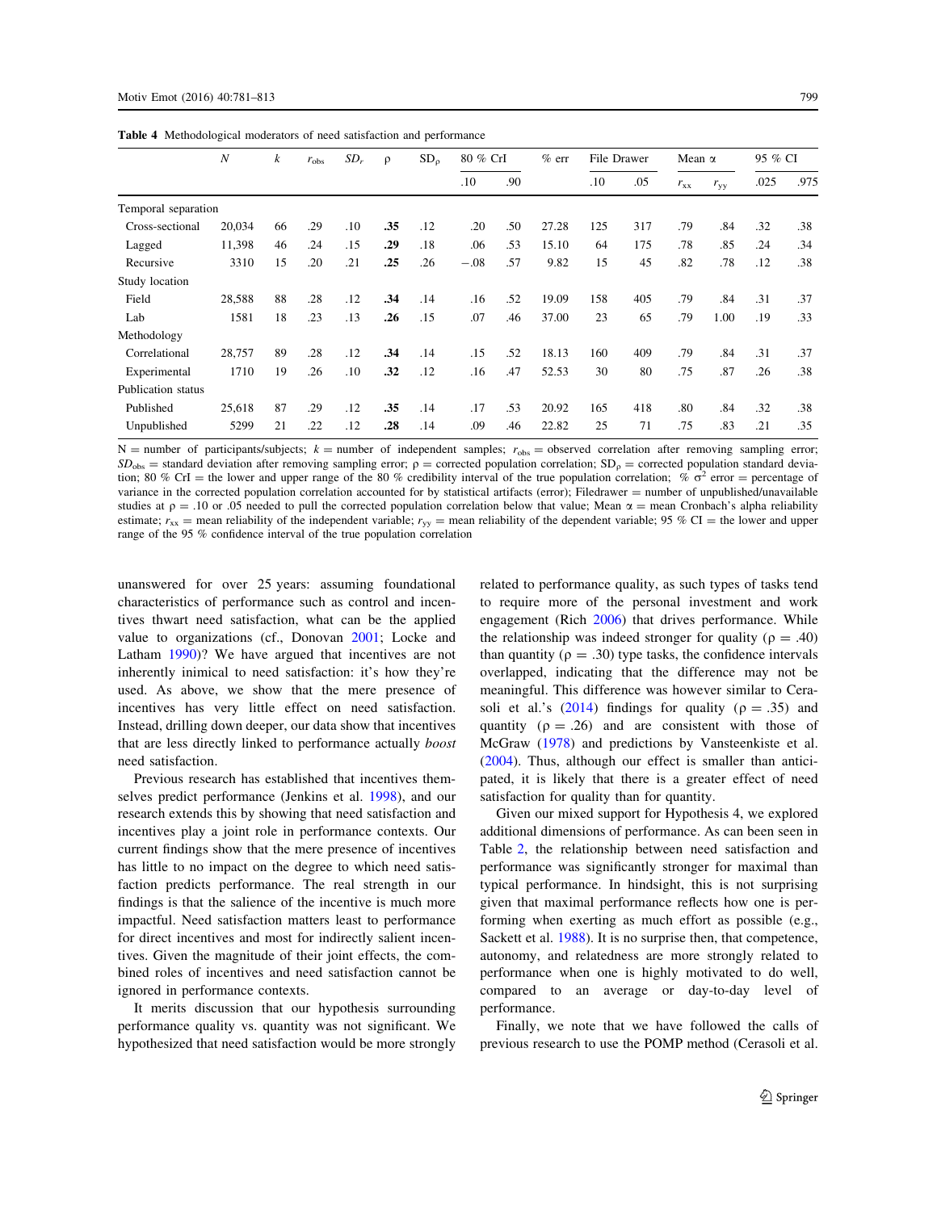**Table 4** Methodological moderators of need satisfaction and performance

| | $N$ | $k$ | $r_{obs}$ | $SD_r$ | $\rho$ | $SD_\rho$ | 80 % CrI | | % err | File Drawer | | Mean α | | 95 % CI | |
|---|---|---|---|---|---|---|---|---|---|---|---|---|---|---|---|
| | | | | | | | .10 | .90 | | .10 | .05 | $r_{xx}$ | $r_{yy}$ | .025 | .975 |
| Temporal separation | | | | | | | | | | | | | | | |
| Cross-sectional | 20,034 | 66 | .29 | .10 | **.35** | .12 | .20 | .50 | 27.28 | 125 | 317 | .79 | .84 | .32 | .38 |
| Lagged | 11,398 | 46 | .24 | .15 | **.29** | .18 | .06 | .53 | 15.10 | 64 | 175 | .78 | .85 | .24 | .34 |
| Recursive | 3310 | 15 | .20 | .21 | **.25** | .26 | −.08 | .57 | 9.82 | 15 | 45 | .82 | .78 | .12 | .38 |
| Study location | | | | | | | | | | | | | | | |
| Field | 28,588 | 88 | .28 | .12 | **.34** | .14 | .16 | .52 | 19.09 | 158 | 405 | .79 | .84 | .31 | .37 |
| Lab | 1581 | 18 | .23 | .13 | **.26** | .15 | .07 | .46 | 37.00 | 23 | 65 | .79 | 1.00 | .19 | .33 |
| Methodology | | | | | | | | | | | | | | | |
| Correlational | 28,757 | 89 | .28 | .12 | **.34** | .14 | .15 | .52 | 18.13 | 160 | 409 | .79 | .84 | .31 | .37 |
| Experimental | 1710 | 19 | .26 | .10 | **.32** | .12 | .16 | .47 | 52.53 | 30 | 80 | .75 | .87 | .26 | .38 |
| Publication status | | | | | | | | | | | | | | | |
| Published | 25,618 | 87 | .29 | .12 | **.35** | .14 | .17 | .53 | 20.92 | 165 | 418 | .80 | .84 | .32 | .38 |
| Unpublished | 5299 | 21 | .22 | .12 | **.28** | .14 | .09 | .46 | 22.82 | 25 | 71 | .75 | .83 | .21 | .35 |

N = number of participants/subjects; $k$ = number of independent samples; $r_{obs}$ = observed correlation after removing sampling error; $SD_{obs}$ = standard deviation after removing sampling error; $\rho$ = corrected population correlation; $SD_\rho$ = corrected population standard deviation; 80 % CrI = the lower and upper range of the 80 % credibility interval of the true population correlation; % $\sigma^2$ error = percentage of variance in the corrected population correlation accounted for by statistical artifacts (error); Filedrawer = number of unpublished/unavailable studies at $\rho$ = .10 or .05 needed to pull the corrected population correlation below that value; Mean α = mean Cronbach's alpha reliability estimate; $r_{xx}$ = mean reliability of the independent variable; $r_{yy}$ = mean reliability of the dependent variable; 95 % CI = the lower and upper range of the 95 % confidence interval of the true population correlation

unanswered for over 25 years: assuming foundational characteristics of performance such as control and incentives thwart need satisfaction, what can be the applied value to organizations (cf., Donovan 2001; Locke and Latham 1990)? We have argued that incentives are not inherently inimical to need satisfaction: it's how they're used. As above, we show that the mere presence of incentives has very little effect on need satisfaction. Instead, drilling down deeper, our data show that incentives that are less directly linked to performance actually *boost* need satisfaction.

Previous research has established that incentives themselves predict performance (Jenkins et al. 1998), and our research extends this by showing that need satisfaction and incentives play a joint role in performance contexts. Our current findings show that the mere presence of incentives has little to no impact on the degree to which need satisfaction predicts performance. The real strength in our findings is that the salience of the incentive is much more impactful. Need satisfaction matters least to performance for direct incentives and most for indirectly salient incentives. Given the magnitude of their joint effects, the combined roles of incentives and need satisfaction cannot be ignored in performance contexts.

It merits discussion that our hypothesis surrounding performance quality vs. quantity was not significant. We hypothesized that need satisfaction would be more strongly related to performance quality, as such types of tasks tend to require more of the personal investment and work engagement (Rich 2006) that drives performance. While the relationship was indeed stronger for quality ($\rho$ = .40) than quantity ($\rho$ = .30) type tasks, the confidence intervals overlapped, indicating that the difference may not be meaningful. This difference was however similar to Cerasoli et al.'s (2014) findings for quality ($\rho$ = .35) and quantity ($\rho$ = .26) and are consistent with those of McGraw (1978) and predictions by Vansteenkiste et al. (2004). Thus, although our effect is smaller than anticipated, it is likely that there is a greater effect of need satisfaction for quality than for quantity.

Given our mixed support for Hypothesis 4, we explored additional dimensions of performance. As can been seen in Table 2, the relationship between need satisfaction and performance was significantly stronger for maximal than typical performance. In hindsight, this is not surprising given that maximal performance reflects how one is performing when exerting as much effort as possible (e.g., Sackett et al. 1988). It is no surprise then, that competence, autonomy, and relatedness are more strongly related to performance when one is highly motivated to do well, compared to an average or day-to-day level of performance.

Finally, we note that we have followed the calls of previous research to use the POMP method (Cerasoli et al.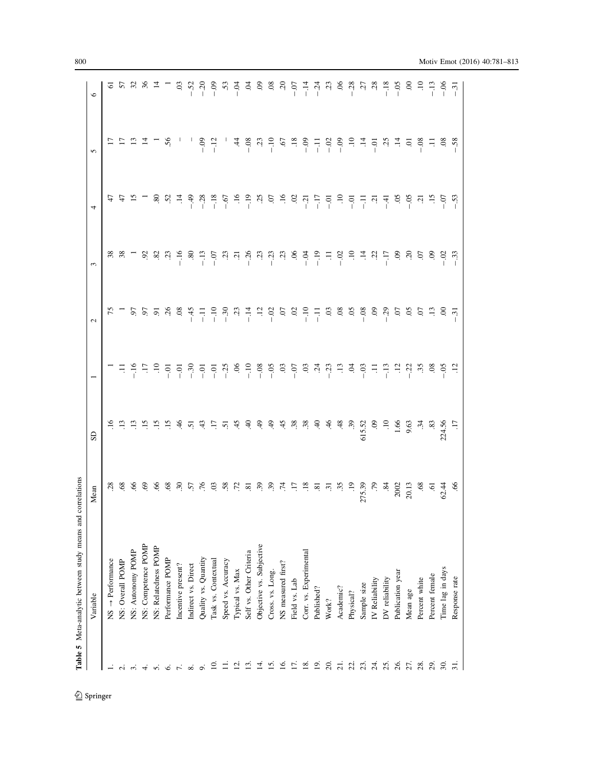**Table 5** Meta-analytic between study means and correlations

| | Variable | Mean | SD | 1 | 2 | 3 | 4 | 5 | 6 |
|---|---|---|---|---|---|---|---|---|---|
| 1. | NS → Performance | .28 | .16 | 1 | .75 | .38 | .47 | .17 | .61 |
| 2. | NS: Overall POMP | .68 | .13 | .11 | 1 | .38 | .47 | .17 | .57 |
| 3. | NS: Autonomy POMP | .66 | .13 | −.16 | .97 | 1 | .15 | .13 | .32 |
| 4. | NS: Competence POMP | .69 | .15 | .17 | .97 | .92 | 1 | .14 | .36 |
| 5. | NS: Relatedness POMP | .66 | .15 | .10 | .91 | .82 | .80 | 1 | .14 |
| 6. | Performance POMP | .68 | .15 | −.01 | .26 | .23 | .52 | .56 | 1 |
| 7. | Incentive present? | .30 | .46 | −.01 | .08 | −.16 | .14 | – | .03 |
| 8. | Indirect vs. Direct | .57 | .51 | −.30 | −.45 | .80 | −.49 | – | −.52 |
| 9. | Quality vs. Quantity | .76 | .43 | −.01 | −.11 | −.13 | −.28 | −.09 | −.20 |
| 10. | Task vs. Contextual | .03 | .17 | −.01 | −.10 | −.07 | −.18 | −.12 | −.09 |
| 11. | Speed vs. Accuracy | .58 | .51 | −.25 | −.30 | .23 | −.67 | – | .53 |
| 12. | Typical vs. Max | .72 | .45 | .06 | .23 | .21 | .16 | .44 | −.04 |
| 13. | Self vs. Other Criteria | .81 | .40 | −.10 | −.14 | −.26 | −.19 | −.08 | .04 |
| 14. | Objective vs. Subjective | .39 | .49 | −.08 | .12 | .23 | .25 | .23 | .09 |
| 15. | Cross. vs. Long. | .39 | .49 | −.05 | −.02 | −.23 | .07 | −.10 | .08 |
| 16. | NS measured first? | .74 | .45 | .03 | .07 | .23 | .16 | .67 | .20 |
| 17. | Field vs. Lab | .17 | .38 | −.07 | .02 | .06 | .02 | .18 | −.07 |
| 18. | Corr. vs. Experimental | .18 | .38 | .03 | −.10 | −.04 | −.21 | −.09 | −.14 |
| 19. | Published? | .81 | .40 | .24 | −.11 | −.19 | −.17 | −.11 | −.24 |
| 20. | Work? | .31 | .46 | −.23 | .03 | .11 | −.01 | −.02 | .23 |
| 21. | Academic? | .35 | .48 | .13 | .08 | −.02 | .10 | −.09 | .06 |
| 22. | Physical? | .19 | .39 | .04 | .05 | .10 | −.01 | .10 | −.28 |
| 23. | Sample size | 275.39 | 615.52 | −.03 | −.08 | .14 | −.11 | .14 | .27 |
| 24. | IV Reliability | .79 | .09 | .11 | .09 | .22 | .21 | −.01 | .28 |
| 25. | DV reliability | .84 | .10 | −.13 | −.29 | −.17 | −.41 | .25 | −.18 |
| 26. | Publication year | 2002 | 1.66 | .12 | .07 | .09 | .05 | .14 | −.05 |
| 27. | Mean age | 20.13 | 9.63 | −.22 | .05 | .20 | −.05 | .01 | .00 |
| 28. | Percent white | .68 | .34 | .35 | .07 | .07 | .21 | −.08 | .10 |
| 29. | Percent female | .61 | .83 | .08 | .13 | .09 | .15 | .11 | −.13 |
| 30. | Time lag in days | 62.44 | 224.56 | −.05 | .00 | −.02 | −.07 | .08 | −.06 |
| 31. | Response rate | .66 | .17 | .12 | −.31 | −.33 | −.53 | −.58 | −.31 |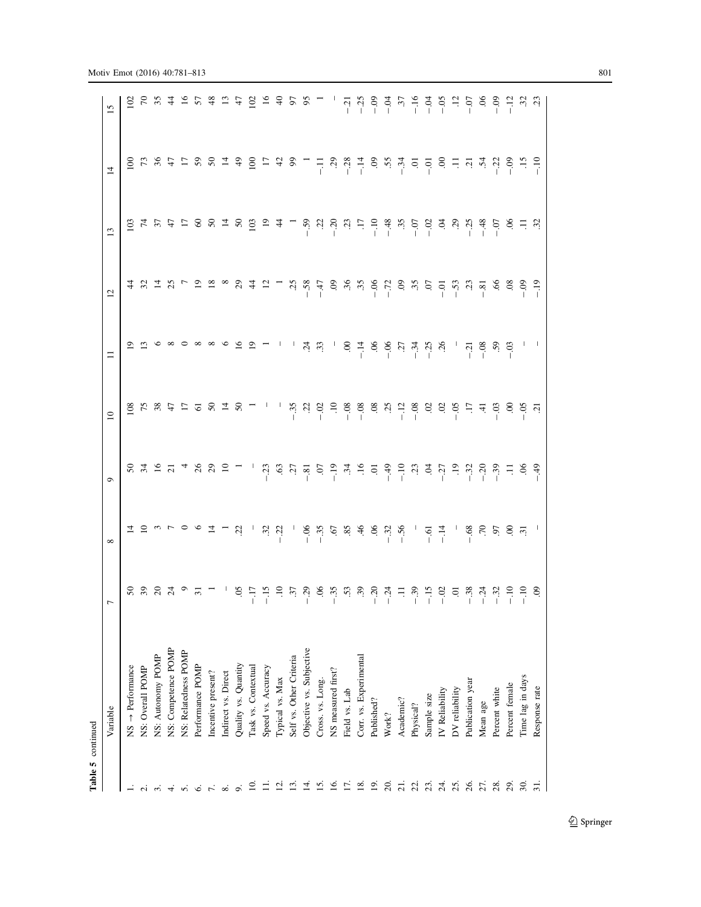**Table 5** continued

| | Variable | 7 | 8 | 9 | 10 | 11 | 12 | 13 | 14 | 15 |
|---|---|---|---|---|---|---|---|---|---|---|
| 1. | NS → Performance | 50 | 14 | 50 | 108 | 19 | 44 | 103 | 100 | 102 |
| 2. | NS: Overall POMP | 39 | 10 | 34 | 75 | 13 | 32 | 74 | 73 | 70 |
| 3. | NS: Autonomy POMP | 20 | 3 | 16 | 38 | 6 | 14 | 37 | 36 | 35 |
| 4. | NS: Competence POMP | 24 | 7 | 21 | 47 | 8 | 25 | 47 | 47 | 44 |
| 5. | NS: Relatedness POMP | 9 | 0 | 4 | 17 | 0 | 7 | 17 | 17 | 16 |
| 6. | Performance POMP | 31 | 6 | 26 | 61 | 8 | 19 | 60 | 59 | 57 |
| 7. | Incentive present? | 1 | 14 | 29 | 50 | 8 | 18 | 50 | 50 | 48 |
| 8. | Indirect vs. Direct | – | 1 | 10 | 14 | 6 | 8 | 14 | 14 | 13 |
| 9. | Quality vs. Quantity | .05 | .22 | 1 | 50 | 16 | 29 | 50 | 49 | 47 |
| 10. | Task vs. Contextual | −.17 | – | – | 1 | 19 | 44 | 103 | 100 | 102 |
| 11. | Speed vs. Accuracy | −.15 | .32 | −.23 | – | 1 | 12 | 19 | 17 | 16 |
| 12. | Typical vs. Max | .10 | −.22 | .63 | – | – | 1 | 44 | 42 | 40 |
| 13. | Self vs. Other Criteria | .37 | – | .27 | −.35 | – | .25 | 1 | 99 | 97 |
| 14. | Objective vs. Subjective | −.29 | −.06 | −.81 | .22 | .24 | −.58 | −.59 | 1 | 95 |
| 15. | Cross. vs. Long. | .06 | −.35 | .07 | −.02 | .33 | −.47 | .22 | −.11 | 1 |
| 16. | NS measured first? | −.35 | .67 | −.19 | .10 | – | .09 | −.20 | .29 | – |
| 17. | Field vs. Lab | .53 | .85 | .34 | −.08 | .00 | .36 | .23 | −.28 | −.21 |
| 18. | Corr. vs. Experimental | .39 | .46 | .16 | −.08 | −.14 | .35 | .17 | −.14 | −.25 |
| 19. | Published? | −.20 | .06 | .01 | .08 | .06 | −.06 | −.10 | .09 | −.09 |
| 20. | Work? | −.24 | −.32 | −.49 | .25 | −.06 | −.72 | −.48 | .55 | −.04 |
| 21. | Academic? | .11 | −.56 | −.10 | −.12 | .27 | .09 | .35 | −.34 | .37 |
| 22. | Physical? | −.39 | – | .23 | −.08 | −.34 | .35 | −.07 | .01 | −.16 |
| 23. | Sample size | −.15 | −.61 | .04 | .02 | −.25 | .07 | −.02 | −.01 | −.04 |
| 24. | IV Reliability | −.02 | −.14 | −.27 | .02 | .26 | −.01 | .04 | .00 | −.05 |
| 25. | DV reliability | .01 | – | .19 | −.05 | – | −.53 | .29 | .11 | .12 |
| 26. | Publication year | −.38 | −.68 | −.32 | .17 | −.21 | .23 | −.25 | .21 | −.07 |
| 27. | Mean age | −.24 | .70 | −.20 | .41 | −.08 | −.81 | −.48 | .54 | .06 |
| 28. | Percent white | −.32 | .97 | −.39 | −.03 | .59 | .66 | −.07 | −.22 | −.09 |
| 29. | Percent female | −.10 | .00 | .11 | .00 | −.03 | .08 | .06 | −.09 | −.12 |
| 30. | Time lag in days | −.10 | .31 | .06 | −.05 | – | −.09 | .11 | .15 | .32 |
| 31. | Response rate | .09 | – | −.49 | .21 | – | −.19 | .32 | −.10 | .23 |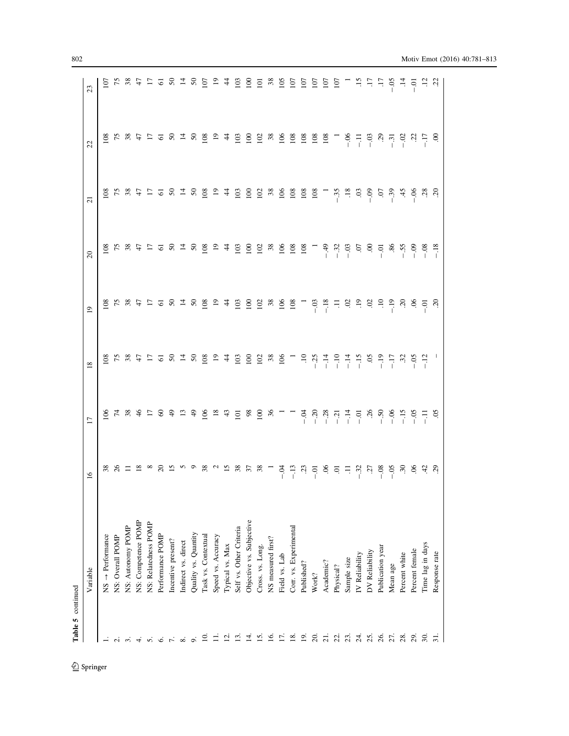**Table 5** continued

| | Variable | 16 | 17 | 18 | 19 | 20 | 21 | 22 | 23 |
|---|---|---|---|---|---|---|---|---|---|
| 1. | NS → Performance | 38 | 106 | 108 | 108 | 108 | 108 | 108 | 107 |
| 2. | NS: Overall POMP | 26 | 74 | 75 | 75 | 75 | 75 | 75 | 75 |
| 3. | NS: Autonomy POMP | 11 | 38 | 38 | 38 | 38 | 38 | 38 | 38 |
| 4. | NS: Competence POMP | 18 | 46 | 47 | 47 | 47 | 47 | 47 | 47 |
| 5. | NS: Relatedness POMP | 8 | 17 | 17 | 17 | 17 | 17 | 17 | 17 |
| 6. | Performance POMP | 20 | 60 | 61 | 61 | 61 | 61 | 61 | 61 |
| 7. | Incentive present? | 15 | 49 | 50 | 50 | 50 | 50 | 50 | 50 |
| 8. | Indirect vs. direct | 5 | 13 | 14 | 14 | 14 | 14 | 14 | 14 |
| 9. | Quality vs. Quantity | 9 | 49 | 50 | 50 | 50 | 50 | 50 | 50 |
| 10. | Task vs. Contextual | 38 | 106 | 108 | 108 | 108 | 108 | 108 | 107 |
| 11. | Speed vs. Accuracy | 2 | 18 | 19 | 19 | 19 | 19 | 19 | 19 |
| 12. | Typical vs. Max | 15 | 43 | 44 | 44 | 44 | 44 | 44 | 44 |
| 13. | Self vs. Other Criteria | 38 | 101 | 103 | 103 | 103 | 103 | 103 | 103 |
| 14. | Objective vs. Subjective | 37 | 98 | 100 | 100 | 100 | 100 | 100 | 100 |
| 15. | Cross. vs. Long. | 38 | 100 | 102 | 102 | 102 | 102 | 102 | 101 |
| 16. | NS measured first? | 1 | 36 | 38 | 38 | 38 | 38 | 38 | 38 |
| 17. | Field vs. Lab | −.04 | 1 | 106 | 106 | 106 | 106 | 106 | 105 |
| 18. | Corr. vs. Experimental | −.13 | 1 | 1 | 108 | 108 | 108 | 108 | 107 |
| 19. | Published? | .23 | −.04 | .10 | 1 | 108 | 108 | 108 | 107 |
| 20. | Work? | −.01 | −.20 | −.25 | −.03 | 1 | 108 | 108 | 107 |
| 21. | Academic? | .06 | −.28 | −.14 | −.18 | −.49 | 1 | 108 | 107 |
| 22. | Physical? | .01 | −.21 | −.10 | .11 | −.32 | −.35 | 1 | 107 |
| 23. | Sample size | .11 | −.14 | −.14 | .02 | −.03 | .18 | −.06 | 1 |
| 24. | IV Reliability | −.32 | −.01 | −.15 | .19 | .07 | .03 | −.11 | .15 |
| 25. | DV Reliability | .27 | .26 | .05 | .02 | .00 | −.09 | −.03 | .17 |
| 26. | Publication year | −.08 | −.50 | −.19 | .10 | −.01 | .07 | .29 | .17 |
| 27. | Mean age | −.05 | −.06 | −.17 | −.19 | .86 | −.39 | −.31 | −.05 |
| 28. | Percent white | .30 | −.15 | .32 | .20 | −.55 | .45 | −.02 | .14 |
| 29. | Percent female | .06 | −.05 | −.05 | .06 | −.09 | −.06 | .22 | −.01 |
| 30. | Time lag in days | .42 | −.11 | −.12 | −.01 | −.08 | .28 | −.17 | .12 |
| 31. | Response rate | .29 | .05 | – | .20 | −.18 | .20 | .00 | .22 |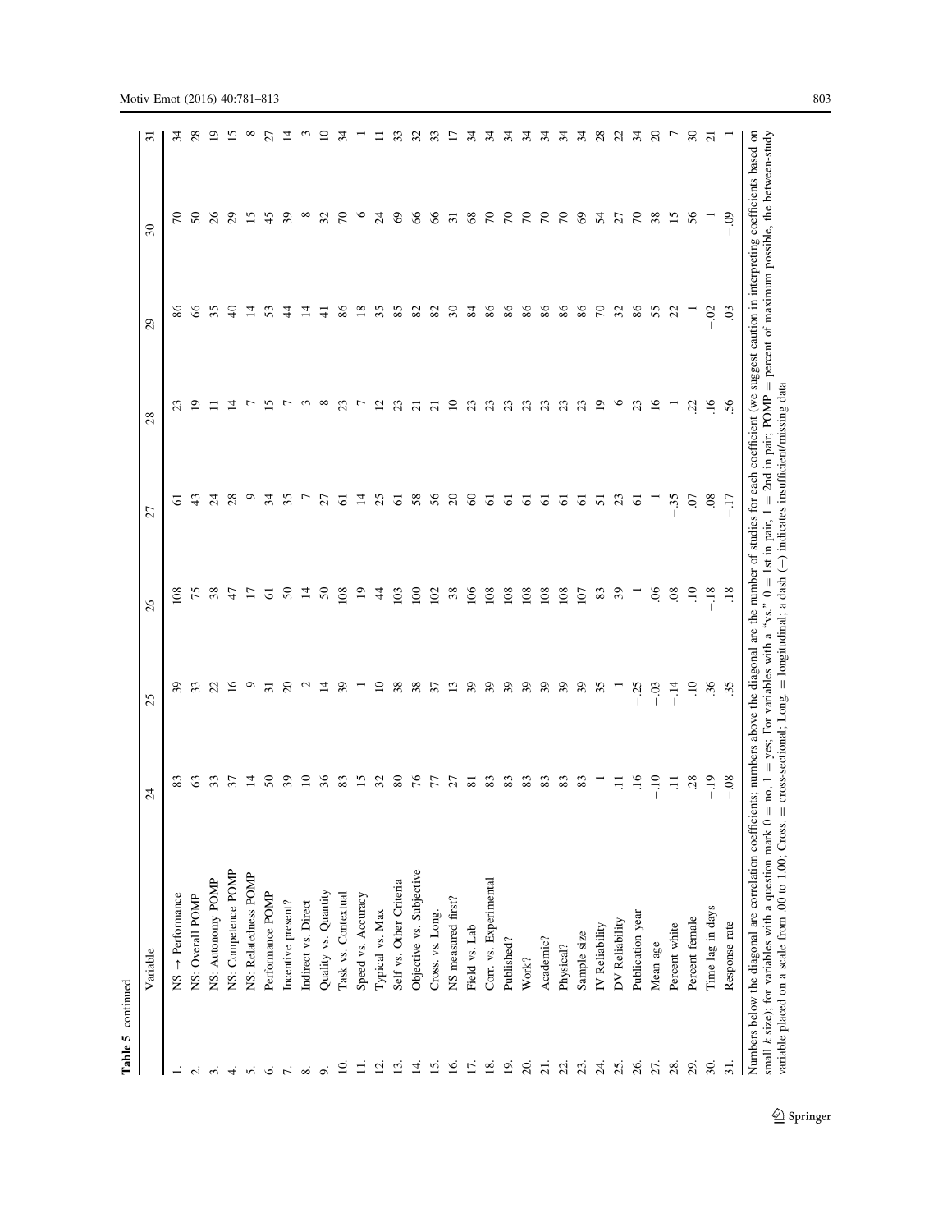**Table 5** continued

| | Variable | 24 | 25 | 26 | 27 | 28 | 29 | 30 | 31 |
|---|---|---|---|---|---|---|---|---|---|
| 1. | NS → Performance | 83 | 39 | 108 | 61 | 23 | 86 | 70 | 34 |
| 2. | NS: Overall POMP | 63 | 33 | 75 | 43 | 19 | 66 | 50 | 28 |
| 3. | NS: Autonomy POMP | 33 | 22 | 38 | 24 | 11 | 35 | 26 | 19 |
| 4. | NS: Competence POMP | 37 | 16 | 47 | 28 | 14 | 40 | 29 | 15 |
| 5. | NS: Relatedness POMP | 14 | 9 | 17 | 9 | 7 | 14 | 15 | 8 |
| 6. | Performance POMP | 50 | 31 | 61 | 34 | 15 | 53 | 45 | 27 |
| 7. | Incentive present? | 39 | 20 | 50 | 35 | 7 | 44 | 39 | 14 |
| 8. | Indirect vs. Direct | 10 | 2 | 14 | 7 | 3 | 14 | 8 | 3 |
| 9. | Quality vs. Quantity | 36 | 14 | 50 | 27 | 8 | 41 | 32 | 10 |
| 10. | Task vs. Contextual | 83 | 39 | 108 | 61 | 23 | 86 | 70 | 34 |
| 11. | Speed vs. Accuracy | 15 | 1 | 19 | 14 | 7 | 18 | 6 | 1 |
| 12. | Typical vs. Max | 32 | 10 | 44 | 25 | 12 | 35 | 24 | 11 |
| 13. | Self vs. Other Criteria | 80 | 38 | 103 | 61 | 23 | 85 | 69 | 33 |
| 14. | Objective vs. Subjective | 76 | 38 | 100 | 58 | 21 | 82 | 66 | 32 |
| 15. | Cross. vs. Long. | 77 | 37 | 102 | 56 | 21 | 82 | 66 | 33 |
| 16. | NS measured first? | 27 | 13 | 38 | 20 | 10 | 30 | 31 | 17 |
| 17. | Field vs. Lab | 81 | 39 | 106 | 60 | 23 | 84 | 68 | 34 |
| 18. | Corr. vs. Experimental | 83 | 39 | 108 | 61 | 23 | 86 | 70 | 34 |
| 19. | Published? | 83 | 39 | 108 | 61 | 23 | 86 | 70 | 34 |
| 20. | Work? | 83 | 39 | 108 | 61 | 23 | 86 | 70 | 34 |
| 21. | Academic? | 83 | 39 | 108 | 61 | 23 | 86 | 70 | 34 |
| 22. | Physical? | 83 | 39 | 108 | 61 | 23 | 86 | 70 | 34 |
| 23. | Sample size | 83 | 39 | 107 | 61 | 23 | 86 | 69 | 34 |
| 24. | IV Reliability | 1 | 35 | 83 | 51 | 19 | 70 | 54 | 28 |
| 25. | DV Reliability | .11 | 1 | 39 | 23 | 6 | 32 | 27 | 22 |
| 26. | Publication year | .16 | −.25 | 1 | 61 | 23 | 86 | 70 | 34 |
| 27. | Mean age | −.10 | −.03 | .06 | 1 | 16 | 55 | 38 | 20 |
| 28. | Percent white | .11 | −.14 | .08 | −.35 | 1 | 22 | 15 | 7 |
| 29. | Percent female | .28 | .10 | .10 | −.07 | −.22 | 1 | 56 | 30 |
| 30. | Time lag in days | −.19 | .36 | −.18 | .08 | .16 | −.02 | 1 | 21 |
| 31. | Response rate | −.08 | .35 | .18 | −.17 | .56 | .03 | −.09 | 1 |

Numbers below the diagonal are correlation coefficients; numbers above the diagonal are the number of studies for each coefficient (we suggest caution in interpreting coefficients based on small *k* size); for variables with a question mark 0 = no, 1 = yes; For variables with a "vs." 0 = 1st in pair, 1 = 2nd in pair; POMP = percent of maximum possible, the between-study variable placed on a scale from .00 to 1.00; Cross. = cross-sectional; Long. = longitudinal; a dash (–) indicates insufficient/missing data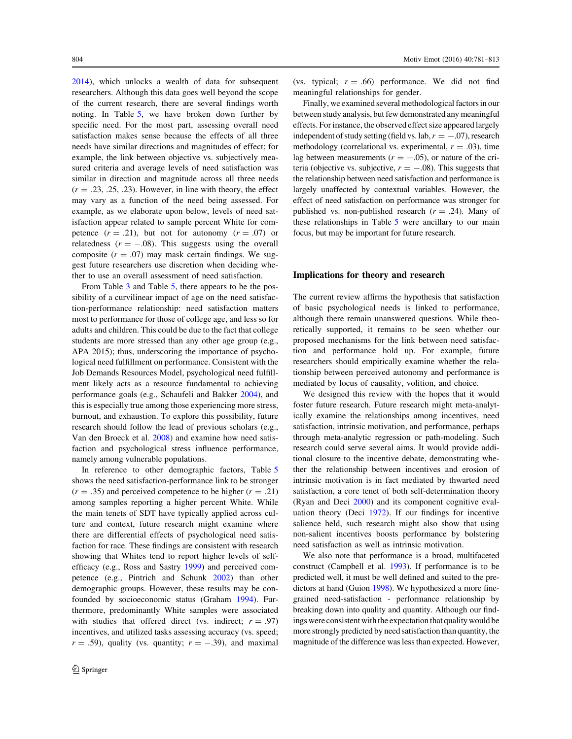2014), which unlocks a wealth of data for subsequent researchers. Although this data goes well beyond the scope of the current research, there are several findings worth noting. In Table 5, we have broken down further by specific need. For the most part, assessing overall need satisfaction makes sense because the effects of all three needs have similar directions and magnitudes of effect; for example, the link between objective vs. subjectively measured criteria and average levels of need satisfaction was similar in direction and magnitude across all three needs ($r = .23$, .25, .23). However, in line with theory, the effect may vary as a function of the need being assessed. For example, as we elaborate upon below, levels of need satisfaction appear related to sample percent White for competence ($r = .21$), but not for autonomy ($r = .07$) or relatedness ($r = -.08$). This suggests using the overall composite ($r = .07$) may mask certain findings. We suggest future researchers use discretion when deciding whether to use an overall assessment of need satisfaction.

From Table 3 and Table 5, there appears to be the possibility of a curvilinear impact of age on the need satisfaction-performance relationship: need satisfaction matters most to performance for those of college age, and less so for adults and children. This could be due to the fact that college students are more stressed than any other age group (e.g., APA 2015); thus, underscoring the importance of psychological need fulfillment on performance. Consistent with the Job Demands Resources Model, psychological need fulfillment likely acts as a resource fundamental to achieving performance goals (e.g., Schaufeli and Bakker 2004), and this is especially true among those experiencing more stress, burnout, and exhaustion. To explore this possibility, future research should follow the lead of previous scholars (e.g., Van den Broeck et al. 2008) and examine how need satisfaction and psychological stress influence performance, namely among vulnerable populations.

In reference to other demographic factors, Table 5 shows the need satisfaction-performance link to be stronger ($r = .35$) and perceived competence to be higher ($r = .21$) among samples reporting a higher percent White. While the main tenets of SDT have typically applied across culture and context, future research might examine where there are differential effects of psychological need satisfaction for race. These findings are consistent with research showing that Whites tend to report higher levels of self-efficacy (e.g., Ross and Sastry 1999) and perceived competence (e.g., Pintrich and Schunk 2002) than other demographic groups. However, these results may be confounded by socioeconomic status (Graham 1994). Furthermore, predominantly White samples were associated with studies that offered direct (vs. indirect; $r = .97$) incentives, and utilized tasks assessing accuracy (vs. speed; $r = .59$), quality (vs. quantity; $r = -.39$), and maximal (vs. typical; $r = .66$) performance. We did not find meaningful relationships for gender.

Finally, we examined several methodological factors in our between study analysis, but few demonstrated any meaningful effects. For instance, the observed effect size appeared largely independent of study setting (field vs. lab, $r = -.07$), research methodology (correlational vs. experimental, $r = .03$), time lag between measurements ($r = -.05$), or nature of the criteria (objective vs. subjective, $r = -.08$). This suggests that the relationship between need satisfaction and performance is largely unaffected by contextual variables. However, the effect of need satisfaction on performance was stronger for published vs. non-published research ($r = .24$). Many of these relationships in Table 5 were ancillary to our main focus, but may be important for future research.

## Implications for theory and research

The current review affirms the hypothesis that satisfaction of basic psychological needs is linked to performance, although there remain unanswered questions. While theoretically supported, it remains to be seen whether our proposed mechanisms for the link between need satisfaction and performance hold up. For example, future researchers should empirically examine whether the relationship between perceived autonomy and performance is mediated by locus of causality, volition, and choice.

We designed this review with the hopes that it would foster future research. Future research might meta-analytically examine the relationships among incentives, need satisfaction, intrinsic motivation, and performance, perhaps through meta-analytic regression or path-modeling. Such research could serve several aims. It would provide additional closure to the incentive debate, demonstrating whether the relationship between incentives and erosion of intrinsic motivation is in fact mediated by thwarted need satisfaction, a core tenet of both self-determination theory (Ryan and Deci 2000) and its component cognitive evaluation theory (Deci 1972). If our findings for incentive salience held, such research might also show that using non-salient incentives boosts performance by bolstering need satisfaction as well as intrinsic motivation.

We also note that performance is a broad, multifaceted construct (Campbell et al. 1993). If performance is to be predicted well, it must be well defined and suited to the predictors at hand (Guion 1998). We hypothesized a more fine-grained need-satisfaction - performance relationship by breaking down into quality and quantity. Although our findings were consistent with the expectation that quality would be more strongly predicted by need satisfaction than quantity, the magnitude of the difference was less than expected. However,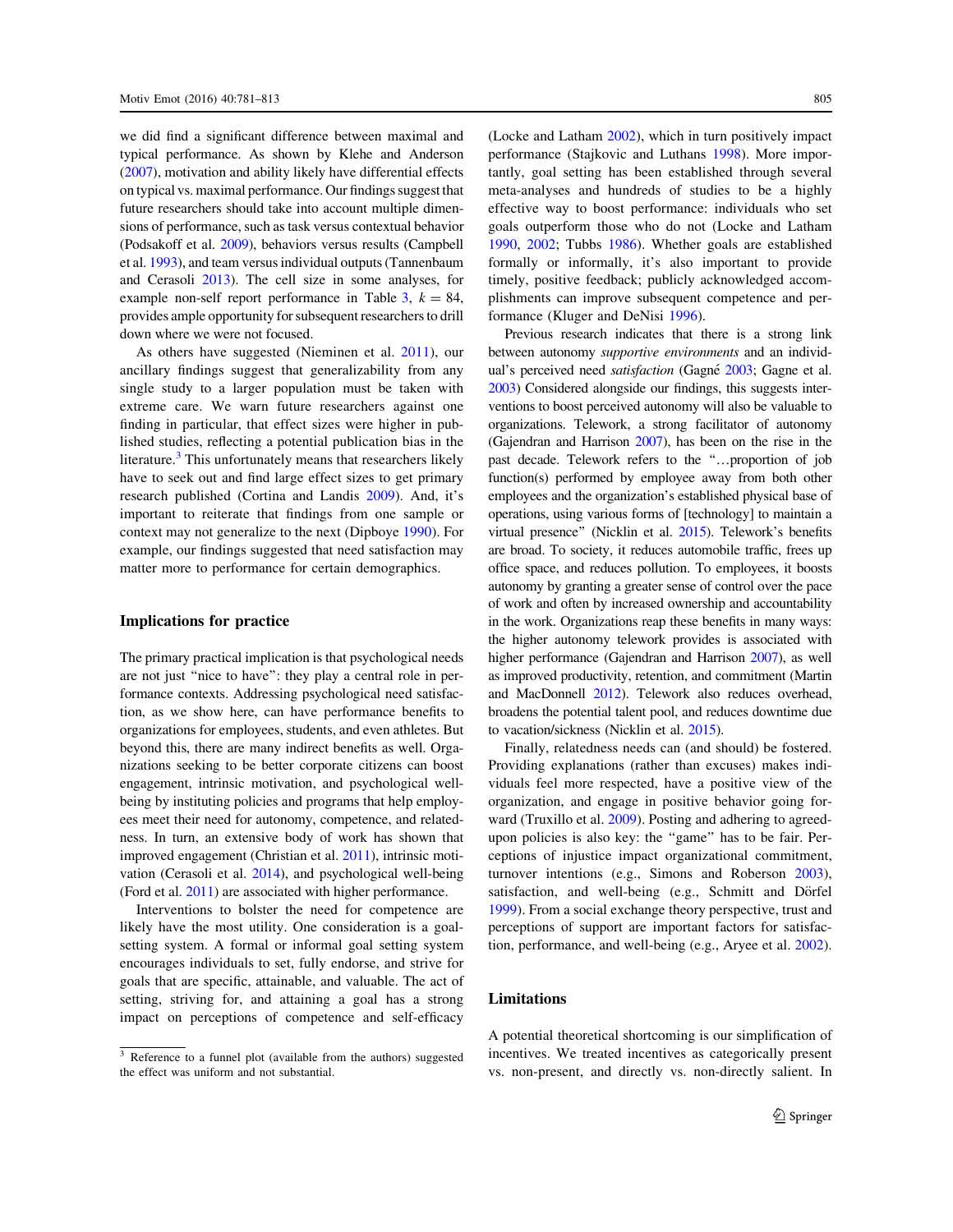we did find a significant difference between maximal and typical performance. As shown by Klehe and Anderson (2007), motivation and ability likely have differential effects on typical vs. maximal performance. Our findings suggest that future researchers should take into account multiple dimensions of performance, such as task versus contextual behavior (Podsakoff et al. 2009), behaviors versus results (Campbell et al. 1993), and team versus individual outputs (Tannenbaum and Cerasoli 2013). The cell size in some analyses, for example non-self report performance in Table 3, $k = 84$, provides ample opportunity for subsequent researchers to drill down where we were not focused.

As others have suggested (Nieminen et al. 2011), our ancillary findings suggest that generalizability from any single study to a larger population must be taken with extreme care. We warn future researchers against one finding in particular, that effect sizes were higher in published studies, reflecting a potential publication bias in the literature.[3] This unfortunately means that researchers likely have to seek out and find large effect sizes to get primary research published (Cortina and Landis 2009). And, it's important to reiterate that findings from one sample or context may not generalize to the next (Dipboye 1990). For example, our findings suggested that need satisfaction may matter more to performance for certain demographics.

## Implications for practice

The primary practical implication is that psychological needs are not just "nice to have": they play a central role in performance contexts. Addressing psychological need satisfaction, as we show here, can have performance benefits to organizations for employees, students, and even athletes. But beyond this, there are many indirect benefits as well. Organizations seeking to be better corporate citizens can boost engagement, intrinsic motivation, and psychological well-being by instituting policies and programs that help employees meet their need for autonomy, competence, and relatedness. In turn, an extensive body of work has shown that improved engagement (Christian et al. 2011), intrinsic motivation (Cerasoli et al. 2014), and psychological well-being (Ford et al. 2011) are associated with higher performance.

Interventions to bolster the need for competence are likely have the most utility. One consideration is a goal-setting system. A formal or informal goal setting system encourages individuals to set, fully endorse, and strive for goals that are specific, attainable, and valuable. The act of setting, striving for, and attaining a goal has a strong impact on perceptions of competence and self-efficacy (Locke and Latham 2002), which in turn positively impact performance (Stajkovic and Luthans 1998). More importantly, goal setting has been established through several meta-analyses and hundreds of studies to be a highly effective way to boost performance: individuals who set goals outperform those who do not (Locke and Latham 1990, 2002; Tubbs 1986). Whether goals are established formally or informally, it's also important to provide timely, positive feedback; publicly acknowledged accomplishments can improve subsequent competence and performance (Kluger and DeNisi 1996).

Previous research indicates that there is a strong link between autonomy *supportive environments* and an individual's perceived need *satisfaction* (Gagné 2003; Gagne et al. 2003) Considered alongside our findings, this suggests interventions to boost perceived autonomy will also be valuable to organizations. Telework, a strong facilitator of autonomy (Gajendran and Harrison 2007), has been on the rise in the past decade. Telework refers to the "…proportion of job function(s) performed by employee away from both other employees and the organization's established physical base of operations, using various forms of [technology] to maintain a virtual presence" (Nicklin et al. 2015). Telework's benefits are broad. To society, it reduces automobile traffic, frees up office space, and reduces pollution. To employees, it boosts autonomy by granting a greater sense of control over the pace of work and often by increased ownership and accountability in the work. Organizations reap these benefits in many ways: the higher autonomy telework provides is associated with higher performance (Gajendran and Harrison 2007), as well as improved productivity, retention, and commitment (Martin and MacDonnell 2012). Telework also reduces overhead, broadens the potential talent pool, and reduces downtime due to vacation/sickness (Nicklin et al. 2015).

Finally, relatedness needs can (and should) be fostered. Providing explanations (rather than excuses) makes individuals feel more respected, have a positive view of the organization, and engage in positive behavior going forward (Truxillo et al. 2009). Posting and adhering to agreed-upon policies is also key: the "game" has to be fair. Perceptions of injustice impact organizational commitment, turnover intentions (e.g., Simons and Roberson 2003), satisfaction, and well-being (e.g., Schmitt and Dörfel 1999). From a social exchange theory perspective, trust and perceptions of support are important factors for satisfaction, performance, and well-being (e.g., Aryee et al. 2002).

## Limitations

A potential theoretical shortcoming is our simplification of incentives. We treated incentives as categorically present vs. non-present, and directly vs. non-directly salient. In

[3] Reference to a funnel plot (available from the authors) suggested the effect was uniform and not substantial.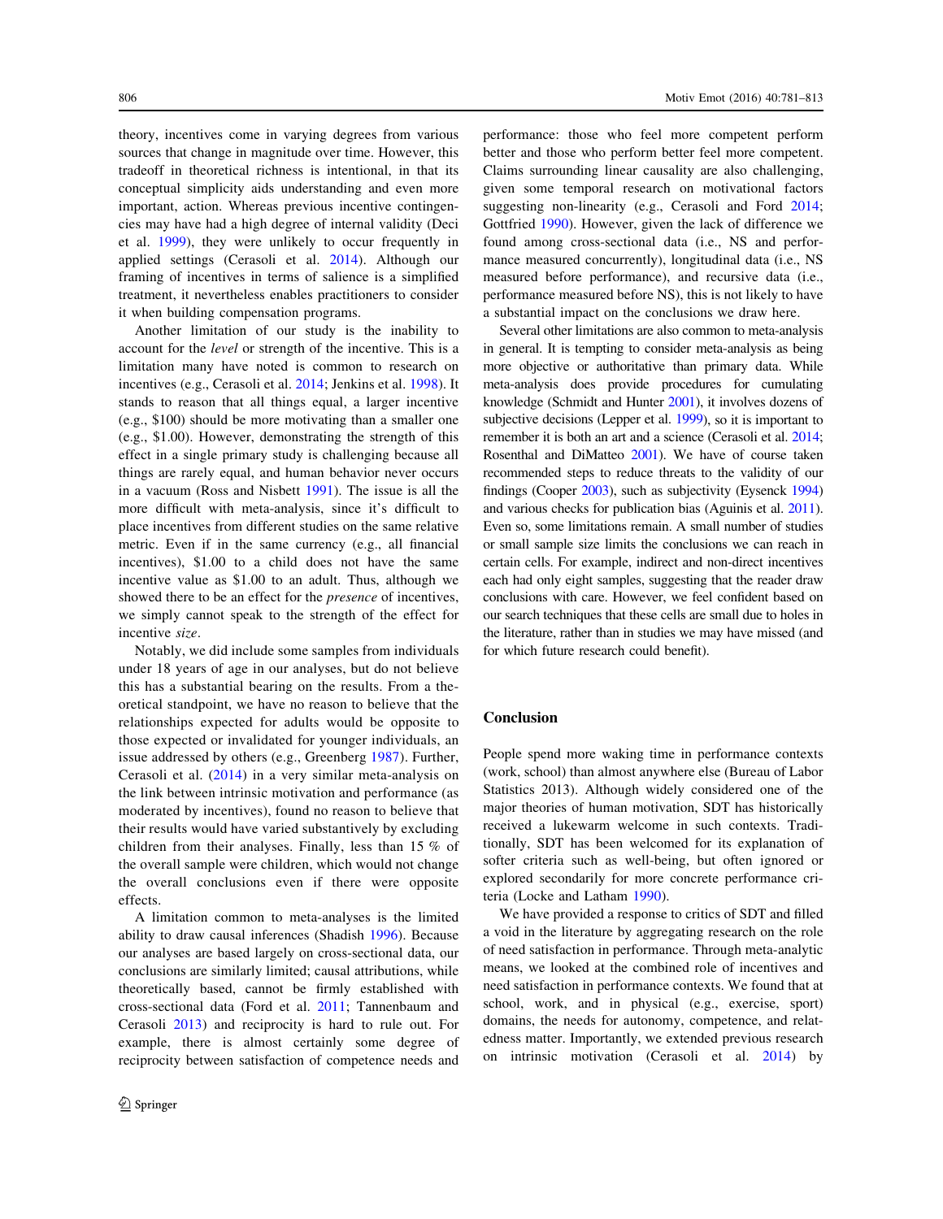theory, incentives come in varying degrees from various sources that change in magnitude over time. However, this tradeoff in theoretical richness is intentional, in that its conceptual simplicity aids understanding and even more important, action. Whereas previous incentive contingencies may have had a high degree of internal validity (Deci et al. 1999), they were unlikely to occur frequently in applied settings (Cerasoli et al. 2014). Although our framing of incentives in terms of salience is a simplified treatment, it nevertheless enables practitioners to consider it when building compensation programs.

Another limitation of our study is the inability to account for the *level* or strength of the incentive. This is a limitation many have noted is common to research on incentives (e.g., Cerasoli et al. 2014; Jenkins et al. 1998). It stands to reason that all things equal, a larger incentive (e.g., \$100) should be more motivating than a smaller one (e.g., \$1.00). However, demonstrating the strength of this effect in a single primary study is challenging because all things are rarely equal, and human behavior never occurs in a vacuum (Ross and Nisbett 1991). The issue is all the more difficult with meta-analysis, since it's difficult to place incentives from different studies on the same relative metric. Even if in the same currency (e.g., all financial incentives), \$1.00 to a child does not have the same incentive value as \$1.00 to an adult. Thus, although we showed there to be an effect for the *presence* of incentives, we simply cannot speak to the strength of the effect for incentive *size*.

Notably, we did include some samples from individuals under 18 years of age in our analyses, but do not believe this has a substantial bearing on the results. From a theoretical standpoint, we have no reason to believe that the relationships expected for adults would be opposite to those expected or invalidated for younger individuals, an issue addressed by others (e.g., Greenberg 1987). Further, Cerasoli et al. (2014) in a very similar meta-analysis on the link between intrinsic motivation and performance (as moderated by incentives), found no reason to believe that their results would have varied substantively by excluding children from their analyses. Finally, less than 15 % of the overall sample were children, which would not change the overall conclusions even if there were opposite effects.

A limitation common to meta-analyses is the limited ability to draw causal inferences (Shadish 1996). Because our analyses are based largely on cross-sectional data, our conclusions are similarly limited; causal attributions, while theoretically based, cannot be firmly established with cross-sectional data (Ford et al. 2011; Tannenbaum and Cerasoli 2013) and reciprocity is hard to rule out. For example, there is almost certainly some degree of reciprocity between satisfaction of competence needs and performance: those who feel more competent perform better and those who perform better feel more competent. Claims surrounding linear causality are also challenging, given some temporal research on motivational factors suggesting non-linearity (e.g., Cerasoli and Ford 2014; Gottfried 1990). However, given the lack of difference we found among cross-sectional data (i.e., NS and performance measured concurrently), longitudinal data (i.e., NS measured before performance), and recursive data (i.e., performance measured before NS), this is not likely to have a substantial impact on the conclusions we draw here.

Several other limitations are also common to meta-analysis in general. It is tempting to consider meta-analysis as being more objective or authoritative than primary data. While meta-analysis does provide procedures for cumulating knowledge (Schmidt and Hunter 2001), it involves dozens of subjective decisions (Lepper et al. 1999), so it is important to remember it is both an art and a science (Cerasoli et al. 2014; Rosenthal and DiMatteo 2001). We have of course taken recommended steps to reduce threats to the validity of our findings (Cooper 2003), such as subjectivity (Eysenck 1994) and various checks for publication bias (Aguinis et al. 2011). Even so, some limitations remain. A small number of studies or small sample size limits the conclusions we can reach in certain cells. For example, indirect and non-direct incentives each had only eight samples, suggesting that the reader draw conclusions with care. However, we feel confident based on our search techniques that these cells are small due to holes in the literature, rather than in studies we may have missed (and for which future research could benefit).

## Conclusion

People spend more waking time in performance contexts (work, school) than almost anywhere else (Bureau of Labor Statistics 2013). Although widely considered one of the major theories of human motivation, SDT has historically received a lukewarm welcome in such contexts. Traditionally, SDT has been welcomed for its explanation of softer criteria such as well-being, but often ignored or explored secondarily for more concrete performance criteria (Locke and Latham 1990).

We have provided a response to critics of SDT and filled a void in the literature by aggregating research on the role of need satisfaction in performance. Through meta-analytic means, we looked at the combined role of incentives and need satisfaction in performance contexts. We found that at school, work, and in physical (e.g., exercise, sport) domains, the needs for autonomy, competence, and relatedness matter. Importantly, we extended previous research on intrinsic motivation (Cerasoli et al. 2014) by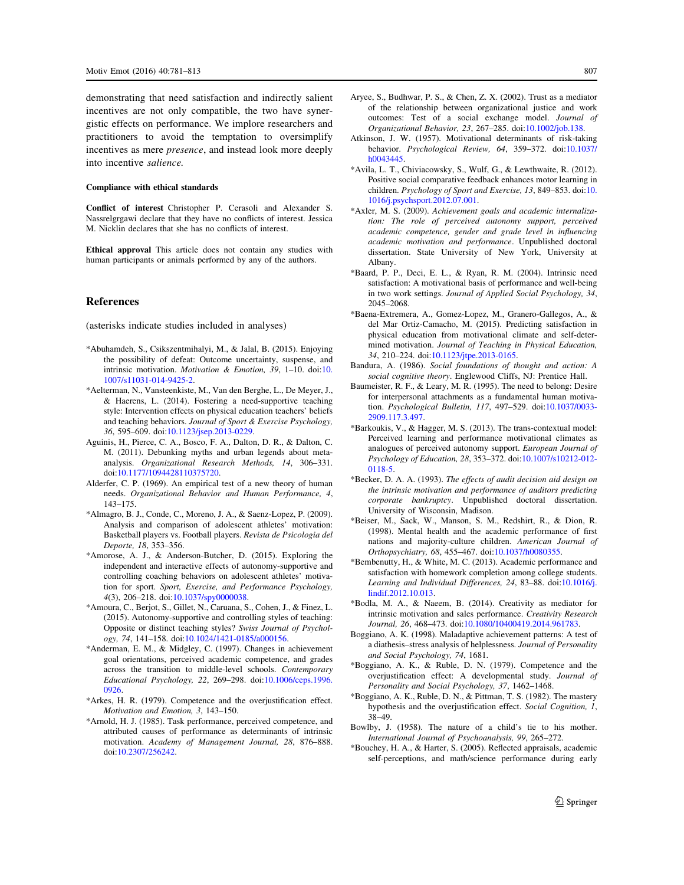demonstrating that need satisfaction and indirectly salient incentives are not only compatible, the two have synergistic effects on performance. We implore researchers and practitioners to avoid the temptation to oversimplify incentives as mere *presence*, and instead look more deeply into incentive *salience*.

#### Compliance with ethical standards

**Conflict of interest** Christopher P. Cerasoli and Alexander S. Nassrelgrgawi declare that they have no conflicts of interest. Jessica M. Nicklin declares that she has no conflicts of interest.

**Ethical approval** This article does not contain any studies with human participants or animals performed by any of the authors.

## References

(asterisks indicate studies included in analyses)

*Abuhamdeh, S., Csikszentmihalyi, M., & Jalal, B. (2015). Enjoying the possibility of defeat: Outcome uncertainty, suspense, and intrinsic motivation. *Motivation & Emotion, 39*, 1–10. doi:10.1007/s11031-014-9425-2.

*Aelterman, N., Vansteenkiste, M., Van den Berghe, L., De Meyer, J., & Haerens, L. (2014). Fostering a need-supportive teaching style: Intervention effects on physical education teachers' beliefs and teaching behaviors. *Journal of Sport & Exercise Psychology, 36*, 595–609. doi:10.1123/jsep.2013-0229.

Aguinis, H., Pierce, C. A., Bosco, F. A., Dalton, D. R., & Dalton, C. M. (2011). Debunking myths and urban legends about meta-analysis. *Organizational Research Methods, 14*, 306–331. doi:10.1177/1094428110375720.

Alderfer, C. P. (1969). An empirical test of a new theory of human needs. *Organizational Behavior and Human Performance, 4*, 143–175.

*Almagro, B. J., Conde, C., Moreno, J. A., & Saenz-Lopez, P. (2009). Analysis and comparison of adolescent athletes' motivation: Basketball players vs. Football players. *Revista de Psicologia del Deporte, 18*, 353–356.

*Amorose, A. J., & Anderson-Butcher, D. (2015). Exploring the independent and interactive effects of autonomy-supportive and controlling coaching behaviors on adolescent athletes' motivation for sport. *Sport, Exercise, and Performance Psychology, 4*(3), 206–218. doi:10.1037/spy0000038.

*Amoura, C., Berjot, S., Gillet, N., Caruana, S., Cohen, J., & Finez, L. (2015). Autonomy-supportive and controlling styles of teaching: Opposite or distinct teaching styles? *Swiss Journal of Psychology, 74*, 141–158. doi:10.1024/1421-0185/a000156.

*Anderman, E. M., & Midgley, C. (1997). Changes in achievement goal orientations, perceived academic competence, and grades across the transition to middle-level schools. *Contemporary Educational Psychology, 22*, 269–298. doi:10.1006/ceps.1996.0926.

*Arkes, H. R. (1979). Competence and the overjustification effect. *Motivation and Emotion, 3*, 143–150.

*Arnold, H. J. (1985). Task performance, perceived competence, and attributed causes of performance as determinants of intrinsic motivation. *Academy of Management Journal, 28*, 876–888. doi:10.2307/256242.

Aryee, S., Budhwar, P. S., & Chen, Z. X. (2002). Trust as a mediator of the relationship between organizational justice and work outcomes: Test of a social exchange model. *Journal of Organizational Behavior, 23*, 267–285. doi:10.1002/job.138.

Atkinson, J. W. (1957). Motivational determinants of risk-taking behavior. *Psychological Review, 64*, 359–372. doi:10.1037/h0043445.

*Avila, L. T., Chiviacowsky, S., Wulf, G., & Lewthwaite, R. (2012). Positive social comparative feedback enhances motor learning in children. *Psychology of Sport and Exercise, 13*, 849–853. doi:10.1016/j.psychsport.2012.07.001.

*Axler, M. S. (2009). *Achievement goals and academic internalization: The role of perceived autonomy support, perceived academic competence, gender and grade level in influencing academic motivation and performance*. Unpublished doctoral dissertation. State University of New York, University at Albany.

*Baard, P. P., Deci, E. L., & Ryan, R. M. (2004). Intrinsic need satisfaction: A motivational basis of performance and well-being in two work settings. *Journal of Applied Social Psychology, 34*, 2045–2068.

*Baena-Extremera, A., Gomez-Lopez, M., Granero-Gallegos, A., & del Mar Ortiz-Camacho, M. (2015). Predicting satisfaction in physical education from motivational climate and self-determined motivation. *Journal of Teaching in Physical Education, 34*, 210–224. doi:10.1123/jtpe.2013-0165.

Bandura, A. (1986). *Social foundations of thought and action: A social cognitive theory*. Englewood Cliffs, NJ: Prentice Hall.

Baumeister, R. F., & Leary, M. R. (1995). The need to belong: Desire for interpersonal attachments as a fundamental human motivation. *Psychological Bulletin, 117*, 497–529. doi:10.1037/0033-2909.117.3.497.

*Barkoukis, V., & Hagger, M. S. (2013). The trans-contextual model: Perceived learning and performance motivational climates as analogues of perceived autonomy support. *European Journal of Psychology of Education, 28*, 353–372. doi:10.1007/s10212-012-0118-5.

*Becker, D. A. A. (1993). *The effects of audit decision aid design on the intrinsic motivation and performance of auditors predicting corporate bankruptcy*. Unpublished doctoral dissertation. University of Wisconsin, Madison.

*Beiser, M., Sack, W., Manson, S. M., Redshirt, R., & Dion, R. (1998). Mental health and the academic performance of first nations and majority-culture children. *American Journal of Orthopsychiatry, 68*, 455–467. doi:10.1037/h0080355.

*Bembenutty, H., & White, M. C. (2013). Academic performance and satisfaction with homework completion among college students. *Learning and Individual Differences, 24*, 83–88. doi:10.1016/j.lindif.2012.10.013.

*Bodla, M. A., & Naeem, B. (2014). Creativity as mediator for intrinsic motivation and sales performance. *Creativity Research Journal, 26*, 468–473. doi:10.1080/10400419.2014.961783.

Boggiano, A. K. (1998). Maladaptive achievement patterns: A test of a diathesis–stress analysis of helplessness. *Journal of Personality and Social Psychology, 74*, 1681.

*Boggiano, A. K., & Ruble, D. N. (1979). Competence and the overjustification effect: A developmental study. *Journal of Personality and Social Psychology, 37*, 1462–1468.

*Boggiano, A. K., Ruble, D. N., & Pittman, T. S. (1982). The mastery hypothesis and the overjustification effect. *Social Cognition, 1*, 38–49.

Bowlby, J. (1958). The nature of a child's tie to his mother. *International Journal of Psychoanalysis, 99*, 265–272.

*Bouchey, H. A., & Harter, S. (2005). Reflected appraisals, academic self-perceptions, and math/science performance during early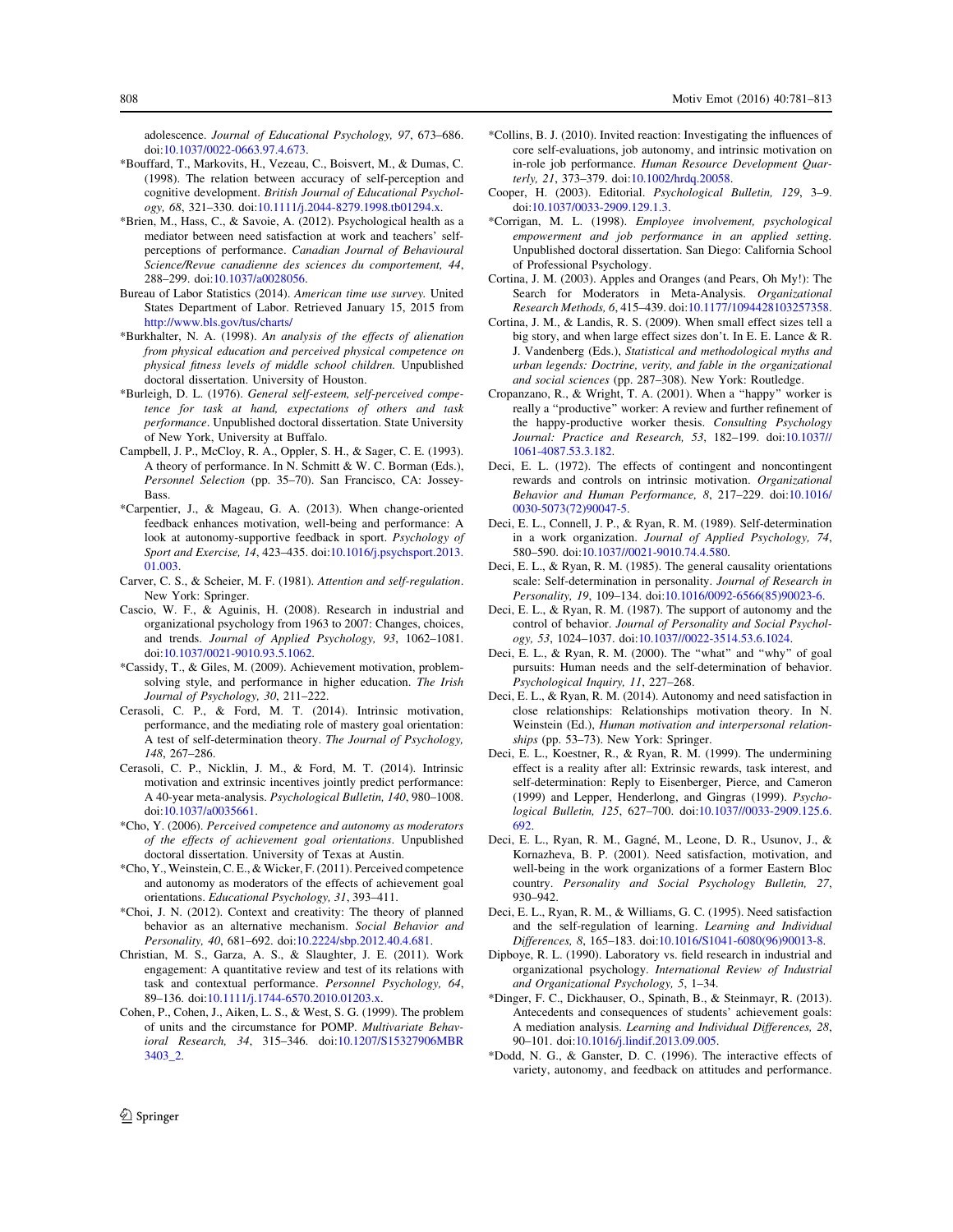adolescence. *Journal of Educational Psychology, 97*, 673–686. doi:10.1037/0022-0663.97.4.673.

*Bouffard, T., Markovits, H., Vezeau, C., Boisvert, M., & Dumas, C. (1998). The relation between accuracy of self-perception and cognitive development. *British Journal of Educational Psychology, 68*, 321–330. doi:10.1111/j.2044-8279.1998.tb01294.x.

*Brien, M., Hass, C., & Savoie, A. (2012). Psychological health as a mediator between need satisfaction at work and teachers' self-perceptions of performance. *Canadian Journal of Behavioural Science/Revue canadienne des sciences du comportement, 44*, 288–299. doi:10.1037/a0028056.

Bureau of Labor Statistics (2014). *American time use survey*. United States Department of Labor. Retrieved January 15, 2015 from http://www.bls.gov/tus/charts/

*Burkhalter, N. A. (1998). *An analysis of the effects of alienation from physical education and perceived physical competence on physical fitness levels of middle school children*. Unpublished doctoral dissertation. University of Houston.

*Burleigh, D. L. (1976). *General self-esteem, self-perceived competence for task at hand, expectations of others and task performance*. Unpublished doctoral dissertation. State University of New York, University at Buffalo.

Campbell, J. P., McCloy, R. A., Oppler, S. H., & Sager, C. E. (1993). A theory of performance. In N. Schmitt & W. C. Borman (Eds.), *Personnel Selection* (pp. 35–70). San Francisco, CA: Jossey-Bass.

*Carpentier, J., & Mageau, G. A. (2013). When change-oriented feedback enhances motivation, well-being and performance: A look at autonomy-supportive feedback in sport. *Psychology of Sport and Exercise, 14*, 423–435. doi:10.1016/j.psychsport.2013.01.003.

Carver, C. S., & Scheier, M. F. (1981). *Attention and self-regulation*. New York: Springer.

Cascio, W. F., & Aguinis, H. (2008). Research in industrial and organizational psychology from 1963 to 2007: Changes, choices, and trends. *Journal of Applied Psychology, 93*, 1062–1081. doi:10.1037/0021-9010.93.5.1062.

*Cassidy, T., & Giles, M. (2009). Achievement motivation, problem-solving style, and performance in higher education. *The Irish Journal of Psychology, 30*, 211–222.

Cerasoli, C. P., & Ford, M. T. (2014). Intrinsic motivation, performance, and the mediating role of mastery goal orientation: A test of self-determination theory. *The Journal of Psychology, 148*, 267–286.

Cerasoli, C. P., Nicklin, J. M., & Ford, M. T. (2014). Intrinsic motivation and extrinsic incentives jointly predict performance: A 40-year meta-analysis. *Psychological Bulletin, 140*, 980–1008. doi:10.1037/a0035661.

*Cho, Y. (2006). *Perceived competence and autonomy as moderators of the effects of achievement goal orientations*. Unpublished doctoral dissertation. University of Texas at Austin.

*Cho, Y., Weinstein, C. E., & Wicker, F. (2011). Perceived competence and autonomy as moderators of the effects of achievement goal orientations. *Educational Psychology, 31*, 393–411.

*Choi, J. N. (2012). Context and creativity: The theory of planned behavior as an alternative mechanism. *Social Behavior and Personality, 40*, 681–692. doi:10.2224/sbp.2012.40.4.681.

Christian, M. S., Garza, A. S., & Slaughter, J. E. (2011). Work engagement: A quantitative review and test of its relations with task and contextual performance. *Personnel Psychology, 64*, 89–136. doi:10.1111/j.1744-6570.2010.01203.x.

Cohen, P., Cohen, J., Aiken, L. S., & West, S. G. (1999). The problem of units and the circumstance for POMP. *Multivariate Behavioral Research, 34*, 315–346. doi:10.1207/S15327906MBR3403_2.

*Collins, B. J. (2010). Invited reaction: Investigating the influences of core self-evaluations, job autonomy, and intrinsic motivation on in-role job performance. *Human Resource Development Quarterly, 21*, 373–379. doi:10.1002/hrdq.20058.

Cooper, H. (2003). Editorial. *Psychological Bulletin, 129*, 3–9. doi:10.1037/0033-2909.129.1.3.

*Corrigan, M. L. (1998). *Employee involvement, psychological empowerment and job performance in an applied setting*. Unpublished doctoral dissertation. San Diego: California School of Professional Psychology.

Cortina, J. M. (2003). Apples and Oranges (and Pears, Oh My!): The Search for Moderators in Meta-Analysis. *Organizational Research Methods, 6*, 415–439. doi:10.1177/1094428103257358.

Cortina, J. M., & Landis, R. S. (2009). When small effect sizes tell a big story, and when large effect sizes don't. In E. E. Lance & R. J. Vandenberg (Eds.), *Statistical and methodological myths and urban legends: Doctrine, verity, and fable in the organizational and social sciences* (pp. 287–308). New York: Routledge.

Cropanzano, R., & Wright, T. A. (2001). When a "happy" worker is really a "productive" worker: A review and further refinement of the happy-productive worker thesis. *Consulting Psychology Journal: Practice and Research, 53*, 182–199. doi:10.1037//1061-4087.53.3.182.

Deci, E. L. (1972). The effects of contingent and noncontingent rewards and controls on intrinsic motivation. *Organizational Behavior and Human Performance, 8*, 217–229. doi:10.1016/0030-5073(72)90047-5.

Deci, E. L., Connell, J. P., & Ryan, R. M. (1989). Self-determination in a work organization. *Journal of Applied Psychology, 74*, 580–590. doi:10.1037//0021-9010.74.4.580.

Deci, E. L., & Ryan, R. M. (1985). The general causality orientations scale: Self-determination in personality. *Journal of Research in Personality, 19*, 109–134. doi:10.1016/0092-6566(85)90023-6.

Deci, E. L., & Ryan, R. M. (1987). The support of autonomy and the control of behavior. *Journal of Personality and Social Psychology, 53*, 1024–1037. doi:10.1037//0022-3514.53.6.1024.

Deci, E. L., & Ryan, R. M. (2000). The "what" and "why" of goal pursuits: Human needs and the self-determination of behavior. *Psychological Inquiry, 11*, 227–268.

Deci, E. L., & Ryan, R. M. (2014). Autonomy and need satisfaction in close relationships: Relationships motivation theory. In N. Weinstein (Ed.), *Human motivation and interpersonal relationships* (pp. 53–73). New York: Springer.

Deci, E. L., Koestner, R., & Ryan, R. M. (1999). The undermining effect is a reality after all: Extrinsic rewards, task interest, and self-determination: Reply to Eisenberger, Pierce, and Cameron (1999) and Lepper, Henderlong, and Gingras (1999). *Psychological Bulletin, 125*, 627–700. doi:10.1037//0033-2909.125.6.692.

Deci, E. L., Ryan, R. M., Gagné, M., Leone, D. R., Usunov, J., & Kornazheva, B. P. (2001). Need satisfaction, motivation, and well-being in the work organizations of a former Eastern Bloc country. *Personality and Social Psychology Bulletin, 27*, 930–942.

Deci, E. L., Ryan, R. M., & Williams, G. C. (1995). Need satisfaction and the self-regulation of learning. *Learning and Individual Differences, 8*, 165–183. doi:10.1016/S1041-6080(96)90013-8.

Dipboye, R. L. (1990). Laboratory vs. field research in industrial and organizational psychology. *International Review of Industrial and Organizational Psychology, 5*, 1–34.

*Dinger, F. C., Dickhauser, O., Spinath, B., & Steinmayr, R. (2013). Antecedents and consequences of students' achievement goals: A mediation analysis. *Learning and Individual Differences, 28*, 90–101. doi:10.1016/j.lindif.2013.09.005.

*Dodd, N. G., & Ganster, D. C. (1996). The interactive effects of variety, autonomy, and feedback on attitudes and performance.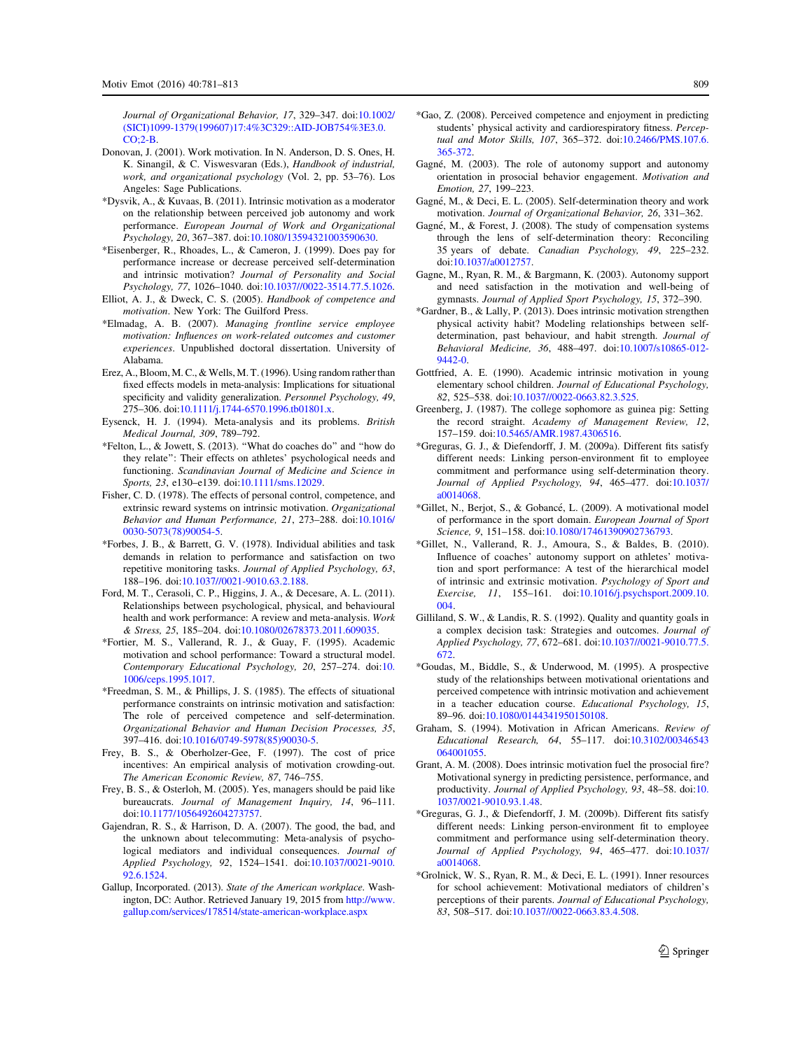*Journal of Organizational Behavior, 17*, 329–347. doi:10.1002/(SICI)1099-1379(199607)17:4%3C329::AID-JOB754%3E3.0.CO;2-B.

Donovan, J. (2001). Work motivation. In N. Anderson, D. S. Ones, H. K. Sinangil, & C. Viswesvaran (Eds.), *Handbook of industrial, work, and organizational psychology* (Vol. 2, pp. 53–76). Los Angeles: Sage Publications.

*Dysvik, A., & Kuvaas, B. (2011). Intrinsic motivation as a moderator on the relationship between perceived job autonomy and work performance. *European Journal of Work and Organizational Psychology, 20*, 367–387. doi:10.1080/13594321003590630.

*Eisenberger, R., Rhoades, L., & Cameron, J. (1999). Does pay for performance increase or decrease perceived self-determination and intrinsic motivation? *Journal of Personality and Social Psychology, 77*, 1026–1040. doi:10.1037//0022-3514.77.5.1026.

Elliot, A. J., & Dweck, C. S. (2005). *Handbook of competence and motivation*. New York: The Guilford Press.

*Elmadag, A. B. (2007). *Managing frontline service employee motivation: Influences on work-related outcomes and customer experiences*. Unpublished doctoral dissertation. University of Alabama.

Erez, A., Bloom, M. C., & Wells, M. T. (1996). Using random rather than fixed effects models in meta-analysis: Implications for situational specificity and validity generalization. *Personnel Psychology, 49*, 275–306. doi:10.1111/j.1744-6570.1996.tb01801.x.

Eysenck, H. J. (1994). Meta-analysis and its problems. *British Medical Journal, 309*, 789–792.

*Felton, L., & Jowett, S. (2013). "What do coaches do" and "how do they relate": Their effects on athletes' psychological needs and functioning. *Scandinavian Journal of Medicine and Science in Sports, 23*, e130–e139. doi:10.1111/sms.12029.

Fisher, C. D. (1978). The effects of personal control, competence, and extrinsic reward systems on intrinsic motivation. *Organizational Behavior and Human Performance, 21*, 273–288. doi:10.1016/0030-5073(78)90054-5.

*Forbes, J. B., & Barrett, G. V. (1978). Individual abilities and task demands in relation to performance and satisfaction on two repetitive monitoring tasks. *Journal of Applied Psychology, 63*, 188–196. doi:10.1037//0021-9010.63.2.188.

Ford, M. T., Cerasoli, C. P., Higgins, J. A., & Decesare, A. L. (2011). Relationships between psychological, physical, and behavioural health and work performance: A review and meta-analysis. *Work & Stress, 25*, 185–204. doi:10.1080/02678373.2011.609035.

*Fortier, M. S., Vallerand, R. J., & Guay, F. (1995). Academic motivation and school performance: Toward a structural model. *Contemporary Educational Psychology, 20*, 257–274. doi:10.1006/ceps.1995.1017.

*Freedman, S. M., & Phillips, J. S. (1985). The effects of situational performance constraints on intrinsic motivation and satisfaction: The role of perceived competence and self-determination. *Organizational Behavior and Human Decision Processes, 35*, 397–416. doi:10.1016/0749-5978(85)90030-5.

Frey, B. S., & Oberholzer-Gee, F. (1997). The cost of price incentives: An empirical analysis of motivation crowding-out. *The American Economic Review, 87*, 746–755.

Frey, B. S., & Osterloh, M. (2005). Yes, managers should be paid like bureaucrats. *Journal of Management Inquiry, 14*, 96–111. doi:10.1177/1056492604273757.

Gajendran, R. S., & Harrison, D. A. (2007). The good, the bad, and the unknown about telecommuting: Meta-analysis of psychological mediators and individual consequences. *Journal of Applied Psychology, 92*, 1524–1541. doi:10.1037/0021-9010.92.6.1524.

Gallup, Incorporated. (2013). *State of the American workplace*. Washington, DC: Author. Retrieved January 19, 2015 from http://www.gallup.com/services/178514/state-american-workplace.aspx

*Gao, Z. (2008). Perceived competence and enjoyment in predicting students' physical activity and cardiorespiratory fitness. *Perceptual and Motor Skills, 107*, 365–372. doi:10.2466/PMS.107.6.365-372.

Gagné, M. (2003). The role of autonomy support and autonomy orientation in prosocial behavior engagement. *Motivation and Emotion, 27*, 199–223.

Gagné, M., & Deci, E. L. (2005). Self-determination theory and work motivation. *Journal of Organizational Behavior, 26*, 331–362.

Gagné, M., & Forest, J. (2008). The study of compensation systems through the lens of self-determination theory: Reconciling 35 years of debate. *Canadian Psychology, 49*, 225–232. doi:10.1037/a0012757.

Gagne, M., Ryan, R. M., & Bargmann, K. (2003). Autonomy support and need satisfaction in the motivation and well-being of gymnasts. *Journal of Applied Sport Psychology, 15*, 372–390.

*Gardner, B., & Lally, P. (2013). Does intrinsic motivation strengthen physical activity habit? Modeling relationships between self-determination, past behaviour, and habit strength. *Journal of Behavioral Medicine, 36*, 488–497. doi:10.1007/s10865-012-9442-0.

Gottfried, A. E. (1990). Academic intrinsic motivation in young elementary school children. *Journal of Educational Psychology, 82*, 525–538. doi:10.1037//0022-0663.82.3.525.

Greenberg, J. (1987). The college sophomore as guinea pig: Setting the record straight. *Academy of Management Review, 12*, 157–159. doi:10.5465/AMR.1987.4306516.

*Greguras, G. J., & Diefendorff, J. M. (2009a). Different fits satisfy different needs: Linking person-environment fit to employee commitment and performance using self-determination theory. *Journal of Applied Psychology, 94*, 465–477. doi:10.1037/a0014068.

*Gillet, N., Berjot, S., & Gobancé, L. (2009). A motivational model of performance in the sport domain. *European Journal of Sport Science, 9*, 151–158. doi:10.1080/17461390902736793.

*Gillet, N., Vallerand, R. J., Amoura, S., & Baldes, B. (2010). Influence of coaches' autonomy support on athletes' motivation and sport performance: A test of the hierarchical model of intrinsic and extrinsic motivation. *Psychology of Sport and Exercise, 11*, 155–161. doi:10.1016/j.psychsport.2009.10.004.

Gilliland, S. W., & Landis, R. S. (1992). Quality and quantity goals in a complex decision task: Strategies and outcomes. *Journal of Applied Psychology, 77*, 672–681. doi:10.1037//0021-9010.77.5.672.

*Goudas, M., Biddle, S., & Underwood, M. (1995). A prospective study of the relationships between motivational orientations and perceived competence with intrinsic motivation and achievement in a teacher education course. *Educational Psychology, 15*, 89–96. doi:10.1080/0144341950150108.

Graham, S. (1994). Motivation in African Americans. *Review of Educational Research, 64*, 55–117. doi:10.3102/00346543064001055.

Grant, A. M. (2008). Does intrinsic motivation fuel the prosocial fire? Motivational synergy in predicting persistence, performance, and productivity. *Journal of Applied Psychology, 93*, 48–58. doi:10.1037/0021-9010.93.1.48.

*Greguras, G. J., & Diefendorff, J. M. (2009b). Different fits satisfy different needs: Linking person-environment fit to employee commitment and performance using self-determination theory. *Journal of Applied Psychology, 94*, 465–477. doi:10.1037/a0014068.

*Grolnick, W. S., Ryan, R. M., & Deci, E. L. (1991). Inner resources for school achievement: Motivational mediators of children's perceptions of their parents. *Journal of Educational Psychology, 83*, 508–517. doi:10.1037//0022-0663.83.4.508.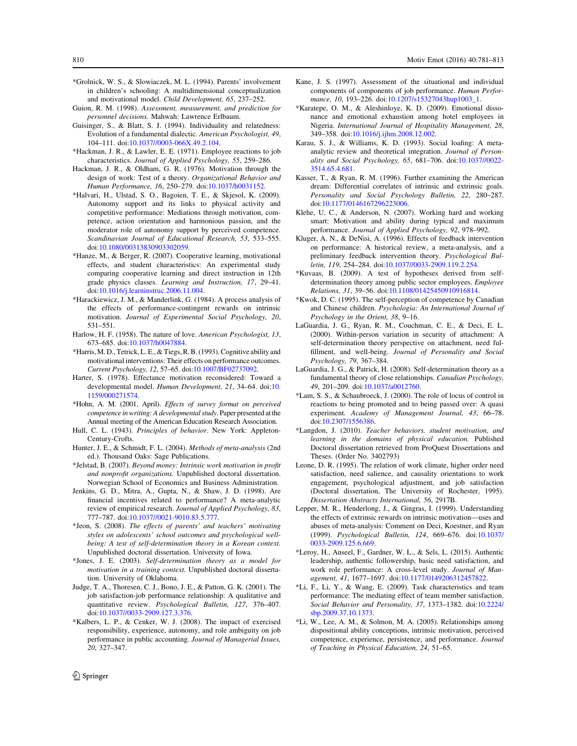*Grolnick, W. S., & Slowiaczek, M. L. (1994). Parents' involvement in children's schooling: A multidimensional conceptualization and motivational model. *Child Development, 65*, 237–252.

Guion, R. M. (1998). *Assessment, measurement, and prediction for personnel decisions*. Mahwah: Lawrence Erlbaum.

Guisinger, S., & Blatt, S. J. (1994). Individuality and relatedness: Evolution of a fundamental dialectic. *American Psychologist, 49*, 104–111. doi:10.1037//0003-066X.49.2.104.

*Hackman, J. R., & Lawler, E. E. (1971). Employee reactions to job characteristics. *Journal of Applied Psychology, 55*, 259–286.

Hackman, J. R., & Oldham, G. R. (1976). Motivation through the design of work: Test of a theory. *Organizational Behavior and Human Performance, 16*, 250–279. doi:10.1037/h0031152.

*Halvari, H., Ulstad, S. O., Bagoien, T. E., & Skjesol, K. (2009). Autonomy support and its links to physical activity and competitive performance: Mediations through motivation, competence, action orientation and harmonious passion, and the moderator role of autonomy support by perceived competence. *Scandinavian Journal of Educational Research, 53*, 533–555. doi:10.1080/00313830903302059.

*Hanze, M., & Berger, R. (2007). Cooperative learning, motivational effects, and student characteristics: An experimental study comparing cooperative learning and direct instruction in 12th grade physics classes. *Learning and Instruction, 17*, 29–41. doi:10.1016/j.learninstruc.2006.11.004.

*Harackiewicz, J. M., & Manderlink, G. (1984). A process analysis of the effects of performance-contingent rewards on intrinsic motivation. *Journal of Experimental Social Psychology, 20*, 531–551.

Harlow, H. F. (1958). The nature of love. *American Psychologist, 13*, 673–685. doi:10.1037/h0047884.

*Harris, M. D., Tetrick, L. E., & Tiegs, R. B. (1993). Cognitive ability and motivational interventions: Their effects on performance outcomes. *Current Psychology, 12*, 57–65. doi:10.1007/BF02737092.

Harter, S. (1978). Effectance motivation reconsidered: Toward a developmental model. *Human Development, 21*, 34–64. doi:10.1159/000271574.

*Hohn, A. M. (2001, April). *Effects of survey format on perceived competence in writing: A developmental study*. Paper presented at the Annual meeting of the American Education Research Association.

Hull, C. L. (1943). *Principles of behavior*. New York: Appleton-Century-Crofts.

Hunter, J. E., & Schmidt, F. L. (2004). *Methods of meta-analysis* (2nd ed.). Thousand Oaks: Sage Publications.

*Jelstad, B. (2007). *Beyond money: Intrinsic work motivation in profit and nonprofit organizations.* Unpublished doctoral dissertation. Norwegian School of Economics and Business Administration.

Jenkins, G. D., Mitra, A., Gupta, N., & Shaw, J. D. (1998). Are financial incentives related to performance? A meta-analytic review of empirical research. *Journal of Applied Psychology, 83*, 777–787. doi:10.1037//0021-9010.83.5.777.

*Jeon, S. (2008). *The effects of parents' and teachers' motivating styles on adolescents' school outcomes and psychological well-being: A test of self-determination theory in a Korean context.* Unpublished doctoral dissertation. University of Iowa.

*Jones, J. E. (2003). *Self-determination theory as a model for motivation in a training context.* Unpublished doctoral dissertation. University of Oklahoma.

Judge, T. A., Thoresen, C. J., Bono, J. E., & Patton, G. K. (2001). The job satisfaction-job performance relationship: A qualitative and quantitative review. *Psychological Bulletin, 127*, 376–407. doi:10.1037//0033-2909.127.3.376.

*Kalbers, L. P., & Cenker, W. J. (2008). The impact of exercised responsibility, experience, autonomy, and role ambiguity on job performance in public accounting. *Journal of Managerial Issues, 20*, 327–347.

Kane, J. S. (1997). Assessment of the situational and individual components of components of job performance. *Human Performance, 10*, 193–226. doi:10.1207/s15327043hup1003_1.

*Karatepe, O. M., & Aleshinloye, K. D. (2009). Emotional dissonance and emotional exhaustion among hotel employees in Nigeria. *International Journal of Hospitality Management, 28*, 349–358. doi:10.1016/j.ijhm.2008.12.002.

Karau, S. J., & Williams, K. D. (1993). Social loafing: A meta-analytic review and theoretical integration. *Journal of Personality and Social Psychology, 65*, 681–706. doi:10.1037//0022-3514.65.4.681.

Kasser, T., & Ryan, R. M. (1996). Further examining the American dream: Differential correlates of intrinsic and extrinsic goals. *Personality and Social Psychology Bulletin, 22*, 280–287. doi:10.1177/0146167296223006.

Klehe, U. C., & Anderson, N. (2007). Working hard and working smart: Motivation and ability during typical and maximum performance. *Journal of Applied Psychology, 92*, 978–992.

Kluger, A. N., & DeNisi, A. (1996). Effects of feedback intervention on performance: A historical review, a meta-analysis, and a preliminary feedback intervention theory. *Psychological Bulletin, 119*, 254–284. doi:10.1037//0033-2909.119.2.254.

*Kuvaas, B. (2009). A test of hypotheses derived from self-determination theory among public sector employees. *Employee Relations, 31*, 39–56. doi:10.1108/01425450910916814.

*Kwok, D. C. (1995). The self-perception of competence by Canadian and Chinese children. *Psychologia: An International Journal of Psychology in the Orient, 38*, 9–16.

LaGuardia, J. G., Ryan, R. M., Couchman, C. E., & Deci, E. L. (2000). Within-person variation in security of attachment: A self-determination theory perspective on attachment, need fulfillment, and well-being. *Journal of Personality and Social Psychology, 79*, 367–384.

LaGuardia, J. G., & Patrick, H. (2008). Self-determination theory as a fundamental theory of close relationships. *Canadian Psychology, 49*, 201–209. doi:10.1037/a0012760.

*Lam, S. S., & Schaubroeck, J. (2000). The role of locus of control in reactions to being promoted and to being passed over: A quasi experiment. *Academy of Management Journal, 43*, 66–78. doi:10.2307/1556386.

*Langdon, J. (2010). *Teacher behaviors, student motivation, and learning in the domains of physical education.* Published Doctoral dissertation retrieved from ProQuest Dissertations and Theses. (Order No. 3402793)

Leone, D. R. (1995). The relation of work climate, higher order need satisfaction, need salience, and causality orientations to work engagement, psychological adjustment, and job satisfaction (Doctoral dissertation, The University of Rochester, 1995). *Dissertation Abstracts International, 56*, 2917B.

Lepper, M. R., Henderlong, J., & Gingras, I. (1999). Understanding the effects of extrinsic rewards on intrinsic motivation—uses and abuses of meta-analysis: Comment on Deci, Koestner, and Ryan (1999). *Psychological Bulletin, 124*, 669–676. doi:10.1037/0033-2909.125.6.669.

*Leroy, H., Anseel, F., Gardner, W. L., & Sels, L. (2015). Authentic leadership, authentic followership, basic need satisfaction, and work role performance: A cross-level study. *Journal of Management, 41*, 1677–1697. doi:10.1177/0149206312457822.

*Li, F., Li, Y., & Wang, E. (2009). Task characteristics and team performance: The mediating effect of team member satisfaction. *Social Behavior and Personality, 37*, 1373–1382. doi:10.2224/sbp.2009.37.10.1373.

*Li, W., Lee, A. M., & Solmon, M. A. (2005). Relationships among dispositional ability conceptions, intrinsic motivation, perceived competence, experience, persistence, and performance. *Journal of Teaching in Physical Education, 24*, 51–65.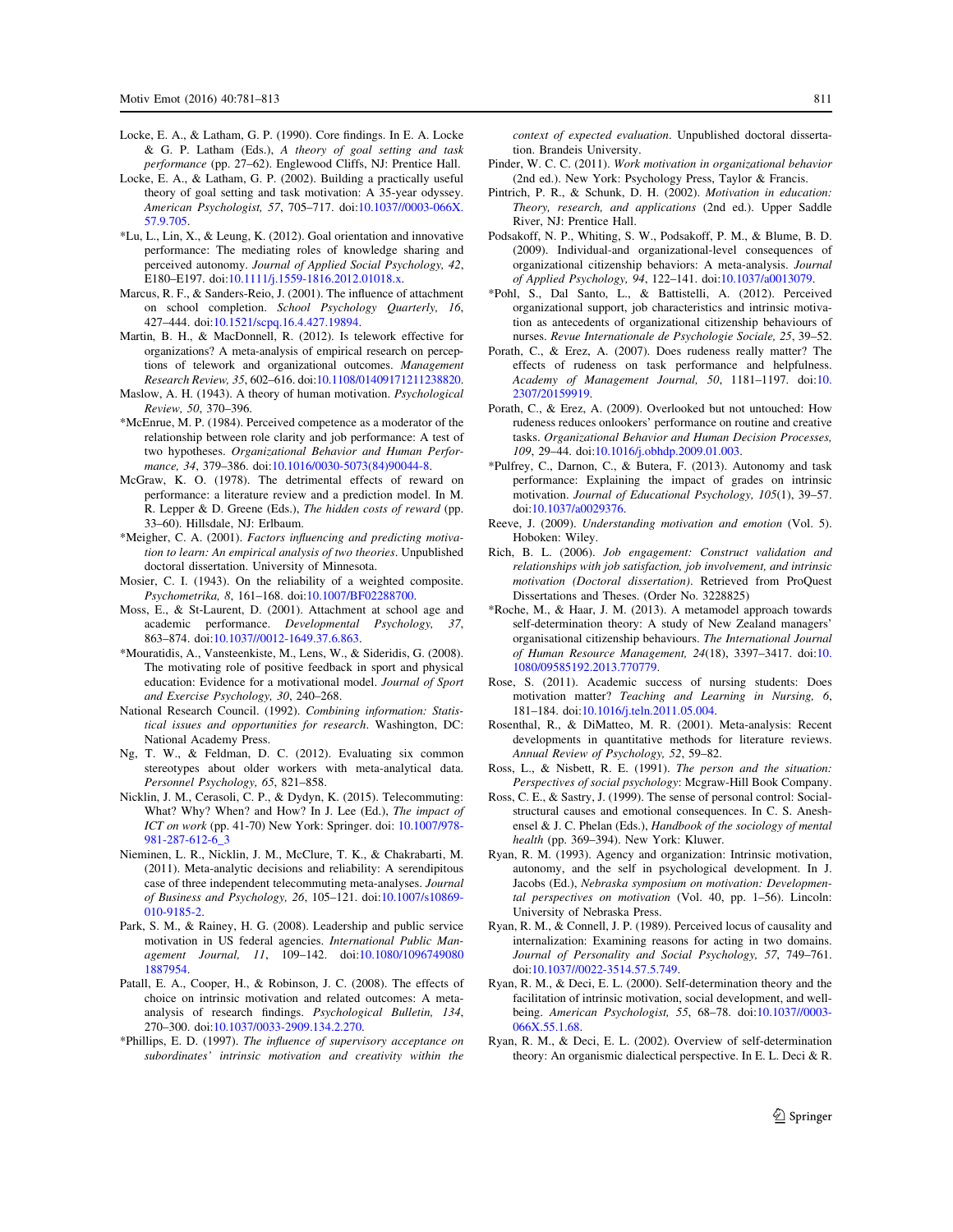Locke, E. A., & Latham, G. P. (1990). Core findings. In E. A. Locke & G. P. Latham (Eds.), *A theory of goal setting and task performance* (pp. 27–62). Englewood Cliffs, NJ: Prentice Hall.

Locke, E. A., & Latham, G. P. (2002). Building a practically useful theory of goal setting and task motivation: A 35-year odyssey. *American Psychologist, 57*, 705–717. doi:10.1037//0003-066X.57.9.705.

*Lu, L., Lin, X., & Leung, K. (2012). Goal orientation and innovative performance: The mediating roles of knowledge sharing and perceived autonomy. *Journal of Applied Social Psychology, 42*, E180–E197. doi:10.1111/j.1559-1816.2012.01018.x.

Marcus, R. F., & Sanders-Reio, J. (2001). The influence of attachment on school completion. *School Psychology Quarterly, 16*, 427–444. doi:10.1521/scpq.16.4.427.19894.

Martin, B. H., & MacDonnell, R. (2012). Is telework effective for organizations? A meta-analysis of empirical research on perceptions of telework and organizational outcomes. *Management Research Review, 35*, 602–616. doi:10.1108/01409171211238820.

Maslow, A. H. (1943). A theory of human motivation. *Psychological Review, 50*, 370–396.

*McEnrue, M. P. (1984). Perceived competence as a moderator of the relationship between role clarity and job performance: A test of two hypotheses. *Organizational Behavior and Human Performance, 34*, 379–386. doi:10.1016/0030-5073(84)90044-8.

McGraw, K. O. (1978). The detrimental effects of reward on performance: a literature review and a prediction model. In M. R. Lepper & D. Greene (Eds.), *The hidden costs of reward* (pp. 33–60). Hillsdale, NJ: Erlbaum.

*Meigher, C. A. (2001). *Factors influencing and predicting motivation to learn: An empirical analysis of two theories*. Unpublished doctoral dissertation. University of Minnesota.

Mosier, C. I. (1943). On the reliability of a weighted composite. *Psychometrika, 8*, 161–168. doi:10.1007/BF02288700.

Moss, E., & St-Laurent, D. (2001). Attachment at school age and academic performance. *Developmental Psychology, 37*, 863–874. doi:10.1037//0012-1649.37.6.863.

*Mouratidis, A., Vansteenkiste, M., Lens, W., & Sideridis, G. (2008). The motivating role of positive feedback in sport and physical education: Evidence for a motivational model. *Journal of Sport and Exercise Psychology, 30*, 240–268.

National Research Council. (1992). *Combining information: Statistical issues and opportunities for research*. Washington, DC: National Academy Press.

Ng, T. W., & Feldman, D. C. (2012). Evaluating six common stereotypes about older workers with meta-analytical data. *Personnel Psychology, 65*, 821–858.

Nicklin, J. M., Cerasoli, C. P., & Dydyn, K. (2015). Telecommuting: What? Why? When? and How? In J. Lee (Ed.), *The impact of ICT on work* (pp. 41-70) New York: Springer. doi: 10.1007/978-981-287-612-6_3

Nieminen, L. R., Nicklin, J. M., McClure, T. K., & Chakrabarti, M. (2011). Meta-analytic decisions and reliability: A serendipitous case of three independent telecommuting meta-analyses. *Journal of Business and Psychology, 26*, 105–121. doi:10.1007/s10869-010-9185-2.

Park, S. M., & Rainey, H. G. (2008). Leadership and public service motivation in US federal agencies. *International Public Management Journal, 11*, 109–142. doi:10.1080/10967490801887954.

Patall, E. A., Cooper, H., & Robinson, J. C. (2008). The effects of choice on intrinsic motivation and related outcomes: A meta-analysis of research findings. *Psychological Bulletin, 134*, 270–300. doi:10.1037/0033-2909.134.2.270.

*Phillips, E. D. (1997). *The influence of supervisory acceptance on subordinates' intrinsic motivation and creativity within the context of expected evaluation*. Unpublished doctoral dissertation. Brandeis University.

Pinder, W. C. C. (2011). *Work motivation in organizational behavior* (2nd ed.). New York: Psychology Press, Taylor & Francis.

Pintrich, P. R., & Schunk, D. H. (2002). *Motivation in education: Theory, research, and applications* (2nd ed.). Upper Saddle River, NJ: Prentice Hall.

Podsakoff, N. P., Whiting, S. W., Podsakoff, P. M., & Blume, B. D. (2009). Individual-and organizational-level consequences of organizational citizenship behaviors: A meta-analysis. *Journal of Applied Psychology, 94*, 122–141. doi:10.1037/a0013079.

*Pohl, S., Dal Santo, L., & Battistelli, A. (2012). Perceived organizational support, job characteristics and intrinsic motivation as antecedents of organizational citizenship behaviours of nurses. *Revue Internationale de Psychologie Sociale, 25*, 39–52.

Porath, C., & Erez, A. (2007). Does rudeness really matter? The effects of rudeness on task performance and helpfulness. *Academy of Management Journal, 50*, 1181–1197. doi:10.2307/20159919.

Porath, C., & Erez, A. (2009). Overlooked but not untouched: How rudeness reduces onlookers' performance on routine and creative tasks. *Organizational Behavior and Human Decision Processes, 109*, 29–44. doi:10.1016/j.obhdp.2009.01.003.

*Pulfrey, C., Darnon, C., & Butera, F. (2013). Autonomy and task performance: Explaining the impact of grades on intrinsic motivation. *Journal of Educational Psychology, 105*(1), 39–57. doi:10.1037/a0029376.

Reeve, J. (2009). *Understanding motivation and emotion* (Vol. 5). Hoboken: Wiley.

Rich, B. L. (2006). *Job engagement: Construct validation and relationships with job satisfaction, job involvement, and intrinsic motivation (Doctoral dissertation)*. Retrieved from ProQuest Dissertations and Theses. (Order No. 3228825)

*Roche, M., & Haar, J. M. (2013). A metamodel approach towards self-determination theory: A study of New Zealand managers' organisational citizenship behaviours. *The International Journal of Human Resource Management, 24*(18), 3397–3417. doi:10.1080/09585192.2013.770779.

Rose, S. (2011). Academic success of nursing students: Does motivation matter? *Teaching and Learning in Nursing, 6*, 181–184. doi:10.1016/j.teln.2011.05.004.

Rosenthal, R., & DiMatteo, M. R. (2001). Meta-analysis: Recent developments in quantitative methods for literature reviews. *Annual Review of Psychology, 52*, 59–82.

Ross, L., & Nisbett, R. E. (1991). *The person and the situation: Perspectives of social psychology*: Mcgraw-Hill Book Company.

Ross, C. E., & Sastry, J. (1999). The sense of personal control: Social-structural causes and emotional consequences. In C. S. Aneshensel & J. C. Phelan (Eds.), *Handbook of the sociology of mental health* (pp. 369–394). New York: Kluwer.

Ryan, R. M. (1993). Agency and organization: Intrinsic motivation, autonomy, and the self in psychological development. In J. Jacobs (Ed.), *Nebraska symposium on motivation: Developmental perspectives on motivation* (Vol. 40, pp. 1–56). Lincoln: University of Nebraska Press.

Ryan, R. M., & Connell, J. P. (1989). Perceived locus of causality and internalization: Examining reasons for acting in two domains. *Journal of Personality and Social Psychology, 57*, 749–761. doi:10.1037//0022-3514.57.5.749.

Ryan, R. M., & Deci, E. L. (2000). Self-determination theory and the facilitation of intrinsic motivation, social development, and well-being. *American Psychologist, 55*, 68–78. doi:10.1037//0003-066X.55.1.68.

Ryan, R. M., & Deci, E. L. (2002). Overview of self-determination theory: An organismic dialectical perspective. In E. L. Deci & R.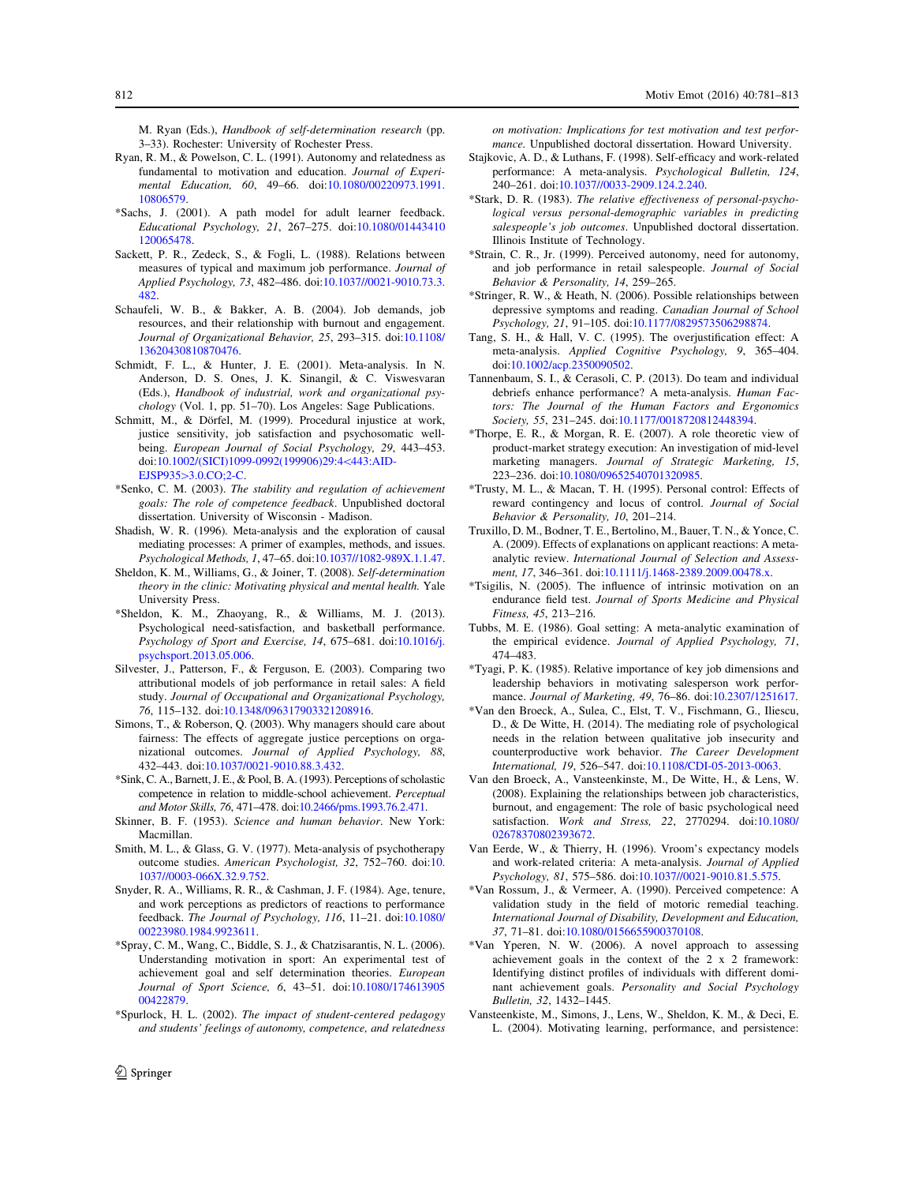M. Ryan (Eds.), *Handbook of self-determination research* (pp. 3–33). Rochester: University of Rochester Press.

Ryan, R. M., & Powelson, C. L. (1991). Autonomy and relatedness as fundamental to motivation and education. *Journal of Experimental Education, 60*, 49–66. doi:10.1080/00220973.1991.10806579.

*Sachs, J. (2001). A path model for adult learner feedback. *Educational Psychology, 21*, 267–275. doi:10.1080/01443410120065478.

Sackett, P. R., Zedeck, S., & Fogli, L. (1988). Relations between measures of typical and maximum job performance. *Journal of Applied Psychology, 73*, 482–486. doi:10.1037//0021-9010.73.3.482.

Schaufeli, W. B., & Bakker, A. B. (2004). Job demands, job resources, and their relationship with burnout and engagement. *Journal of Organizational Behavior, 25*, 293–315. doi:10.1108/13620430810870476.

Schmidt, F. L., & Hunter, J. E. (2001). Meta-analysis. In N. Anderson, D. S. Ones, J. K. Sinangil, & C. Viswesvaran (Eds.), *Handbook of industrial, work and organizational psychology* (Vol. 1, pp. 51–70). Los Angeles: Sage Publications.

Schmitt, M., & Dörfel, M. (1999). Procedural injustice at work, justice sensitivity, job satisfaction and psychosomatic well-being. *European Journal of Social Psychology, 29*, 443–453. doi:10.1002/(SICI)1099-0992(199906)29:4<443:AID-EJSP935>3.0.CO;2-C.

*Senko, C. M. (2003). *The stability and regulation of achievement goals: The role of competence feedback*. Unpublished doctoral dissertation. University of Wisconsin - Madison.

Shadish, W. R. (1996). Meta-analysis and the exploration of causal mediating processes: A primer of examples, methods, and issues. *Psychological Methods, 1*, 47–65. doi:10.1037//1082-989X.1.1.47.

Sheldon, K. M., Williams, G., & Joiner, T. (2008). *Self-determination theory in the clinic: Motivating physical and mental health*. Yale University Press.

*Sheldon, K. M., Zhaoyang, R., & Williams, M. J. (2013). Psychological need-satisfaction, and basketball performance. *Psychology of Sport and Exercise, 14*, 675–681. doi:10.1016/j.psychsport.2013.05.006.

Silvester, J., Patterson, F., & Ferguson, E. (2003). Comparing two attributional models of job performance in retail sales: A field study. *Journal of Occupational and Organizational Psychology, 76*, 115–132. doi:10.1348/096317903321208916.

Simons, T., & Roberson, Q. (2003). Why managers should care about fairness: The effects of aggregate justice perceptions on organizational outcomes. *Journal of Applied Psychology, 88*, 432–443. doi:10.1037/0021-9010.88.3.432.

*Sink, C. A., Barnett, J. E., & Pool, B. A. (1993). Perceptions of scholastic competence in relation to middle-school achievement. *Perceptual and Motor Skills, 76*, 471–478. doi:10.2466/pms.1993.76.2.471.

Skinner, B. F. (1953). *Science and human behavior*. New York: Macmillan.

Smith, M. L., & Glass, G. V. (1977). Meta-analysis of psychotherapy outcome studies. *American Psychologist, 32*, 752–760. doi:10.1037//0003-066X.32.9.752.

Snyder, R. A., Williams, R. R., & Cashman, J. F. (1984). Age, tenure, and work perceptions as predictors of reactions to performance feedback. *The Journal of Psychology, 116*, 11–21. doi:10.1080/00223980.1984.9923611.

*Spray, C. M., Wang, C., Biddle, S. J., & Chatzisarantis, N. L. (2006). Understanding motivation in sport: An experimental test of achievement goal and self determination theories. *European Journal of Sport Science, 6*, 43–51. doi:10.1080/17461390500422879.

*Spurlock, H. L. (2002). *The impact of student-centered pedagogy and students' feelings of autonomy, competence, and relatedness on motivation: Implications for test motivation and test performance*. Unpublished doctoral dissertation. Howard University.

Stajkovic, A. D., & Luthans, F. (1998). Self-efficacy and work-related performance: A meta-analysis. *Psychological Bulletin, 124*, 240–261. doi:10.1037//0033-2909.124.2.240.

*Stark, D. R. (1983). *The relative effectiveness of personal-psychological versus personal-demographic variables in predicting salespeople's job outcomes*. Unpublished doctoral dissertation. Illinois Institute of Technology.

*Strain, C. R., Jr. (1999). Perceived autonomy, need for autonomy, and job performance in retail salespeople. *Journal of Social Behavior & Personality, 14*, 259–265.

*Stringer, R. W., & Heath, N. (2006). Possible relationships between depressive symptoms and reading. *Canadian Journal of School Psychology, 21*, 91–105. doi:10.1177/0829573506298874.

Tang, S. H., & Hall, V. C. (1995). The overjustification effect: A meta-analysis. *Applied Cognitive Psychology, 9*, 365–404. doi:10.1002/acp.2350090502.

Tannenbaum, S. I., & Cerasoli, C. P. (2013). Do team and individual debriefs enhance performance? A meta-analysis. *Human Factors: The Journal of the Human Factors and Ergonomics Society, 55*, 231–245. doi:10.1177/0018720812448394.

*Thorpe, E. R., & Morgan, R. E. (2007). A role theoretic view of product-market strategy execution: An investigation of mid-level marketing managers. *Journal of Strategic Marketing, 15*, 223–236. doi:10.1080/09652540701320985.

*Trusty, M. L., & Macan, T. H. (1995). Personal control: Effects of reward contingency and locus of control. *Journal of Social Behavior & Personality, 10*, 201–214.

Truxillo, D. M., Bodner, T. E., Bertolino, M., Bauer, T. N., & Yonce, C. A. (2009). Effects of explanations on applicant reactions: A meta-analytic review. *International Journal of Selection and Assessment, 17*, 346–361. doi:10.1111/j.1468-2389.2009.00478.x.

*Tsigilis, N. (2005). The influence of intrinsic motivation on an endurance field test. *Journal of Sports Medicine and Physical Fitness, 45*, 213–216.

Tubbs, M. E. (1986). Goal setting: A meta-analytic examination of the empirical evidence. *Journal of Applied Psychology, 71*, 474–483.

*Tyagi, P. K. (1985). Relative importance of key job dimensions and leadership behaviors in motivating salesperson work performance. *Journal of Marketing, 49*, 76–86. doi:10.2307/1251617.

*Van den Broeck, A., Sulea, C., Elst, T. V., Fischmann, G., Iliescu, D., & De Witte, H. (2014). The mediating role of psychological needs in the relation between qualitative job insecurity and counterproductive work behavior. *The Career Development International, 19*, 526–547. doi:10.1108/CDI-05-2013-0063.

Van den Broeck, A., Vansteenkinste, M., De Witte, H., & Lens, W. (2008). Explaining the relationships between job characteristics, burnout, and engagement: The role of basic psychological need satisfaction. *Work and Stress, 22*, 2770294. doi:10.1080/02678370802393672.

Van Eerde, W., & Thierry, H. (1996). Vroom's expectancy models and work-related criteria: A meta-analysis. *Journal of Applied Psychology, 81*, 575–586. doi:10.1037//0021-9010.81.5.575.

*Van Rossum, J., & Vermeer, A. (1990). Perceived competence: A validation study in the field of motoric remedial teaching. *International Journal of Disability, Development and Education, 37*, 71–81. doi:10.1080/0156655900370108.

*Van Yperen, N. W. (2006). A novel approach to assessing achievement goals in the context of the 2 x 2 framework: Identifying distinct profiles of individuals with different dominant achievement goals. *Personality and Social Psychology Bulletin, 32*, 1432–1445.

Vansteenkiste, M., Simons, J., Lens, W., Sheldon, K. M., & Deci, E. L. (2004). Motivating learning, performance, and persistence: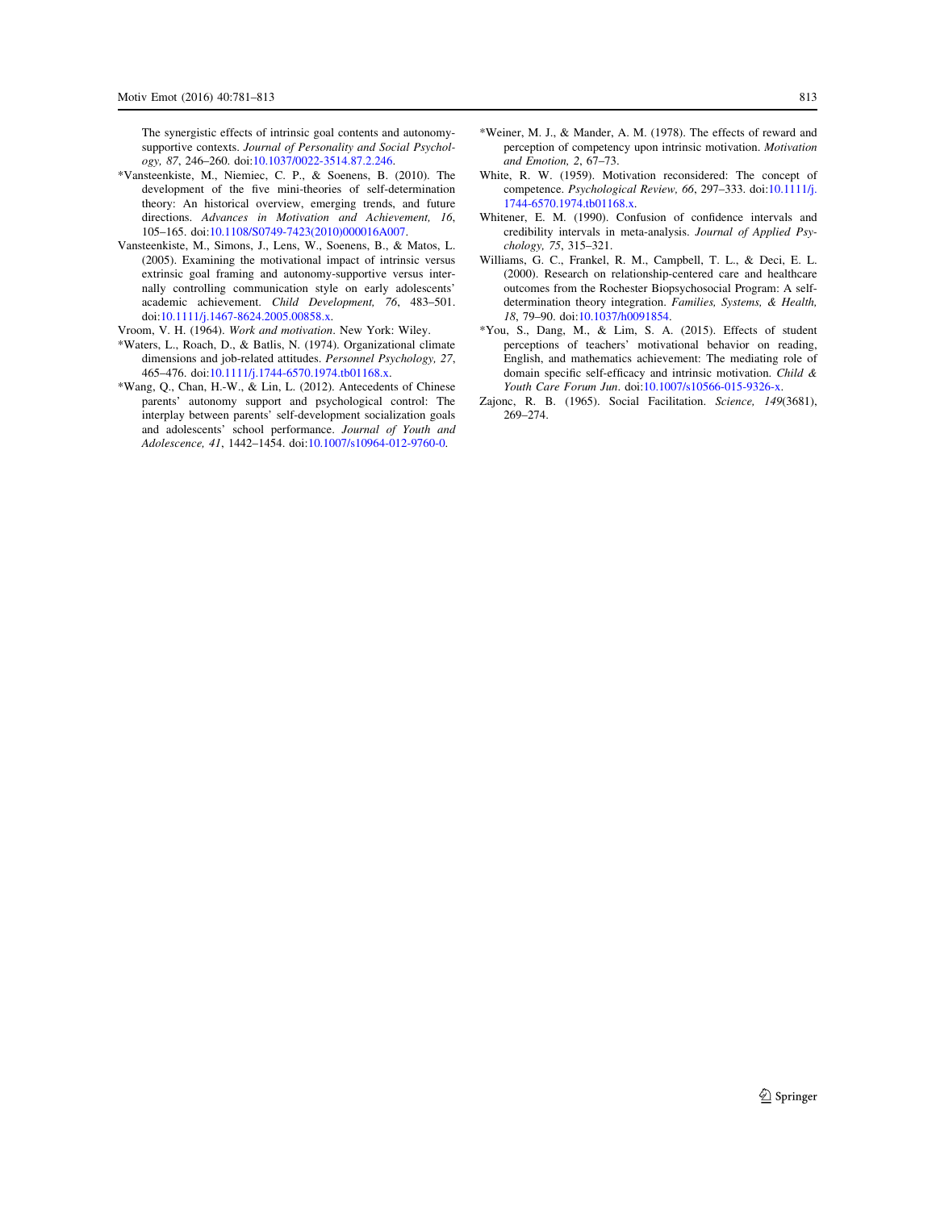The synergistic effects of intrinsic goal contents and autonomy-supportive contexts. *Journal of Personality and Social Psychology, 87*, 246–260. doi:10.1037/0022-3514.87.2.246.

*Vansteenkiste, M., Niemiec, C. P., & Soenens, B. (2010). The development of the five mini-theories of self-determination theory: An historical overview, emerging trends, and future directions. *Advances in Motivation and Achievement, 16*, 105–165. doi:10.1108/S0749-7423(2010)000016A007.

Vansteenkiste, M., Simons, J., Lens, W., Soenens, B., & Matos, L. (2005). Examining the motivational impact of intrinsic versus extrinsic goal framing and autonomy-supportive versus internally controlling communication style on early adolescents' academic achievement. *Child Development, 76*, 483–501. doi:10.1111/j.1467-8624.2005.00858.x.

Vroom, V. H. (1964). *Work and motivation*. New York: Wiley.

*Waters, L., Roach, D., & Batlis, N. (1974). Organizational climate dimensions and job-related attitudes. *Personnel Psychology, 27*, 465–476. doi:10.1111/j.1744-6570.1974.tb01168.x.

*Wang, Q., Chan, H.-W., & Lin, L. (2012). Antecedents of Chinese parents' autonomy support and psychological control: The interplay between parents' self-development socialization goals and adolescents' school performance. *Journal of Youth and Adolescence, 41*, 1442–1454. doi:10.1007/s10964-012-9760-0.

*Weiner, M. J., & Mander, A. M. (1978). The effects of reward and perception of competency upon intrinsic motivation. *Motivation and Emotion, 2*, 67–73.

White, R. W. (1959). Motivation reconsidered: The concept of competence. *Psychological Review, 66*, 297–333. doi:10.1111/j.1744-6570.1974.tb01168.x.

Whitener, E. M. (1990). Confusion of confidence intervals and credibility intervals in meta-analysis. *Journal of Applied Psychology, 75*, 315–321.

Williams, G. C., Frankel, R. M., Campbell, T. L., & Deci, E. L. (2000). Research on relationship-centered care and healthcare outcomes from the Rochester Biopsychosocial Program: A self-determination theory integration. *Families, Systems, & Health, 18*, 79–90. doi:10.1037/h0091854.

*You, S., Dang, M., & Lim, S. A. (2015). Effects of student perceptions of teachers' motivational behavior on reading, English, and mathematics achievement: The mediating role of domain specific self-efficacy and intrinsic motivation. *Child & Youth Care Forum Jun*. doi:10.1007/s10566-015-9326-x.

Zajonc, R. B. (1965). Social Facilitation. *Science, 149*(3681), 269–274.